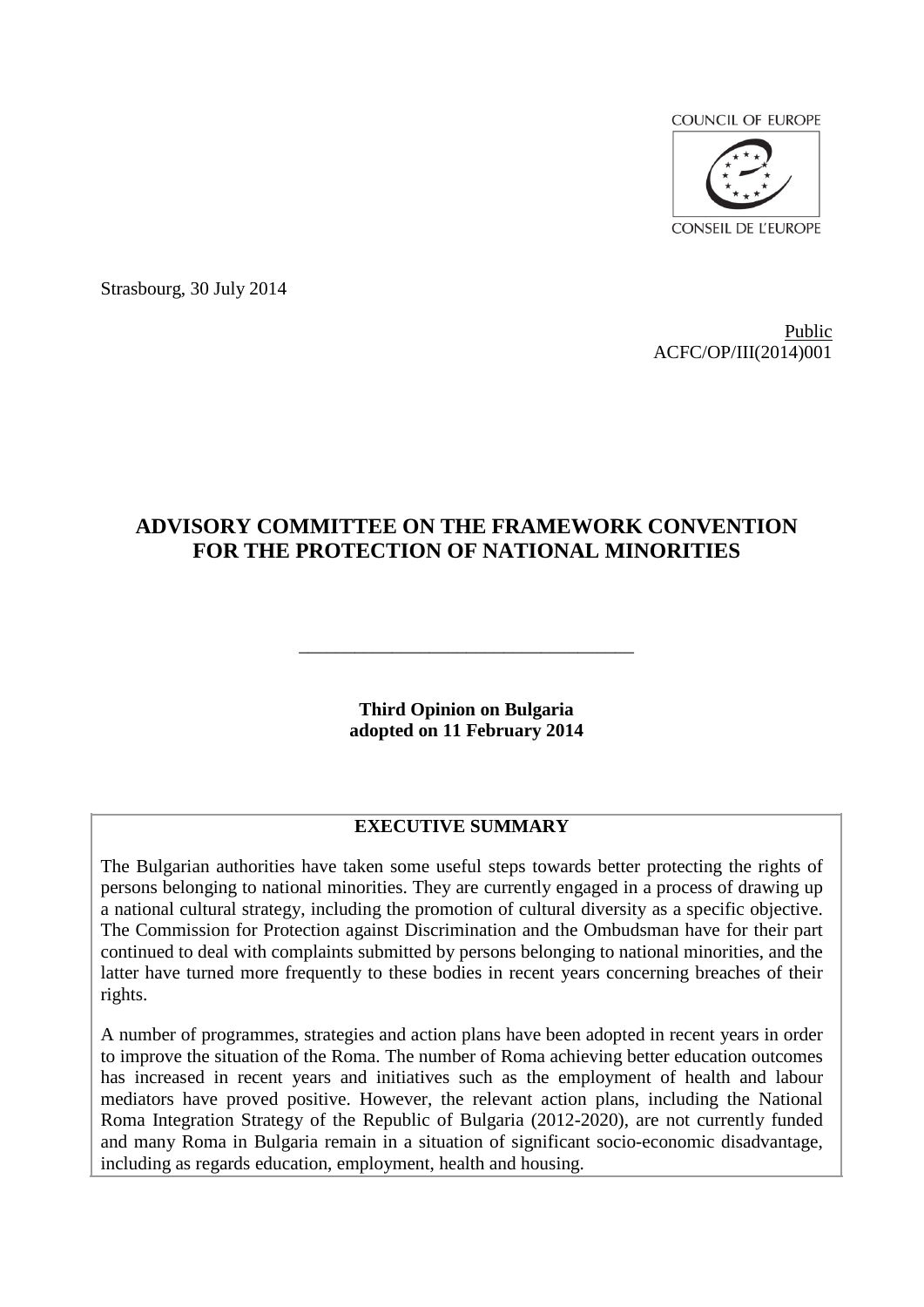COUNCIL OF EUROPE

CONSEIL DE L'EUROPE

Strasbourg, 30 July 2014

Public
ACFC/OP/III(2014)001

# ADVISORY COMMITTEE ON THE FRAMEWORK CONVENTION FOR THE PROTECTION OF NATIONAL MINORITIES

---

**Third Opinion on Bulgaria adopted on 11 February 2014**

## EXECUTIVE SUMMARY

The Bulgarian authorities have taken some useful steps towards better protecting the rights of persons belonging to national minorities. They are currently engaged in a process of drawing up a national cultural strategy, including the promotion of cultural diversity as a specific objective. The Commission for Protection against Discrimination and the Ombudsman have for their part continued to deal with complaints submitted by persons belonging to national minorities, and the latter have turned more frequently to these bodies in recent years concerning breaches of their rights.

A number of programmes, strategies and action plans have been adopted in recent years in order to improve the situation of the Roma. The number of Roma achieving better education outcomes has increased in recent years and initiatives such as the employment of health and labour mediators have proved positive. However, the relevant action plans, including the National Roma Integration Strategy of the Republic of Bulgaria (2012-2020), are not currently funded and many Roma in Bulgaria remain in a situation of significant socio-economic disadvantage, including as regards education, employment, health and housing.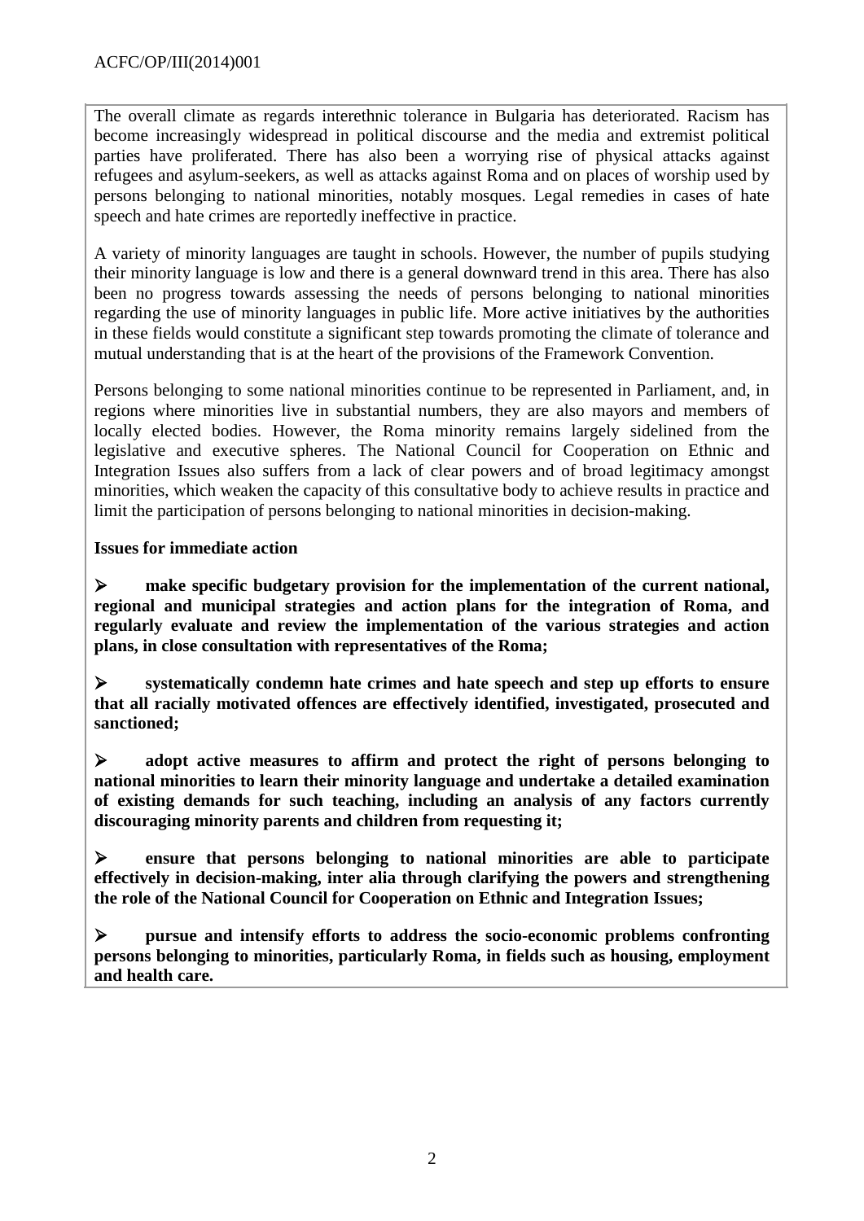The overall climate as regards interethnic tolerance in Bulgaria has deteriorated. Racism has become increasingly widespread in political discourse and the media and extremist political parties have proliferated. There has also been a worrying rise of physical attacks against refugees and asylum-seekers, as well as attacks against Roma and on places of worship used by persons belonging to national minorities, notably mosques. Legal remedies in cases of hate speech and hate crimes are reportedly ineffective in practice.

A variety of minority languages are taught in schools. However, the number of pupils studying their minority language is low and there is a general downward trend in this area. There has also been no progress towards assessing the needs of persons belonging to national minorities regarding the use of minority languages in public life. More active initiatives by the authorities in these fields would constitute a significant step towards promoting the climate of tolerance and mutual understanding that is at the heart of the provisions of the Framework Convention.

Persons belonging to some national minorities continue to be represented in Parliament, and, in regions where minorities live in substantial numbers, they are also mayors and members of locally elected bodies. However, the Roma minority remains largely sidelined from the legislative and executive spheres. The National Council for Cooperation on Ethnic and Integration Issues also suffers from a lack of clear powers and of broad legitimacy amongst minorities, which weaken the capacity of this consultative body to achieve results in practice and limit the participation of persons belonging to national minorities in decision-making.

**Issues for immediate action**

- **make specific budgetary provision for the implementation of the current national, regional and municipal strategies and action plans for the integration of Roma, and regularly evaluate and review the implementation of the various strategies and action plans, in close consultation with representatives of the Roma;**

- **systematically condemn hate crimes and hate speech and step up efforts to ensure that all racially motivated offences are effectively identified, investigated, prosecuted and sanctioned;**

- **adopt active measures to affirm and protect the right of persons belonging to national minorities to learn their minority language and undertake a detailed examination of existing demands for such teaching, including an analysis of any factors currently discouraging minority parents and children from requesting it;**

- **ensure that persons belonging to national minorities are able to participate effectively in decision-making, inter alia through clarifying the powers and strengthening the role of the National Council for Cooperation on Ethnic and Integration Issues;**

- **pursue and intensify efforts to address the socio-economic problems confronting persons belonging to minorities, particularly Roma, in fields such as housing, employment and health care.**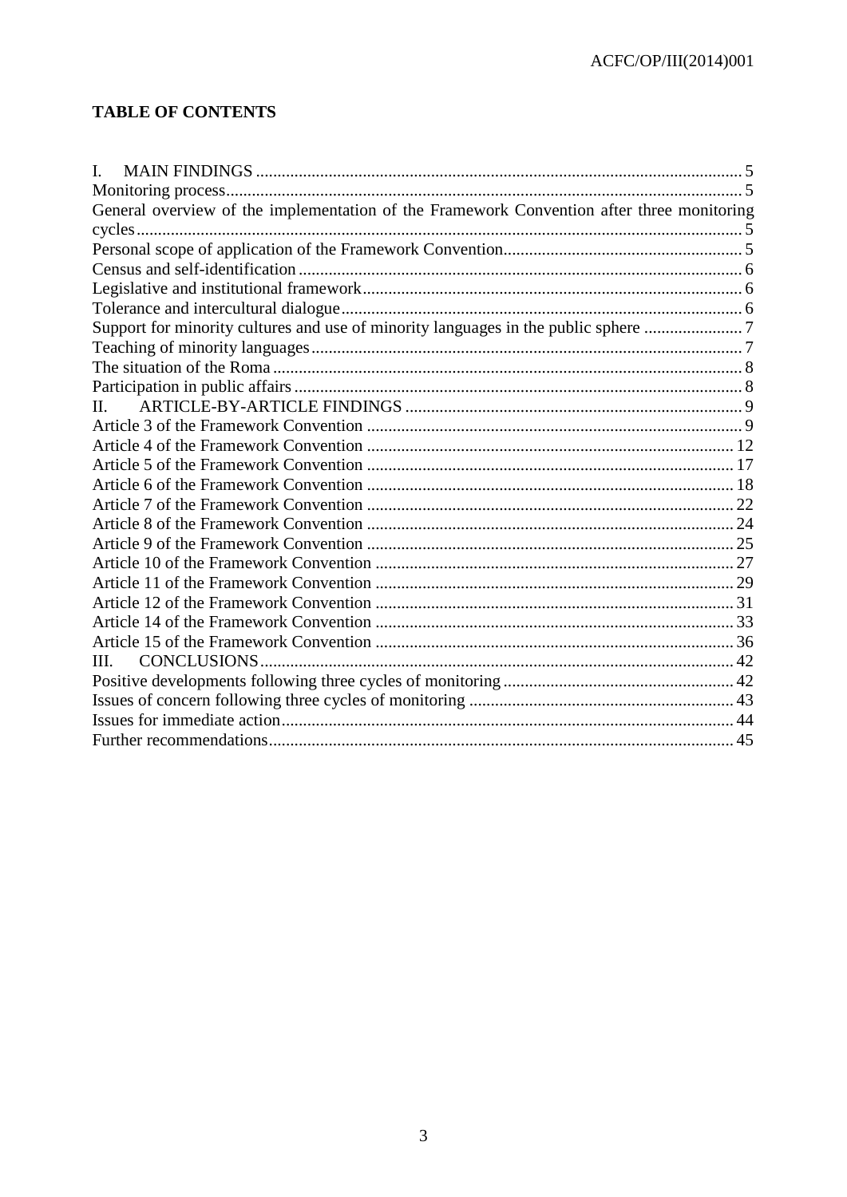**TABLE OF CONTENTS**

I. MAIN FINDINGS ..... 5
Monitoring process ..... 5
General overview of the implementation of the Framework Convention after three monitoring cycles ..... 5
Personal scope of application of the Framework Convention ..... 5
Census and self-identification ..... 6
Legislative and institutional framework ..... 6
Tolerance and intercultural dialogue ..... 6
Support for minority cultures and use of minority languages in the public sphere ..... 7
Teaching of minority languages ..... 7
The situation of the Roma ..... 8
Participation in public affairs ..... 8
II. ARTICLE-BY-ARTICLE FINDINGS ..... 9
Article 3 of the Framework Convention ..... 9
Article 4 of the Framework Convention ..... 12
Article 5 of the Framework Convention ..... 17
Article 6 of the Framework Convention ..... 18
Article 7 of the Framework Convention ..... 22
Article 8 of the Framework Convention ..... 24
Article 9 of the Framework Convention ..... 25
Article 10 of the Framework Convention ..... 27
Article 11 of the Framework Convention ..... 29
Article 12 of the Framework Convention ..... 31
Article 14 of the Framework Convention ..... 33
Article 15 of the Framework Convention ..... 36
III. CONCLUSIONS ..... 42
Positive developments following three cycles of monitoring ..... 42
Issues of concern following three cycles of monitoring ..... 43
Issues for immediate action ..... 44
Further recommendations ..... 45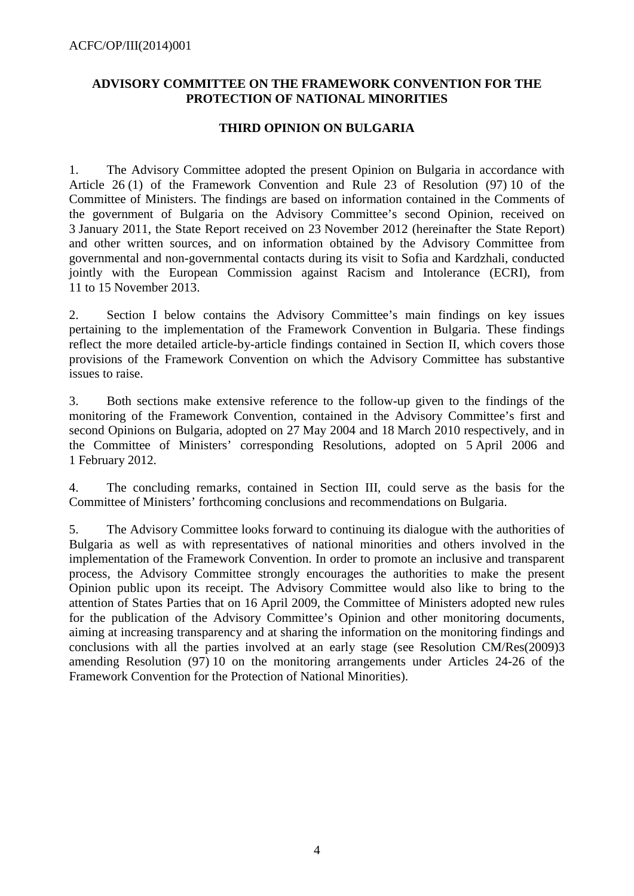**ADVISORY COMMITTEE ON THE FRAMEWORK CONVENTION FOR THE PROTECTION OF NATIONAL MINORITIES**

**THIRD OPINION ON BULGARIA**

1. The Advisory Committee adopted the present Opinion on Bulgaria in accordance with Article 26 (1) of the Framework Convention and Rule 23 of Resolution (97) 10 of the Committee of Ministers. The findings are based on information contained in the Comments of the government of Bulgaria on the Advisory Committee's second Opinion, received on 3 January 2011, the State Report received on 23 November 2012 (hereinafter the State Report) and other written sources, and on information obtained by the Advisory Committee from governmental and non-governmental contacts during its visit to Sofia and Kardzhali, conducted jointly with the European Commission against Racism and Intolerance (ECRI), from 11 to 15 November 2013.

2. Section I below contains the Advisory Committee's main findings on key issues pertaining to the implementation of the Framework Convention in Bulgaria. These findings reflect the more detailed article-by-article findings contained in Section II, which covers those provisions of the Framework Convention on which the Advisory Committee has substantive issues to raise.

3. Both sections make extensive reference to the follow-up given to the findings of the monitoring of the Framework Convention, contained in the Advisory Committee's first and second Opinions on Bulgaria, adopted on 27 May 2004 and 18 March 2010 respectively, and in the Committee of Ministers' corresponding Resolutions, adopted on 5 April 2006 and 1 February 2012.

4. The concluding remarks, contained in Section III, could serve as the basis for the Committee of Ministers' forthcoming conclusions and recommendations on Bulgaria.

5. The Advisory Committee looks forward to continuing its dialogue with the authorities of Bulgaria as well as with representatives of national minorities and others involved in the implementation of the Framework Convention. In order to promote an inclusive and transparent process, the Advisory Committee strongly encourages the authorities to make the present Opinion public upon its receipt. The Advisory Committee would also like to bring to the attention of States Parties that on 16 April 2009, the Committee of Ministers adopted new rules for the publication of the Advisory Committee's Opinion and other monitoring documents, aiming at increasing transparency and at sharing the information on the monitoring findings and conclusions with all the parties involved at an early stage (see Resolution CM/Res(2009)3 amending Resolution (97) 10 on the monitoring arrangements under Articles 24-26 of the Framework Convention for the Protection of National Minorities).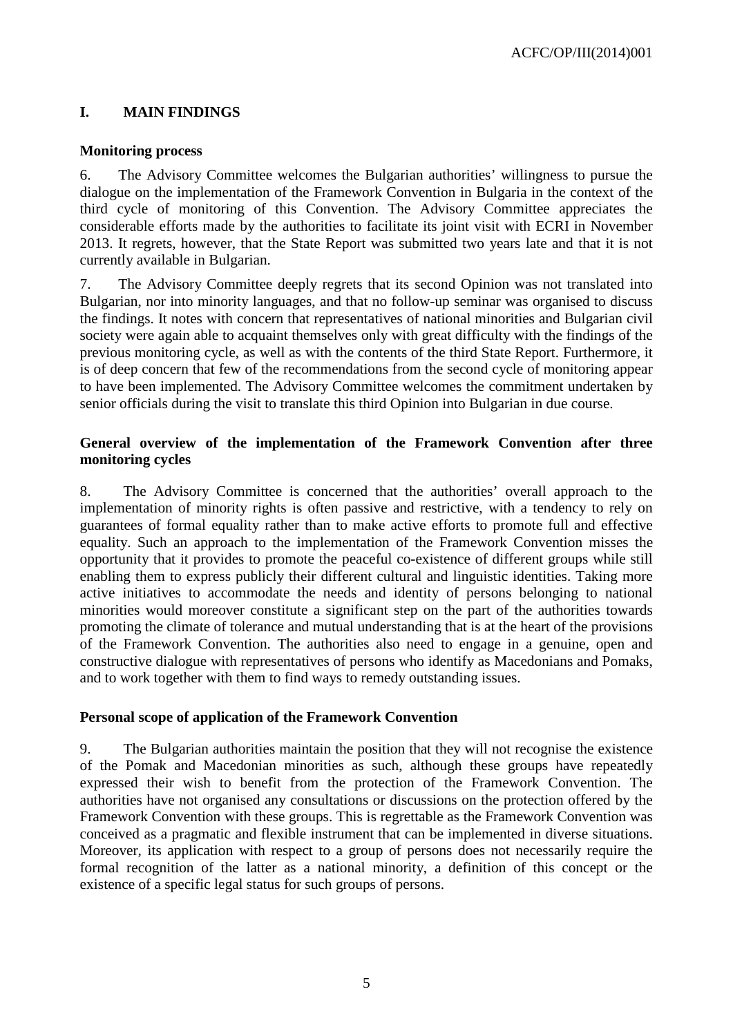# I. MAIN FINDINGS

## Monitoring process

6. The Advisory Committee welcomes the Bulgarian authorities' willingness to pursue the dialogue on the implementation of the Framework Convention in Bulgaria in the context of the third cycle of monitoring of this Convention. The Advisory Committee appreciates the considerable efforts made by the authorities to facilitate its joint visit with ECRI in November 2013. It regrets, however, that the State Report was submitted two years late and that it is not currently available in Bulgarian.

7. The Advisory Committee deeply regrets that its second Opinion was not translated into Bulgarian, nor into minority languages, and that no follow-up seminar was organised to discuss the findings. It notes with concern that representatives of national minorities and Bulgarian civil society were again able to acquaint themselves only with great difficulty with the findings of the previous monitoring cycle, as well as with the contents of the third State Report. Furthermore, it is of deep concern that few of the recommendations from the second cycle of monitoring appear to have been implemented. The Advisory Committee welcomes the commitment undertaken by senior officials during the visit to translate this third Opinion into Bulgarian in due course.

## General overview of the implementation of the Framework Convention after three monitoring cycles

8. The Advisory Committee is concerned that the authorities' overall approach to the implementation of minority rights is often passive and restrictive, with a tendency to rely on guarantees of formal equality rather than to make active efforts to promote full and effective equality. Such an approach to the implementation of the Framework Convention misses the opportunity that it provides to promote the peaceful co-existence of different groups while still enabling them to express publicly their different cultural and linguistic identities. Taking more active initiatives to accommodate the needs and identity of persons belonging to national minorities would moreover constitute a significant step on the part of the authorities towards promoting the climate of tolerance and mutual understanding that is at the heart of the provisions of the Framework Convention. The authorities also need to engage in a genuine, open and constructive dialogue with representatives of persons who identify as Macedonians and Pomaks, and to work together with them to find ways to remedy outstanding issues.

## Personal scope of application of the Framework Convention

9. The Bulgarian authorities maintain the position that they will not recognise the existence of the Pomak and Macedonian minorities as such, although these groups have repeatedly expressed their wish to benefit from the protection of the Framework Convention. The authorities have not organised any consultations or discussions on the protection offered by the Framework Convention with these groups. This is regrettable as the Framework Convention was conceived as a pragmatic and flexible instrument that can be implemented in diverse situations. Moreover, its application with respect to a group of persons does not necessarily require the formal recognition of the latter as a national minority, a definition of this concept or the existence of a specific legal status for such groups of persons.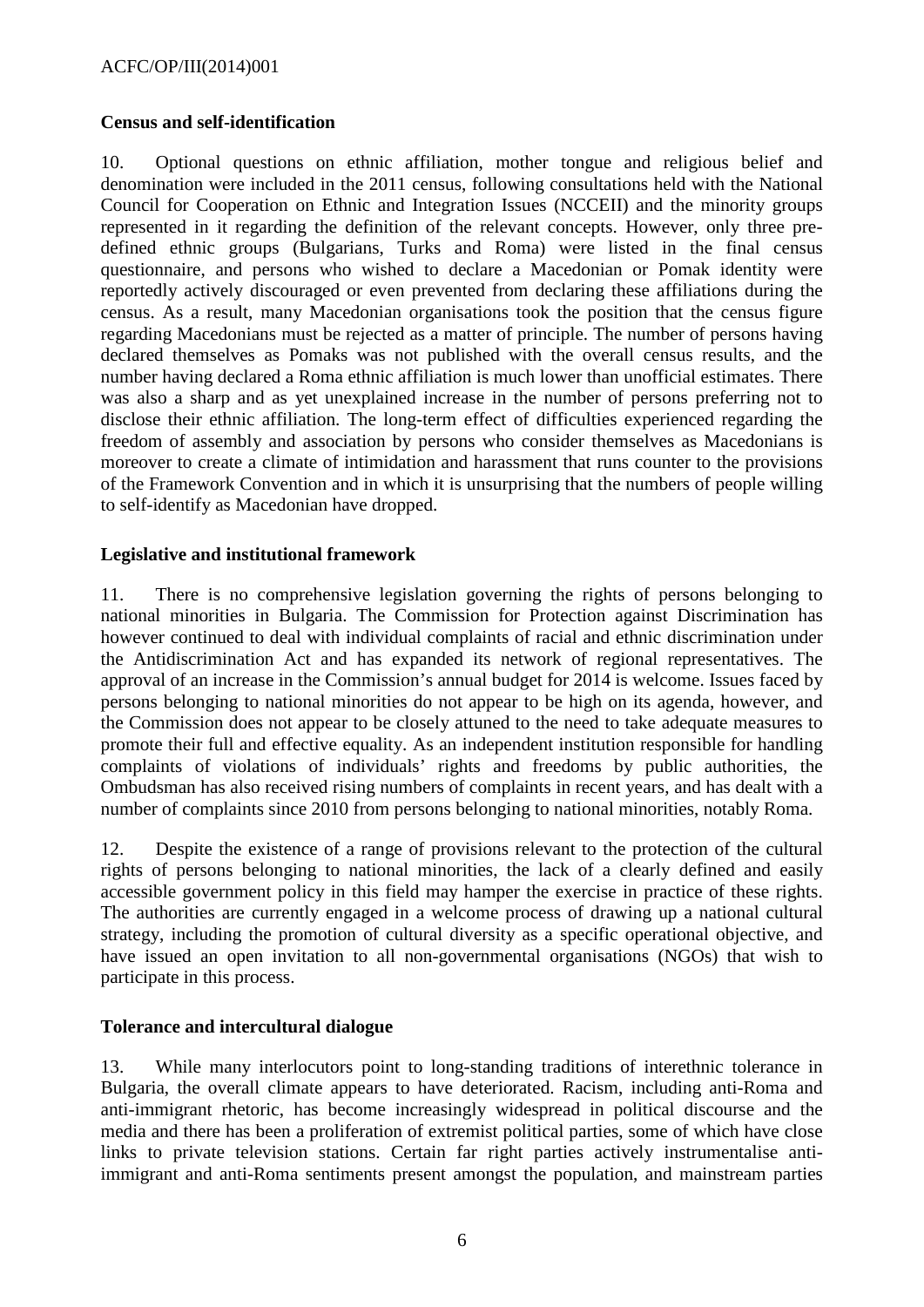**Census and self-identification**

10. Optional questions on ethnic affiliation, mother tongue and religious belief and denomination were included in the 2011 census, following consultations held with the National Council for Cooperation on Ethnic and Integration Issues (NCCEII) and the minority groups represented in it regarding the definition of the relevant concepts. However, only three pre-defined ethnic groups (Bulgarians, Turks and Roma) were listed in the final census questionnaire, and persons who wished to declare a Macedonian or Pomak identity were reportedly actively discouraged or even prevented from declaring these affiliations during the census. As a result, many Macedonian organisations took the position that the census figure regarding Macedonians must be rejected as a matter of principle. The number of persons having declared themselves as Pomaks was not published with the overall census results, and the number having declared a Roma ethnic affiliation is much lower than unofficial estimates. There was also a sharp and as yet unexplained increase in the number of persons preferring not to disclose their ethnic affiliation. The long-term effect of difficulties experienced regarding the freedom of assembly and association by persons who consider themselves as Macedonians is moreover to create a climate of intimidation and harassment that runs counter to the provisions of the Framework Convention and in which it is unsurprising that the numbers of people willing to self-identify as Macedonian have dropped.

**Legislative and institutional framework**

11. There is no comprehensive legislation governing the rights of persons belonging to national minorities in Bulgaria. The Commission for Protection against Discrimination has however continued to deal with individual complaints of racial and ethnic discrimination under the Antidiscrimination Act and has expanded its network of regional representatives. The approval of an increase in the Commission's annual budget for 2014 is welcome. Issues faced by persons belonging to national minorities do not appear to be high on its agenda, however, and the Commission does not appear to be closely attuned to the need to take adequate measures to promote their full and effective equality. As an independent institution responsible for handling complaints of violations of individuals' rights and freedoms by public authorities, the Ombudsman has also received rising numbers of complaints in recent years, and has dealt with a number of complaints since 2010 from persons belonging to national minorities, notably Roma.

12. Despite the existence of a range of provisions relevant to the protection of the cultural rights of persons belonging to national minorities, the lack of a clearly defined and easily accessible government policy in this field may hamper the exercise in practice of these rights. The authorities are currently engaged in a welcome process of drawing up a national cultural strategy, including the promotion of cultural diversity as a specific operational objective, and have issued an open invitation to all non-governmental organisations (NGOs) that wish to participate in this process.

**Tolerance and intercultural dialogue**

13. While many interlocutors point to long-standing traditions of interethnic tolerance in Bulgaria, the overall climate appears to have deteriorated. Racism, including anti-Roma and anti-immigrant rhetoric, has become increasingly widespread in political discourse and the media and there has been a proliferation of extremist political parties, some of which have close links to private television stations. Certain far right parties actively instrumentalise anti-immigrant and anti-Roma sentiments present amongst the population, and mainstream parties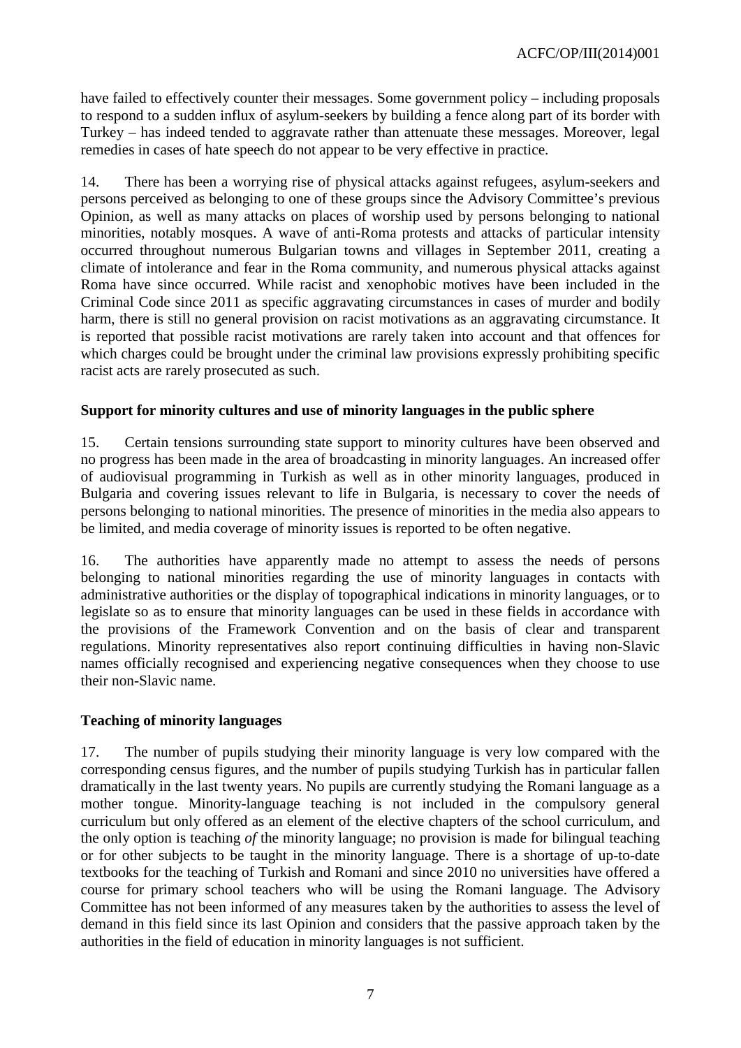have failed to effectively counter their messages. Some government policy – including proposals to respond to a sudden influx of asylum-seekers by building a fence along part of its border with Turkey – has indeed tended to aggravate rather than attenuate these messages. Moreover, legal remedies in cases of hate speech do not appear to be very effective in practice.

14. There has been a worrying rise of physical attacks against refugees, asylum-seekers and persons perceived as belonging to one of these groups since the Advisory Committee's previous Opinion, as well as many attacks on places of worship used by persons belonging to national minorities, notably mosques. A wave of anti-Roma protests and attacks of particular intensity occurred throughout numerous Bulgarian towns and villages in September 2011, creating a climate of intolerance and fear in the Roma community, and numerous physical attacks against Roma have since occurred. While racist and xenophobic motives have been included in the Criminal Code since 2011 as specific aggravating circumstances in cases of murder and bodily harm, there is still no general provision on racist motivations as an aggravating circumstance. It is reported that possible racist motivations are rarely taken into account and that offences for which charges could be brought under the criminal law provisions expressly prohibiting specific racist acts are rarely prosecuted as such.

**Support for minority cultures and use of minority languages in the public sphere**

15. Certain tensions surrounding state support to minority cultures have been observed and no progress has been made in the area of broadcasting in minority languages. An increased offer of audiovisual programming in Turkish as well as in other minority languages, produced in Bulgaria and covering issues relevant to life in Bulgaria, is necessary to cover the needs of persons belonging to national minorities. The presence of minorities in the media also appears to be limited, and media coverage of minority issues is reported to be often negative.

16. The authorities have apparently made no attempt to assess the needs of persons belonging to national minorities regarding the use of minority languages in contacts with administrative authorities or the display of topographical indications in minority languages, or to legislate so as to ensure that minority languages can be used in these fields in accordance with the provisions of the Framework Convention and on the basis of clear and transparent regulations. Minority representatives also report continuing difficulties in having non-Slavic names officially recognised and experiencing negative consequences when they choose to use their non-Slavic name.

**Teaching of minority languages**

17. The number of pupils studying their minority language is very low compared with the corresponding census figures, and the number of pupils studying Turkish has in particular fallen dramatically in the last twenty years. No pupils are currently studying the Romani language as a mother tongue. Minority-language teaching is not included in the compulsory general curriculum but only offered as an element of the elective chapters of the school curriculum, and the only option is teaching *of* the minority language; no provision is made for bilingual teaching or for other subjects to be taught in the minority language. There is a shortage of up-to-date textbooks for the teaching of Turkish and Romani and since 2010 no universities have offered a course for primary school teachers who will be using the Romani language. The Advisory Committee has not been informed of any measures taken by the authorities to assess the level of demand in this field since its last Opinion and considers that the passive approach taken by the authorities in the field of education in minority languages is not sufficient.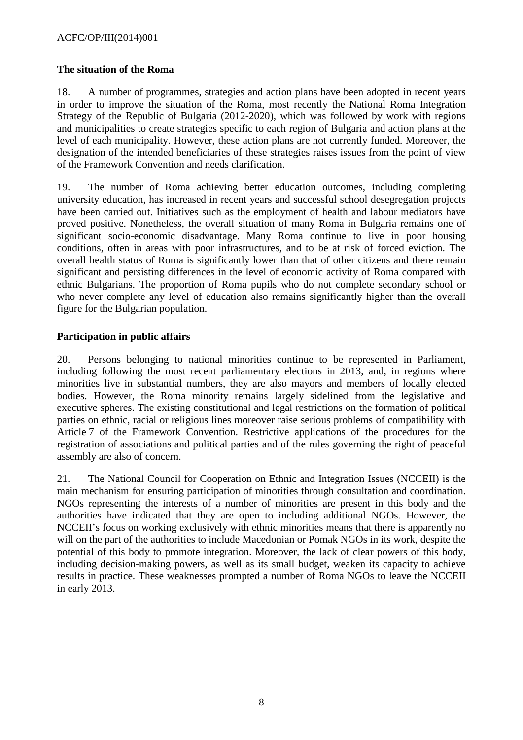**The situation of the Roma**

18. A number of programmes, strategies and action plans have been adopted in recent years in order to improve the situation of the Roma, most recently the National Roma Integration Strategy of the Republic of Bulgaria (2012-2020), which was followed by work with regions and municipalities to create strategies specific to each region of Bulgaria and action plans at the level of each municipality. However, these action plans are not currently funded. Moreover, the designation of the intended beneficiaries of these strategies raises issues from the point of view of the Framework Convention and needs clarification.

19. The number of Roma achieving better education outcomes, including completing university education, has increased in recent years and successful school desegregation projects have been carried out. Initiatives such as the employment of health and labour mediators have proved positive. Nonetheless, the overall situation of many Roma in Bulgaria remains one of significant socio-economic disadvantage. Many Roma continue to live in poor housing conditions, often in areas with poor infrastructures, and to be at risk of forced eviction. The overall health status of Roma is significantly lower than that of other citizens and there remain significant and persisting differences in the level of economic activity of Roma compared with ethnic Bulgarians. The proportion of Roma pupils who do not complete secondary school or who never complete any level of education also remains significantly higher than the overall figure for the Bulgarian population.

**Participation in public affairs**

20. Persons belonging to national minorities continue to be represented in Parliament, including following the most recent parliamentary elections in 2013, and, in regions where minorities live in substantial numbers, they are also mayors and members of locally elected bodies. However, the Roma minority remains largely sidelined from the legislative and executive spheres. The existing constitutional and legal restrictions on the formation of political parties on ethnic, racial or religious lines moreover raise serious problems of compatibility with Article 7 of the Framework Convention. Restrictive applications of the procedures for the registration of associations and political parties and of the rules governing the right of peaceful assembly are also of concern.

21. The National Council for Cooperation on Ethnic and Integration Issues (NCCEII) is the main mechanism for ensuring participation of minorities through consultation and coordination. NGOs representing the interests of a number of minorities are present in this body and the authorities have indicated that they are open to including additional NGOs. However, the NCCEII's focus on working exclusively with ethnic minorities means that there is apparently no will on the part of the authorities to include Macedonian or Pomak NGOs in its work, despite the potential of this body to promote integration. Moreover, the lack of clear powers of this body, including decision-making powers, as well as its small budget, weaken its capacity to achieve results in practice. These weaknesses prompted a number of Roma NGOs to leave the NCCEII in early 2013.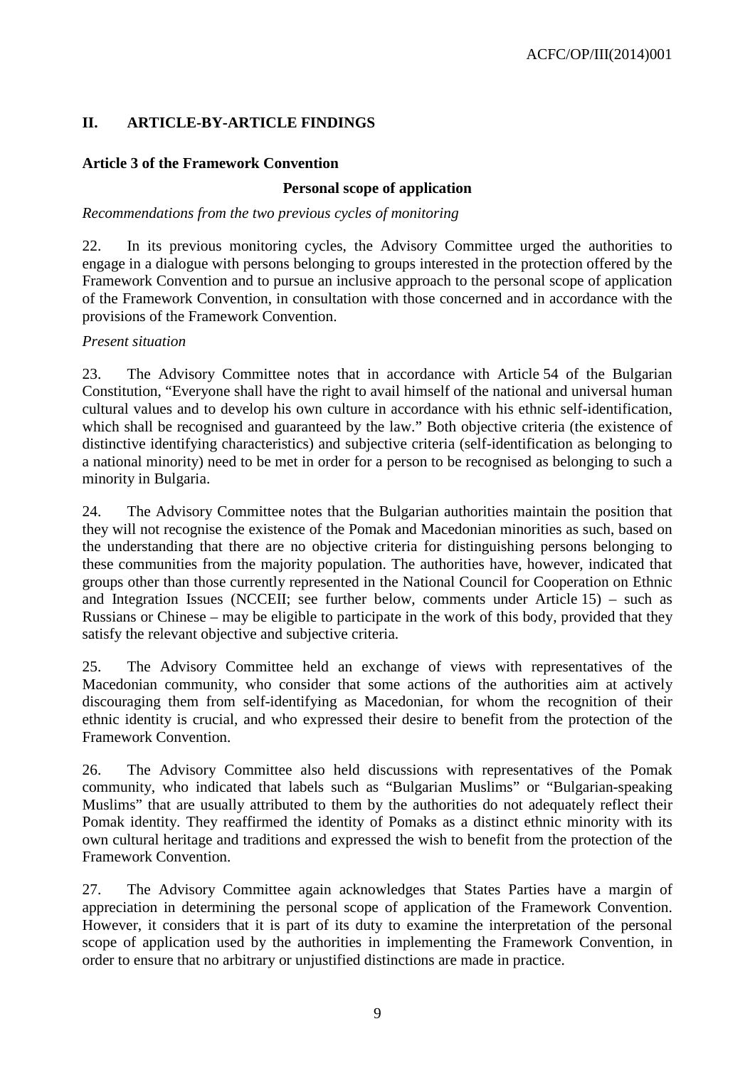## II. ARTICLE-BY-ARTICLE FINDINGS

### Article 3 of the Framework Convention

#### Personal scope of application

*Recommendations from the two previous cycles of monitoring*

22. In its previous monitoring cycles, the Advisory Committee urged the authorities to engage in a dialogue with persons belonging to groups interested in the protection offered by the Framework Convention and to pursue an inclusive approach to the personal scope of application of the Framework Convention, in consultation with those concerned and in accordance with the provisions of the Framework Convention.

*Present situation*

23. The Advisory Committee notes that in accordance with Article 54 of the Bulgarian Constitution, "Everyone shall have the right to avail himself of the national and universal human cultural values and to develop his own culture in accordance with his ethnic self-identification, which shall be recognised and guaranteed by the law." Both objective criteria (the existence of distinctive identifying characteristics) and subjective criteria (self-identification as belonging to a national minority) need to be met in order for a person to be recognised as belonging to such a minority in Bulgaria.

24. The Advisory Committee notes that the Bulgarian authorities maintain the position that they will not recognise the existence of the Pomak and Macedonian minorities as such, based on the understanding that there are no objective criteria for distinguishing persons belonging to these communities from the majority population. The authorities have, however, indicated that groups other than those currently represented in the National Council for Cooperation on Ethnic and Integration Issues (NCCEII; see further below, comments under Article 15) – such as Russians or Chinese – may be eligible to participate in the work of this body, provided that they satisfy the relevant objective and subjective criteria.

25. The Advisory Committee held an exchange of views with representatives of the Macedonian community, who consider that some actions of the authorities aim at actively discouraging them from self-identifying as Macedonian, for whom the recognition of their ethnic identity is crucial, and who expressed their desire to benefit from the protection of the Framework Convention.

26. The Advisory Committee also held discussions with representatives of the Pomak community, who indicated that labels such as "Bulgarian Muslims" or "Bulgarian-speaking Muslims" that are usually attributed to them by the authorities do not adequately reflect their Pomak identity. They reaffirmed the identity of Pomaks as a distinct ethnic minority with its own cultural heritage and traditions and expressed the wish to benefit from the protection of the Framework Convention.

27. The Advisory Committee again acknowledges that States Parties have a margin of appreciation in determining the personal scope of application of the Framework Convention. However, it considers that it is part of its duty to examine the interpretation of the personal scope of application used by the authorities in implementing the Framework Convention, in order to ensure that no arbitrary or unjustified distinctions are made in practice.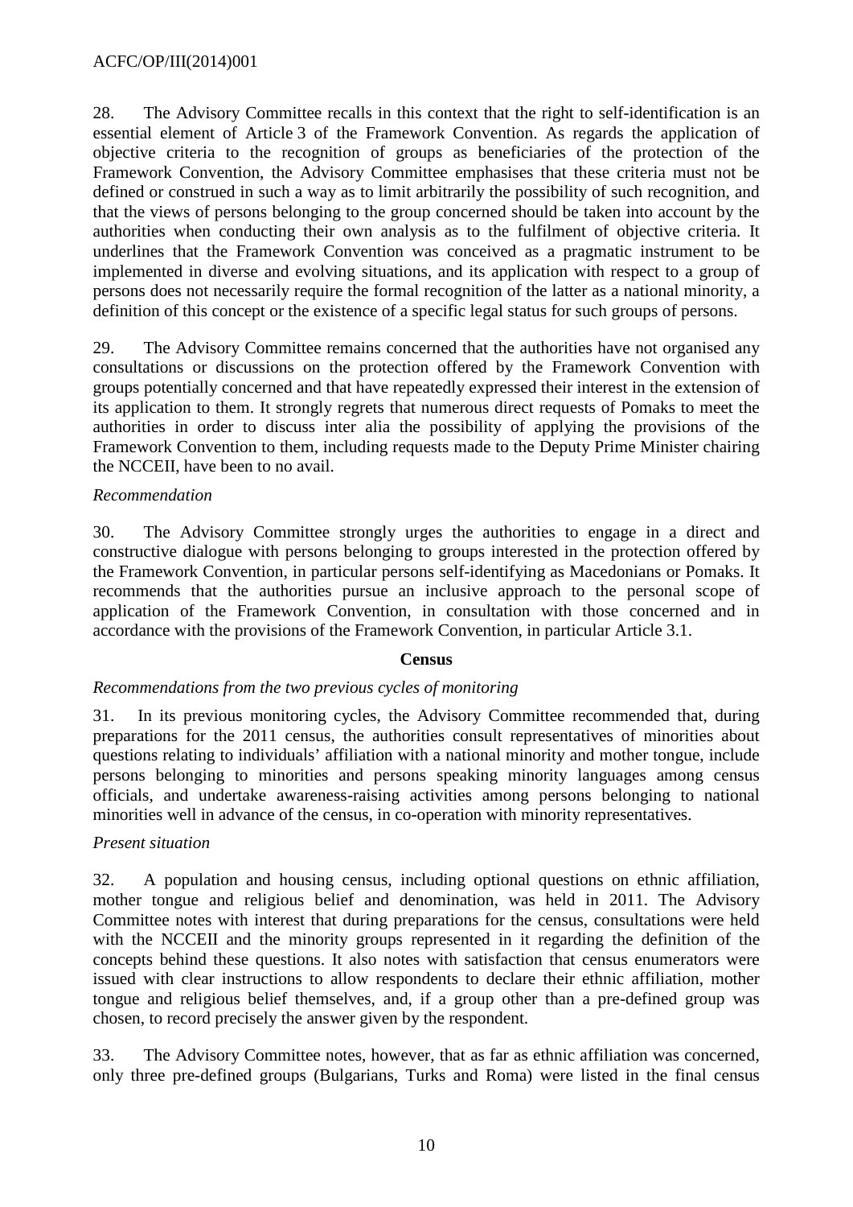28. The Advisory Committee recalls in this context that the right to self-identification is an essential element of Article 3 of the Framework Convention. As regards the application of objective criteria to the recognition of groups as beneficiaries of the protection of the Framework Convention, the Advisory Committee emphasises that these criteria must not be defined or construed in such a way as to limit arbitrarily the possibility of such recognition, and that the views of persons belonging to the group concerned should be taken into account by the authorities when conducting their own analysis as to the fulfilment of objective criteria. It underlines that the Framework Convention was conceived as a pragmatic instrument to be implemented in diverse and evolving situations, and its application with respect to a group of persons does not necessarily require the formal recognition of the latter as a national minority, a definition of this concept or the existence of a specific legal status for such groups of persons.

29. The Advisory Committee remains concerned that the authorities have not organised any consultations or discussions on the protection offered by the Framework Convention with groups potentially concerned and that have repeatedly expressed their interest in the extension of its application to them. It strongly regrets that numerous direct requests of Pomaks to meet the authorities in order to discuss inter alia the possibility of applying the provisions of the Framework Convention to them, including requests made to the Deputy Prime Minister chairing the NCCEII, have been to no avail.

*Recommendation*

30. The Advisory Committee strongly urges the authorities to engage in a direct and constructive dialogue with persons belonging to groups interested in the protection offered by the Framework Convention, in particular persons self-identifying as Macedonians or Pomaks. It recommends that the authorities pursue an inclusive approach to the personal scope of application of the Framework Convention, in consultation with those concerned and in accordance with the provisions of the Framework Convention, in particular Article 3.1.

**Census**

*Recommendations from the two previous cycles of monitoring*

31. In its previous monitoring cycles, the Advisory Committee recommended that, during preparations for the 2011 census, the authorities consult representatives of minorities about questions relating to individuals' affiliation with a national minority and mother tongue, include persons belonging to minorities and persons speaking minority languages among census officials, and undertake awareness-raising activities among persons belonging to national minorities well in advance of the census, in co-operation with minority representatives.

*Present situation*

32. A population and housing census, including optional questions on ethnic affiliation, mother tongue and religious belief and denomination, was held in 2011. The Advisory Committee notes with interest that during preparations for the census, consultations were held with the NCCEII and the minority groups represented in it regarding the definition of the concepts behind these questions. It also notes with satisfaction that census enumerators were issued with clear instructions to allow respondents to declare their ethnic affiliation, mother tongue and religious belief themselves, and, if a group other than a pre-defined group was chosen, to record precisely the answer given by the respondent.

33. The Advisory Committee notes, however, that as far as ethnic affiliation was concerned, only three pre-defined groups (Bulgarians, Turks and Roma) were listed in the final census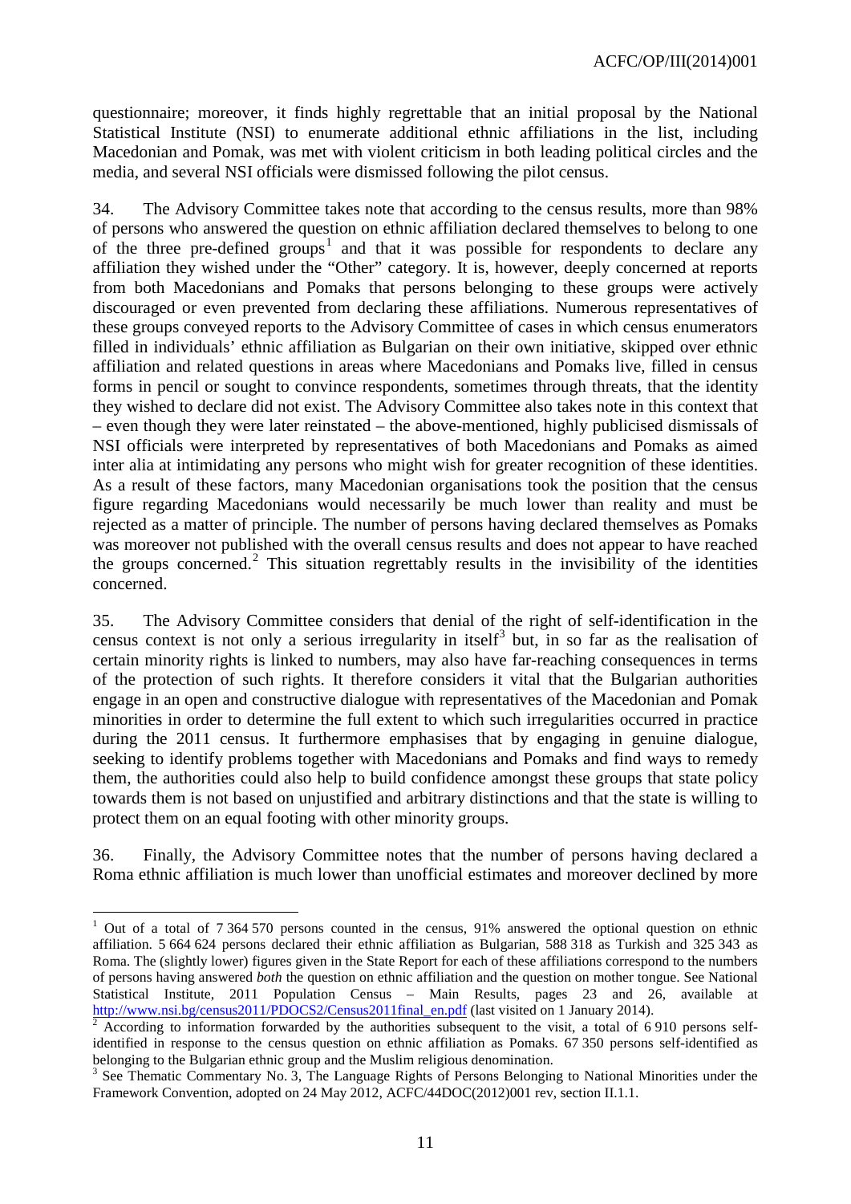questionnaire; moreover, it finds highly regrettable that an initial proposal by the National Statistical Institute (NSI) to enumerate additional ethnic affiliations in the list, including Macedonian and Pomak, was met with violent criticism in both leading political circles and the media, and several NSI officials were dismissed following the pilot census.

34. The Advisory Committee takes note that according to the census results, more than 98% of persons who answered the question on ethnic affiliation declared themselves to belong to one of the three pre-defined groups[1] and that it was possible for respondents to declare any affiliation they wished under the "Other" category. It is, however, deeply concerned at reports from both Macedonians and Pomaks that persons belonging to these groups were actively discouraged or even prevented from declaring these affiliations. Numerous representatives of these groups conveyed reports to the Advisory Committee of cases in which census enumerators filled in individuals' ethnic affiliation as Bulgarian on their own initiative, skipped over ethnic affiliation and related questions in areas where Macedonians and Pomaks live, filled in census forms in pencil or sought to convince respondents, sometimes through threats, that the identity they wished to declare did not exist. The Advisory Committee also takes note in this context that – even though they were later reinstated – the above-mentioned, highly publicised dismissals of NSI officials were interpreted by representatives of both Macedonians and Pomaks as aimed inter alia at intimidating any persons who might wish for greater recognition of these identities. As a result of these factors, many Macedonian organisations took the position that the census figure regarding Macedonians would necessarily be much lower than reality and must be rejected as a matter of principle. The number of persons having declared themselves as Pomaks was moreover not published with the overall census results and does not appear to have reached the groups concerned.[2] This situation regrettably results in the invisibility of the identities concerned.

35. The Advisory Committee considers that denial of the right of self-identification in the census context is not only a serious irregularity in itself[3] but, in so far as the realisation of certain minority rights is linked to numbers, may also have far-reaching consequences in terms of the protection of such rights. It therefore considers it vital that the Bulgarian authorities engage in an open and constructive dialogue with representatives of the Macedonian and Pomak minorities in order to determine the full extent to which such irregularities occurred in practice during the 2011 census. It furthermore emphasises that by engaging in genuine dialogue, seeking to identify problems together with Macedonians and Pomaks and find ways to remedy them, the authorities could also help to build confidence amongst these groups that state policy towards them is not based on unjustified and arbitrary distinctions and that the state is willing to protect them on an equal footing with other minority groups.

36. Finally, the Advisory Committee notes that the number of persons having declared a Roma ethnic affiliation is much lower than unofficial estimates and moreover declined by more

---

[1] Out of a total of 7 364 570 persons counted in the census, 91% answered the optional question on ethnic affiliation. 5 664 624 persons declared their ethnic affiliation as Bulgarian, 588 318 as Turkish and 325 343 as Roma. The (slightly lower) figures given in the State Report for each of these affiliations correspond to the numbers of persons having answered *both* the question on ethnic affiliation and the question on mother tongue. See National Statistical Institute, 2011 Population Census – Main Results, pages 23 and 26, available at http://www.nsi.bg/census2011/PDOCS2/Census2011final_en.pdf (last visited on 1 January 2014).

[2] According to information forwarded by the authorities subsequent to the visit, a total of 6 910 persons self-identified in response to the census question on ethnic affiliation as Pomaks. 67 350 persons self-identified as belonging to the Bulgarian ethnic group and the Muslim religious denomination.

[3] See Thematic Commentary No. 3, The Language Rights of Persons Belonging to National Minorities under the Framework Convention, adopted on 24 May 2012, ACFC/44DOC(2012)001 rev, section II.1.1.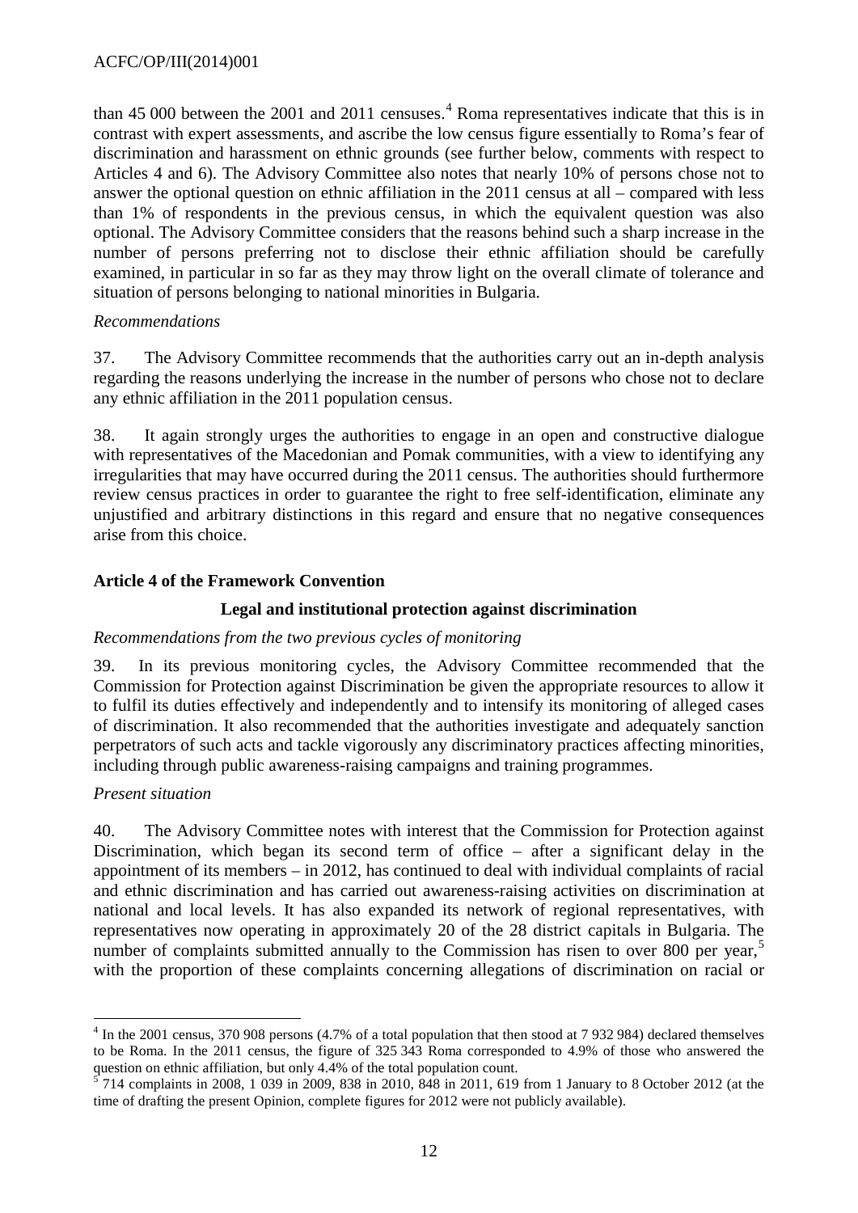than 45 000 between the 2001 and 2011 censuses.[4] Roma representatives indicate that this is in contrast with expert assessments, and ascribe the low census figure essentially to Roma's fear of discrimination and harassment on ethnic grounds (see further below, comments with respect to Articles 4 and 6). The Advisory Committee also notes that nearly 10% of persons chose not to answer the optional question on ethnic affiliation in the 2011 census at all – compared with less than 1% of respondents in the previous census, in which the equivalent question was also optional. The Advisory Committee considers that the reasons behind such a sharp increase in the number of persons preferring not to disclose their ethnic affiliation should be carefully examined, in particular in so far as they may throw light on the overall climate of tolerance and situation of persons belonging to national minorities in Bulgaria.

*Recommendations*

37. The Advisory Committee recommends that the authorities carry out an in-depth analysis regarding the reasons underlying the increase in the number of persons who chose not to declare any ethnic affiliation in the 2011 population census.

38. It again strongly urges the authorities to engage in an open and constructive dialogue with representatives of the Macedonian and Pomak communities, with a view to identifying any irregularities that may have occurred during the 2011 census. The authorities should furthermore review census practices in order to guarantee the right to free self-identification, eliminate any unjustified and arbitrary distinctions in this regard and ensure that no negative consequences arise from this choice.

### Article 4 of the Framework Convention

#### Legal and institutional protection against discrimination

*Recommendations from the two previous cycles of monitoring*

39. In its previous monitoring cycles, the Advisory Committee recommended that the Commission for Protection against Discrimination be given the appropriate resources to allow it to fulfil its duties effectively and independently and to intensify its monitoring of alleged cases of discrimination. It also recommended that the authorities investigate and adequately sanction perpetrators of such acts and tackle vigorously any discriminatory practices affecting minorities, including through public awareness-raising campaigns and training programmes.

*Present situation*

40. The Advisory Committee notes with interest that the Commission for Protection against Discrimination, which began its second term of office – after a significant delay in the appointment of its members – in 2012, has continued to deal with individual complaints of racial and ethnic discrimination and has carried out awareness-raising activities on discrimination at national and local levels. It has also expanded its network of regional representatives, with representatives now operating in approximately 20 of the 28 district capitals in Bulgaria. The number of complaints submitted annually to the Commission has risen to over 800 per year,[5] with the proportion of these complaints concerning allegations of discrimination on racial or

---

[4] In the 2001 census, 370 908 persons (4.7% of a total population that then stood at 7 932 984) declared themselves to be Roma. In the 2011 census, the figure of 325 343 Roma corresponded to 4.9% of those who answered the question on ethnic affiliation, but only 4.4% of the total population count.

[5] 714 complaints in 2008, 1 039 in 2009, 838 in 2010, 848 in 2011, 619 from 1 January to 8 October 2012 (at the time of drafting the present Opinion, complete figures for 2012 were not publicly available).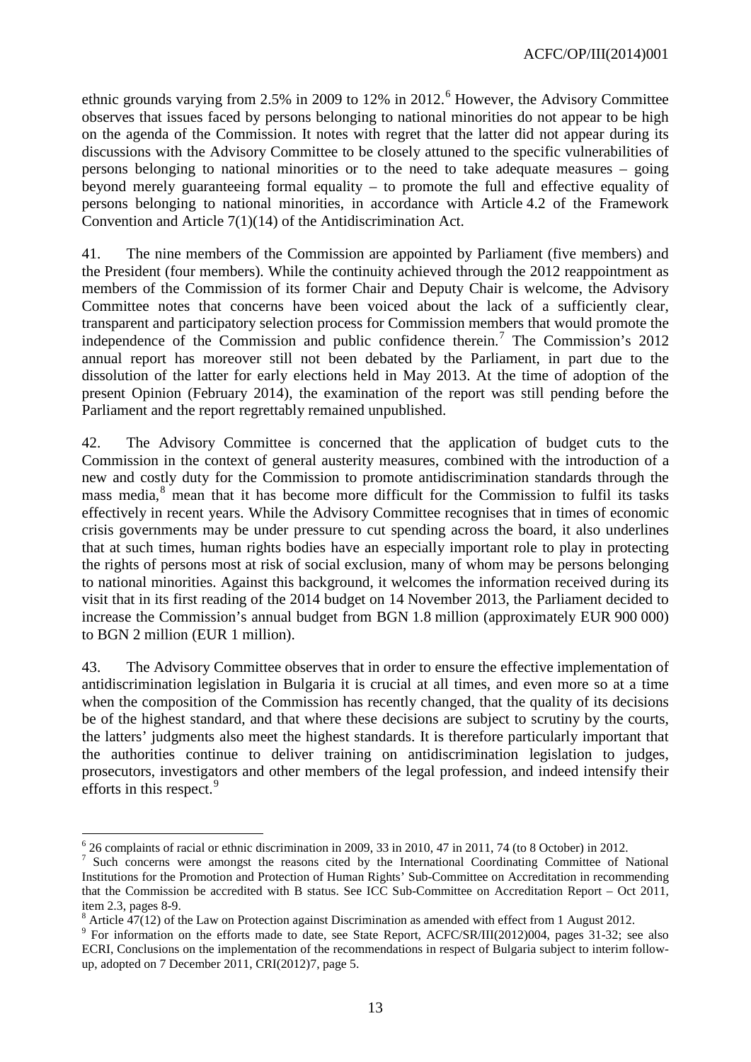ethnic grounds varying from 2.5% in 2009 to 12% in 2012.[6] However, the Advisory Committee observes that issues faced by persons belonging to national minorities do not appear to be high on the agenda of the Commission. It notes with regret that the latter did not appear during its discussions with the Advisory Committee to be closely attuned to the specific vulnerabilities of persons belonging to national minorities or to the need to take adequate measures – going beyond merely guaranteeing formal equality – to promote the full and effective equality of persons belonging to national minorities, in accordance with Article 4.2 of the Framework Convention and Article 7(1)(14) of the Antidiscrimination Act.

41. The nine members of the Commission are appointed by Parliament (five members) and the President (four members). While the continuity achieved through the 2012 reappointment as members of the Commission of its former Chair and Deputy Chair is welcome, the Advisory Committee notes that concerns have been voiced about the lack of a sufficiently clear, transparent and participatory selection process for Commission members that would promote the independence of the Commission and public confidence therein.[7] The Commission's 2012 annual report has moreover still not been debated by the Parliament, in part due to the dissolution of the latter for early elections held in May 2013. At the time of adoption of the present Opinion (February 2014), the examination of the report was still pending before the Parliament and the report regrettably remained unpublished.

42. The Advisory Committee is concerned that the application of budget cuts to the Commission in the context of general austerity measures, combined with the introduction of a new and costly duty for the Commission to promote antidiscrimination standards through the mass media,[8] mean that it has become more difficult for the Commission to fulfil its tasks effectively in recent years. While the Advisory Committee recognises that in times of economic crisis governments may be under pressure to cut spending across the board, it also underlines that at such times, human rights bodies have an especially important role to play in protecting the rights of persons most at risk of social exclusion, many of whom may be persons belonging to national minorities. Against this background, it welcomes the information received during its visit that in its first reading of the 2014 budget on 14 November 2013, the Parliament decided to increase the Commission's annual budget from BGN 1.8 million (approximately EUR 900 000) to BGN 2 million (EUR 1 million).

43. The Advisory Committee observes that in order to ensure the effective implementation of antidiscrimination legislation in Bulgaria it is crucial at all times, and even more so at a time when the composition of the Commission has recently changed, that the quality of its decisions be of the highest standard, and that where these decisions are subject to scrutiny by the courts, the latters' judgments also meet the highest standards. It is therefore particularly important that the authorities continue to deliver training on antidiscrimination legislation to judges, prosecutors, investigators and other members of the legal profession, and indeed intensify their efforts in this respect.[9]

---

[6] 26 complaints of racial or ethnic discrimination in 2009, 33 in 2010, 47 in 2011, 74 (to 8 October) in 2012.

[7] Such concerns were amongst the reasons cited by the International Coordinating Committee of National Institutions for the Promotion and Protection of Human Rights' Sub-Committee on Accreditation in recommending that the Commission be accredited with B status. See ICC Sub-Committee on Accreditation Report – Oct 2011, item 2.3, pages 8-9.

[8] Article 47(12) of the Law on Protection against Discrimination as amended with effect from 1 August 2012.

[9] For information on the efforts made to date, see State Report, ACFC/SR/III(2012)004, pages 31-32; see also ECRI, Conclusions on the implementation of the recommendations in respect of Bulgaria subject to interim follow-up, adopted on 7 December 2011, CRI(2012)7, page 5.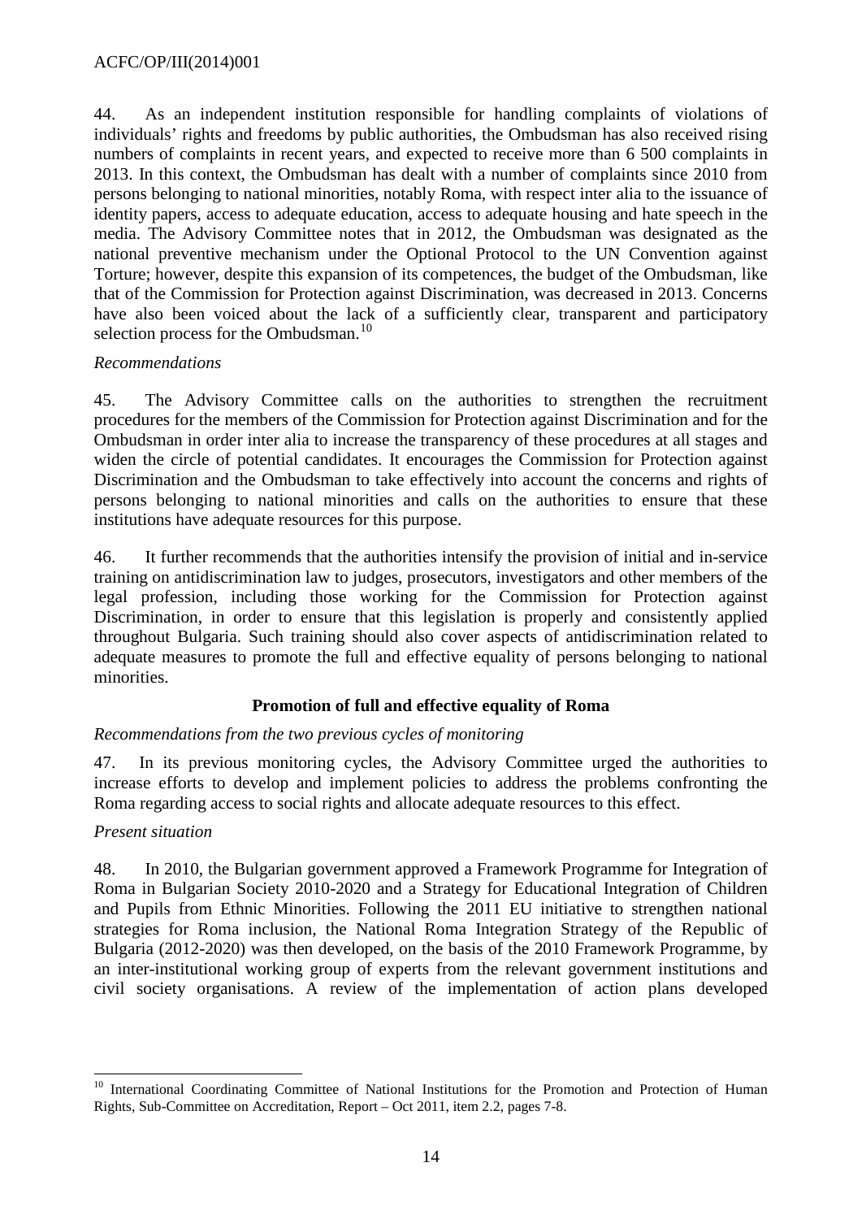44. As an independent institution responsible for handling complaints of violations of individuals' rights and freedoms by public authorities, the Ombudsman has also received rising numbers of complaints in recent years, and expected to receive more than 6 500 complaints in 2013. In this context, the Ombudsman has dealt with a number of complaints since 2010 from persons belonging to national minorities, notably Roma, with respect inter alia to the issuance of identity papers, access to adequate education, access to adequate housing and hate speech in the media. The Advisory Committee notes that in 2012, the Ombudsman was designated as the national preventive mechanism under the Optional Protocol to the UN Convention against Torture; however, despite this expansion of its competences, the budget of the Ombudsman, like that of the Commission for Protection against Discrimination, was decreased in 2013. Concerns have also been voiced about the lack of a sufficiently clear, transparent and participatory selection process for the Ombudsman.[10]

*Recommendations*

45. The Advisory Committee calls on the authorities to strengthen the recruitment procedures for the members of the Commission for Protection against Discrimination and for the Ombudsman in order inter alia to increase the transparency of these procedures at all stages and widen the circle of potential candidates. It encourages the Commission for Protection against Discrimination and the Ombudsman to take effectively into account the concerns and rights of persons belonging to national minorities and calls on the authorities to ensure that these institutions have adequate resources for this purpose.

46. It further recommends that the authorities intensify the provision of initial and in-service training on antidiscrimination law to judges, prosecutors, investigators and other members of the legal profession, including those working for the Commission for Protection against Discrimination, in order to ensure that this legislation is properly and consistently applied throughout Bulgaria. Such training should also cover aspects of antidiscrimination related to adequate measures to promote the full and effective equality of persons belonging to national minorities.

**Promotion of full and effective equality of Roma**

*Recommendations from the two previous cycles of monitoring*

47. In its previous monitoring cycles, the Advisory Committee urged the authorities to increase efforts to develop and implement policies to address the problems confronting the Roma regarding access to social rights and allocate adequate resources to this effect.

*Present situation*

48. In 2010, the Bulgarian government approved a Framework Programme for Integration of Roma in Bulgarian Society 2010-2020 and a Strategy for Educational Integration of Children and Pupils from Ethnic Minorities. Following the 2011 EU initiative to strengthen national strategies for Roma inclusion, the National Roma Integration Strategy of the Republic of Bulgaria (2012-2020) was then developed, on the basis of the 2010 Framework Programme, by an inter-institutional working group of experts from the relevant government institutions and civil society organisations. A review of the implementation of action plans developed

[10] International Coordinating Committee of National Institutions for the Promotion and Protection of Human Rights, Sub-Committee on Accreditation, Report – Oct 2011, item 2.2, pages 7-8.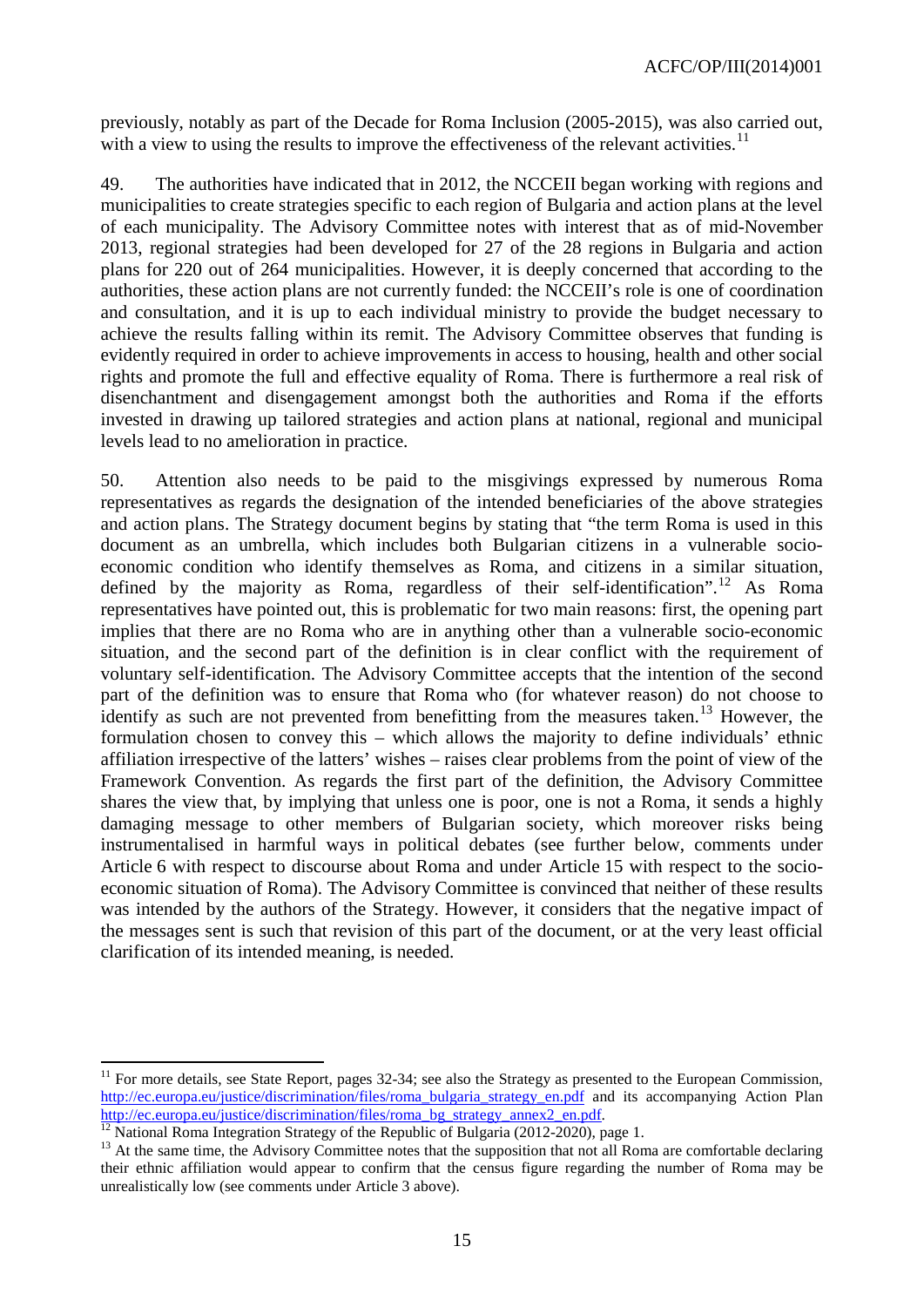previously, notably as part of the Decade for Roma Inclusion (2005-2015), was also carried out, with a view to using the results to improve the effectiveness of the relevant activities.[11]

49. The authorities have indicated that in 2012, the NCCEII began working with regions and municipalities to create strategies specific to each region of Bulgaria and action plans at the level of each municipality. The Advisory Committee notes with interest that as of mid-November 2013, regional strategies had been developed for 27 of the 28 regions in Bulgaria and action plans for 220 out of 264 municipalities. However, it is deeply concerned that according to the authorities, these action plans are not currently funded: the NCCEII's role is one of coordination and consultation, and it is up to each individual ministry to provide the budget necessary to achieve the results falling within its remit. The Advisory Committee observes that funding is evidently required in order to achieve improvements in access to housing, health and other social rights and promote the full and effective equality of Roma. There is furthermore a real risk of disenchantment and disengagement amongst both the authorities and Roma if the efforts invested in drawing up tailored strategies and action plans at national, regional and municipal levels lead to no amelioration in practice.

50. Attention also needs to be paid to the misgivings expressed by numerous Roma representatives as regards the designation of the intended beneficiaries of the above strategies and action plans. The Strategy document begins by stating that "the term Roma is used in this document as an umbrella, which includes both Bulgarian citizens in a vulnerable socio-economic condition who identify themselves as Roma, and citizens in a similar situation, defined by the majority as Roma, regardless of their self-identification".[12] As Roma representatives have pointed out, this is problematic for two main reasons: first, the opening part implies that there are no Roma who are in anything other than a vulnerable socio-economic situation, and the second part of the definition is in clear conflict with the requirement of voluntary self-identification. The Advisory Committee accepts that the intention of the second part of the definition was to ensure that Roma who (for whatever reason) do not choose to identify as such are not prevented from benefitting from the measures taken.[13] However, the formulation chosen to convey this – which allows the majority to define individuals' ethnic affiliation irrespective of the latters' wishes – raises clear problems from the point of view of the Framework Convention. As regards the first part of the definition, the Advisory Committee shares the view that, by implying that unless one is poor, one is not a Roma, it sends a highly damaging message to other members of Bulgarian society, which moreover risks being instrumentalised in harmful ways in political debates (see further below, comments under Article 6 with respect to discourse about Roma and under Article 15 with respect to the socio-economic situation of Roma). The Advisory Committee is convinced that neither of these results was intended by the authors of the Strategy. However, it considers that the negative impact of the messages sent is such that revision of this part of the document, or at the very least official clarification of its intended meaning, is needed.

---

[11] For more details, see State Report, pages 32-34; see also the Strategy as presented to the European Commission, http://ec.europa.eu/justice/discrimination/files/roma_bulgaria_strategy_en.pdf and its accompanying Action Plan http://ec.europa.eu/justice/discrimination/files/roma_bg_strategy_annex2_en.pdf.

[12] National Roma Integration Strategy of the Republic of Bulgaria (2012-2020), page 1.

[13] At the same time, the Advisory Committee notes that the supposition that not all Roma are comfortable declaring their ethnic affiliation would appear to confirm that the census figure regarding the number of Roma may be unrealistically low (see comments under Article 3 above).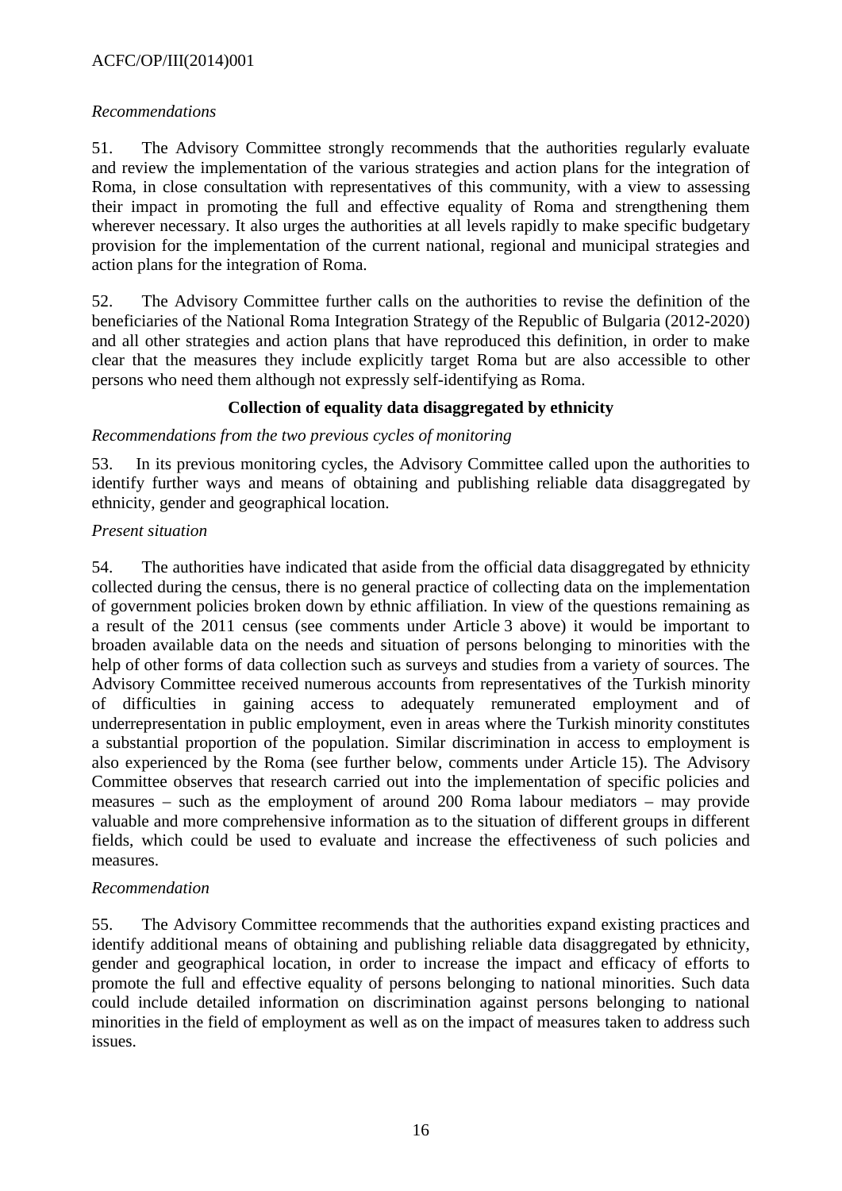*Recommendations*

51. The Advisory Committee strongly recommends that the authorities regularly evaluate and review the implementation of the various strategies and action plans for the integration of Roma, in close consultation with representatives of this community, with a view to assessing their impact in promoting the full and effective equality of Roma and strengthening them wherever necessary. It also urges the authorities at all levels rapidly to make specific budgetary provision for the implementation of the current national, regional and municipal strategies and action plans for the integration of Roma.

52. The Advisory Committee further calls on the authorities to revise the definition of the beneficiaries of the National Roma Integration Strategy of the Republic of Bulgaria (2012-2020) and all other strategies and action plans that have reproduced this definition, in order to make clear that the measures they include explicitly target Roma but are also accessible to other persons who need them although not expressly self-identifying as Roma.

**Collection of equality data disaggregated by ethnicity**

*Recommendations from the two previous cycles of monitoring*

53. In its previous monitoring cycles, the Advisory Committee called upon the authorities to identify further ways and means of obtaining and publishing reliable data disaggregated by ethnicity, gender and geographical location.

*Present situation*

54. The authorities have indicated that aside from the official data disaggregated by ethnicity collected during the census, there is no general practice of collecting data on the implementation of government policies broken down by ethnic affiliation. In view of the questions remaining as a result of the 2011 census (see comments under Article 3 above) it would be important to broaden available data on the needs and situation of persons belonging to minorities with the help of other forms of data collection such as surveys and studies from a variety of sources. The Advisory Committee received numerous accounts from representatives of the Turkish minority of difficulties in gaining access to adequately remunerated employment and of underrepresentation in public employment, even in areas where the Turkish minority constitutes a substantial proportion of the population. Similar discrimination in access to employment is also experienced by the Roma (see further below, comments under Article 15). The Advisory Committee observes that research carried out into the implementation of specific policies and measures – such as the employment of around 200 Roma labour mediators – may provide valuable and more comprehensive information as to the situation of different groups in different fields, which could be used to evaluate and increase the effectiveness of such policies and measures.

*Recommendation*

55. The Advisory Committee recommends that the authorities expand existing practices and identify additional means of obtaining and publishing reliable data disaggregated by ethnicity, gender and geographical location, in order to increase the impact and efficacy of efforts to promote the full and effective equality of persons belonging to national minorities. Such data could include detailed information on discrimination against persons belonging to national minorities in the field of employment as well as on the impact of measures taken to address such issues.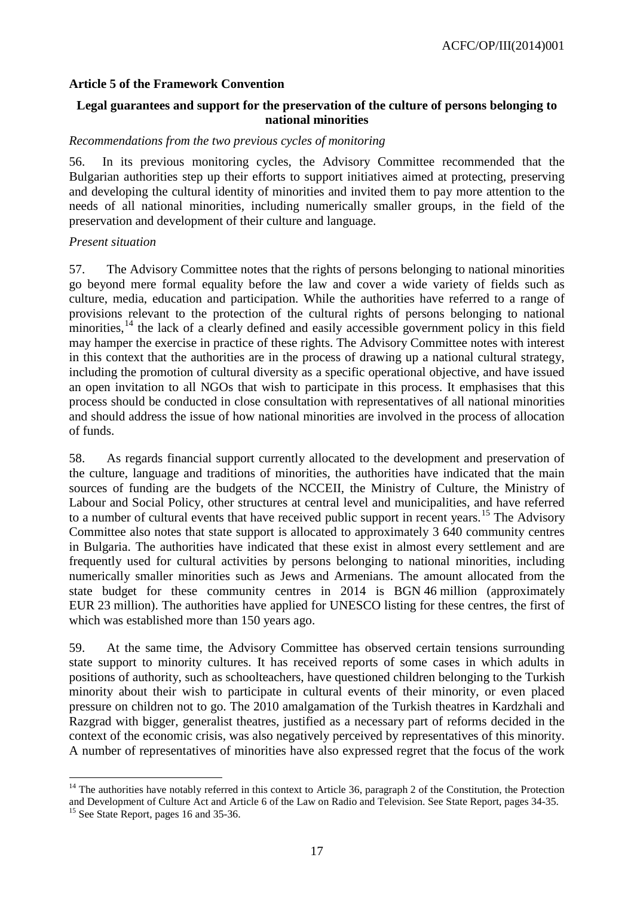### Article 5 of the Framework Convention

**Legal guarantees and support for the preservation of the culture of persons belonging to national minorities**

*Recommendations from the two previous cycles of monitoring*

56. In its previous monitoring cycles, the Advisory Committee recommended that the Bulgarian authorities step up their efforts to support initiatives aimed at protecting, preserving and developing the cultural identity of minorities and invited them to pay more attention to the needs of all national minorities, including numerically smaller groups, in the field of the preservation and development of their culture and language.

*Present situation*

57. The Advisory Committee notes that the rights of persons belonging to national minorities go beyond mere formal equality before the law and cover a wide variety of fields such as culture, media, education and participation. While the authorities have referred to a range of provisions relevant to the protection of the cultural rights of persons belonging to national minorities,[14] the lack of a clearly defined and easily accessible government policy in this field may hamper the exercise in practice of these rights. The Advisory Committee notes with interest in this context that the authorities are in the process of drawing up a national cultural strategy, including the promotion of cultural diversity as a specific operational objective, and have issued an open invitation to all NGOs that wish to participate in this process. It emphasises that this process should be conducted in close consultation with representatives of all national minorities and should address the issue of how national minorities are involved in the process of allocation of funds.

58. As regards financial support currently allocated to the development and preservation of the culture, language and traditions of minorities, the authorities have indicated that the main sources of funding are the budgets of the NCCEII, the Ministry of Culture, the Ministry of Labour and Social Policy, other structures at central level and municipalities, and have referred to a number of cultural events that have received public support in recent years.[15] The Advisory Committee also notes that state support is allocated to approximately 3 640 community centres in Bulgaria. The authorities have indicated that these exist in almost every settlement and are frequently used for cultural activities by persons belonging to national minorities, including numerically smaller minorities such as Jews and Armenians. The amount allocated from the state budget for these community centres in 2014 is BGN 46 million (approximately EUR 23 million). The authorities have applied for UNESCO listing for these centres, the first of which was established more than 150 years ago.

59. At the same time, the Advisory Committee has observed certain tensions surrounding state support to minority cultures. It has received reports of some cases in which adults in positions of authority, such as schoolteachers, have questioned children belonging to the Turkish minority about their wish to participate in cultural events of their minority, or even placed pressure on children not to go. The 2010 amalgamation of the Turkish theatres in Kardzhali and Razgrad with bigger, generalist theatres, justified as a necessary part of reforms decided in the context of the economic crisis, was also negatively perceived by representatives of this minority. A number of representatives of minorities have also expressed regret that the focus of the work

---

[14] The authorities have notably referred in this context to Article 36, paragraph 2 of the Constitution, the Protection and Development of Culture Act and Article 6 of the Law on Radio and Television. See State Report, pages 34-35.

[15] See State Report, pages 16 and 35-36.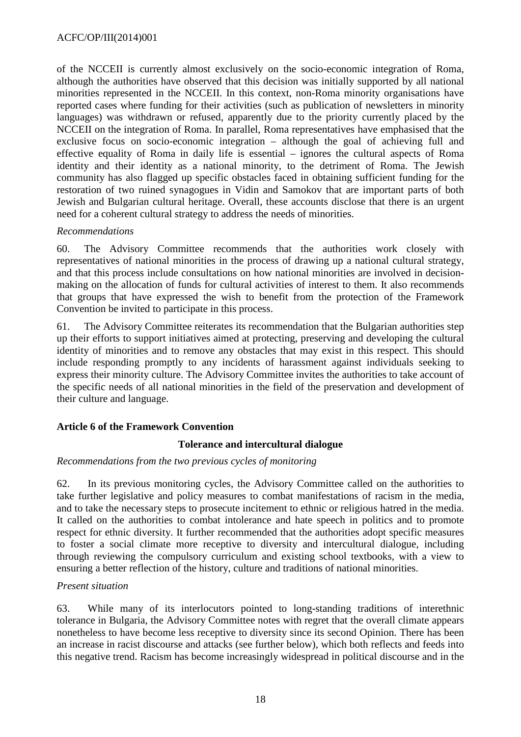of the NCCEII is currently almost exclusively on the socio-economic integration of Roma, although the authorities have observed that this decision was initially supported by all national minorities represented in the NCCEII. In this context, non-Roma minority organisations have reported cases where funding for their activities (such as publication of newsletters in minority languages) was withdrawn or refused, apparently due to the priority currently placed by the NCCEII on the integration of Roma. In parallel, Roma representatives have emphasised that the exclusive focus on socio-economic integration – although the goal of achieving full and effective equality of Roma in daily life is essential – ignores the cultural aspects of Roma identity and their identity as a national minority, to the detriment of Roma. The Jewish community has also flagged up specific obstacles faced in obtaining sufficient funding for the restoration of two ruined synagogues in Vidin and Samokov that are important parts of both Jewish and Bulgarian cultural heritage. Overall, these accounts disclose that there is an urgent need for a coherent cultural strategy to address the needs of minorities.

*Recommendations*

60. The Advisory Committee recommends that the authorities work closely with representatives of national minorities in the process of drawing up a national cultural strategy, and that this process include consultations on how national minorities are involved in decision-making on the allocation of funds for cultural activities of interest to them. It also recommends that groups that have expressed the wish to benefit from the protection of the Framework Convention be invited to participate in this process.

61. The Advisory Committee reiterates its recommendation that the Bulgarian authorities step up their efforts to support initiatives aimed at protecting, preserving and developing the cultural identity of minorities and to remove any obstacles that may exist in this respect. This should include responding promptly to any incidents of harassment against individuals seeking to express their minority culture. The Advisory Committee invites the authorities to take account of the specific needs of all national minorities in the field of the preservation and development of their culture and language.

## Article 6 of the Framework Convention

### Tolerance and intercultural dialogue

*Recommendations from the two previous cycles of monitoring*

62. In its previous monitoring cycles, the Advisory Committee called on the authorities to take further legislative and policy measures to combat manifestations of racism in the media, and to take the necessary steps to prosecute incitement to ethnic or religious hatred in the media. It called on the authorities to combat intolerance and hate speech in politics and to promote respect for ethnic diversity. It further recommended that the authorities adopt specific measures to foster a social climate more receptive to diversity and intercultural dialogue, including through reviewing the compulsory curriculum and existing school textbooks, with a view to ensuring a better reflection of the history, culture and traditions of national minorities.

*Present situation*

63. While many of its interlocutors pointed to long-standing traditions of interethnic tolerance in Bulgaria, the Advisory Committee notes with regret that the overall climate appears nonetheless to have become less receptive to diversity since its second Opinion. There has been an increase in racist discourse and attacks (see further below), which both reflects and feeds into this negative trend. Racism has become increasingly widespread in political discourse and in the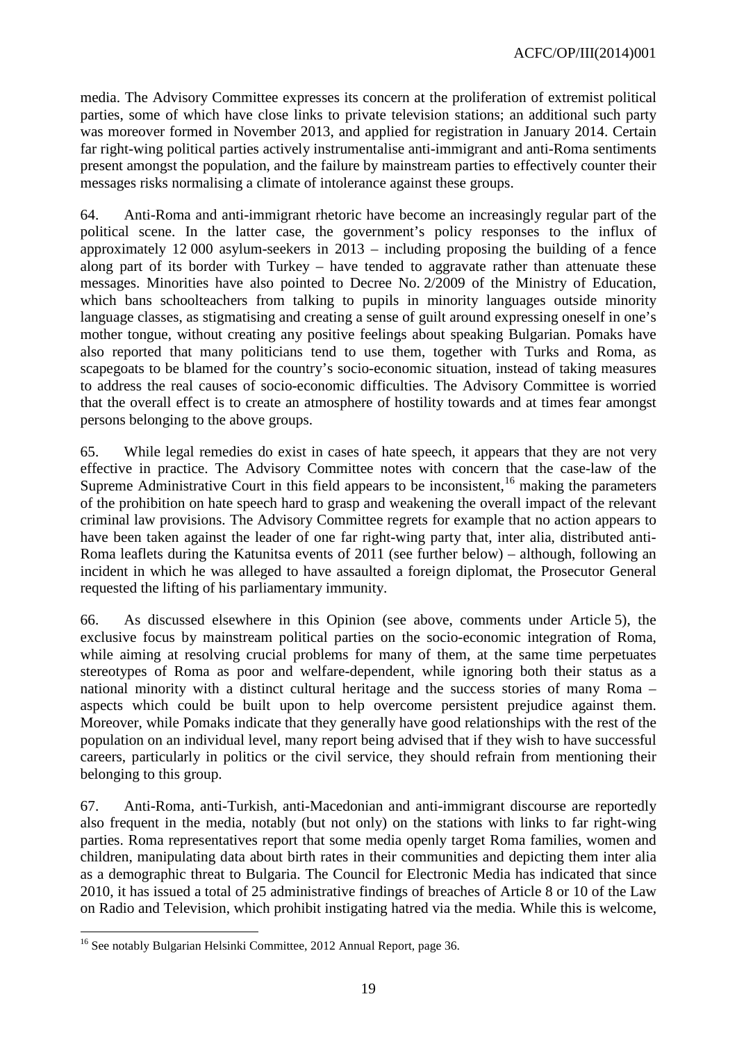media. The Advisory Committee expresses its concern at the proliferation of extremist political parties, some of which have close links to private television stations; an additional such party was moreover formed in November 2013, and applied for registration in January 2014. Certain far right-wing political parties actively instrumentalise anti-immigrant and anti-Roma sentiments present amongst the population, and the failure by mainstream parties to effectively counter their messages risks normalising a climate of intolerance against these groups.

64. Anti-Roma and anti-immigrant rhetoric have become an increasingly regular part of the political scene. In the latter case, the government's policy responses to the influx of approximately 12 000 asylum-seekers in 2013 – including proposing the building of a fence along part of its border with Turkey – have tended to aggravate rather than attenuate these messages. Minorities have also pointed to Decree No. 2/2009 of the Ministry of Education, which bans schoolteachers from talking to pupils in minority languages outside minority language classes, as stigmatising and creating a sense of guilt around expressing oneself in one's mother tongue, without creating any positive feelings about speaking Bulgarian. Pomaks have also reported that many politicians tend to use them, together with Turks and Roma, as scapegoats to be blamed for the country's socio-economic situation, instead of taking measures to address the real causes of socio-economic difficulties. The Advisory Committee is worried that the overall effect is to create an atmosphere of hostility towards and at times fear amongst persons belonging to the above groups.

65. While legal remedies do exist in cases of hate speech, it appears that they are not very effective in practice. The Advisory Committee notes with concern that the case-law of the Supreme Administrative Court in this field appears to be inconsistent,[16] making the parameters of the prohibition on hate speech hard to grasp and weakening the overall impact of the relevant criminal law provisions. The Advisory Committee regrets for example that no action appears to have been taken against the leader of one far right-wing party that, inter alia, distributed anti-Roma leaflets during the Katunitsa events of 2011 (see further below) – although, following an incident in which he was alleged to have assaulted a foreign diplomat, the Prosecutor General requested the lifting of his parliamentary immunity.

66. As discussed elsewhere in this Opinion (see above, comments under Article 5), the exclusive focus by mainstream political parties on the socio-economic integration of Roma, while aiming at resolving crucial problems for many of them, at the same time perpetuates stereotypes of Roma as poor and welfare-dependent, while ignoring both their status as a national minority with a distinct cultural heritage and the success stories of many Roma – aspects which could be built upon to help overcome persistent prejudice against them. Moreover, while Pomaks indicate that they generally have good relationships with the rest of the population on an individual level, many report being advised that if they wish to have successful careers, particularly in politics or the civil service, they should refrain from mentioning their belonging to this group.

67. Anti-Roma, anti-Turkish, anti-Macedonian and anti-immigrant discourse are reportedly also frequent in the media, notably (but not only) on the stations with links to far right-wing parties. Roma representatives report that some media openly target Roma families, women and children, manipulating data about birth rates in their communities and depicting them inter alia as a demographic threat to Bulgaria. The Council for Electronic Media has indicated that since 2010, it has issued a total of 25 administrative findings of breaches of Article 8 or 10 of the Law on Radio and Television, which prohibit instigating hatred via the media. While this is welcome,

---

[16] See notably Bulgarian Helsinki Committee, 2012 Annual Report, page 36.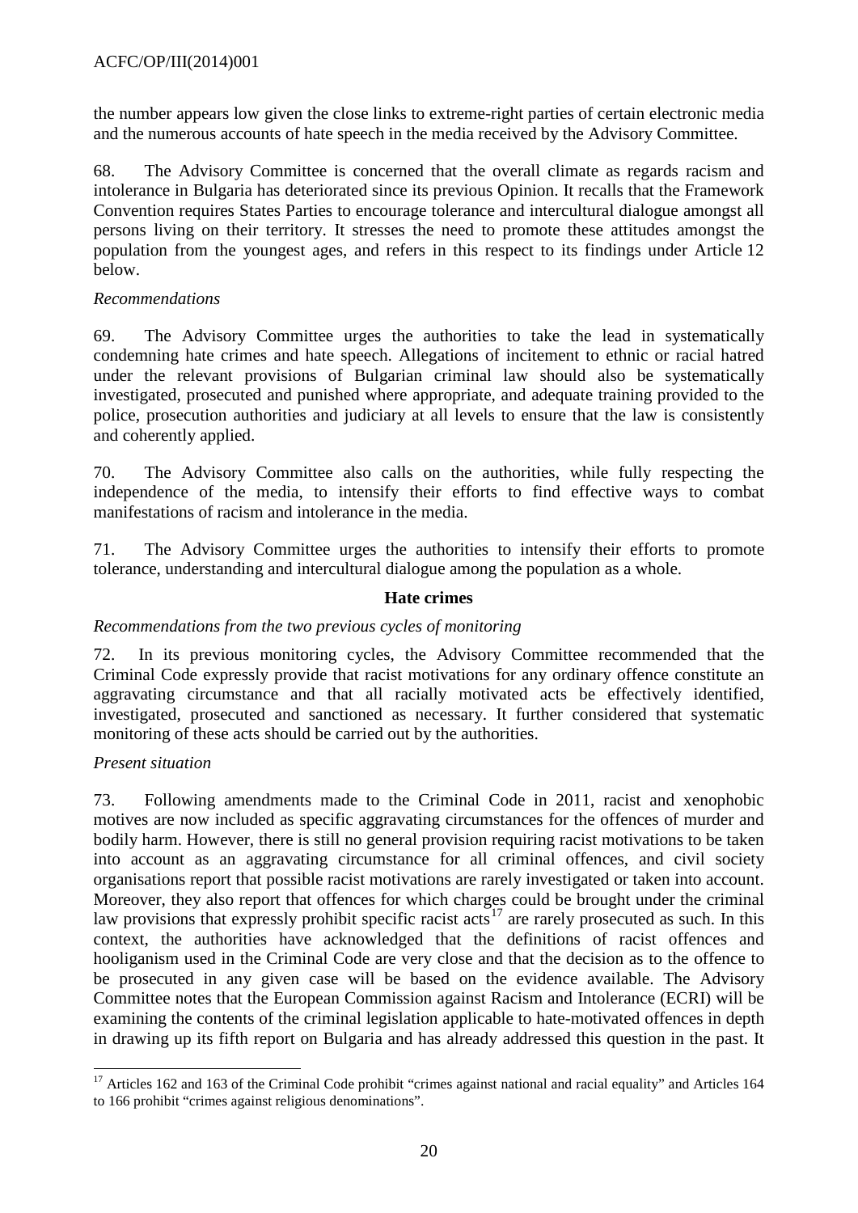the number appears low given the close links to extreme-right parties of certain electronic media and the numerous accounts of hate speech in the media received by the Advisory Committee.

68. The Advisory Committee is concerned that the overall climate as regards racism and intolerance in Bulgaria has deteriorated since its previous Opinion. It recalls that the Framework Convention requires States Parties to encourage tolerance and intercultural dialogue amongst all persons living on their territory. It stresses the need to promote these attitudes amongst the population from the youngest ages, and refers in this respect to its findings under Article 12 below.

*Recommendations*

69. The Advisory Committee urges the authorities to take the lead in systematically condemning hate crimes and hate speech. Allegations of incitement to ethnic or racial hatred under the relevant provisions of Bulgarian criminal law should also be systematically investigated, prosecuted and punished where appropriate, and adequate training provided to the police, prosecution authorities and judiciary at all levels to ensure that the law is consistently and coherently applied.

70. The Advisory Committee also calls on the authorities, while fully respecting the independence of the media, to intensify their efforts to find effective ways to combat manifestations of racism and intolerance in the media.

71. The Advisory Committee urges the authorities to intensify their efforts to promote tolerance, understanding and intercultural dialogue among the population as a whole.

**Hate crimes**

*Recommendations from the two previous cycles of monitoring*

72. In its previous monitoring cycles, the Advisory Committee recommended that the Criminal Code expressly provide that racist motivations for any ordinary offence constitute an aggravating circumstance and that all racially motivated acts be effectively identified, investigated, prosecuted and sanctioned as necessary. It further considered that systematic monitoring of these acts should be carried out by the authorities.

*Present situation*

73. Following amendments made to the Criminal Code in 2011, racist and xenophobic motives are now included as specific aggravating circumstances for the offences of murder and bodily harm. However, there is still no general provision requiring racist motivations to be taken into account as an aggravating circumstance for all criminal offences, and civil society organisations report that possible racist motivations are rarely investigated or taken into account. Moreover, they also report that offences for which charges could be brought under the criminal law provisions that expressly prohibit specific racist acts[17] are rarely prosecuted as such. In this context, the authorities have acknowledged that the definitions of racist offences and hooliganism used in the Criminal Code are very close and that the decision as to the offence to be prosecuted in any given case will be based on the evidence available. The Advisory Committee notes that the European Commission against Racism and Intolerance (ECRI) will be examining the contents of the criminal legislation applicable to hate-motivated offences in depth in drawing up its fifth report on Bulgaria and has already addressed this question in the past. It

---

[17] Articles 162 and 163 of the Criminal Code prohibit "crimes against national and racial equality" and Articles 164 to 166 prohibit "crimes against religious denominations".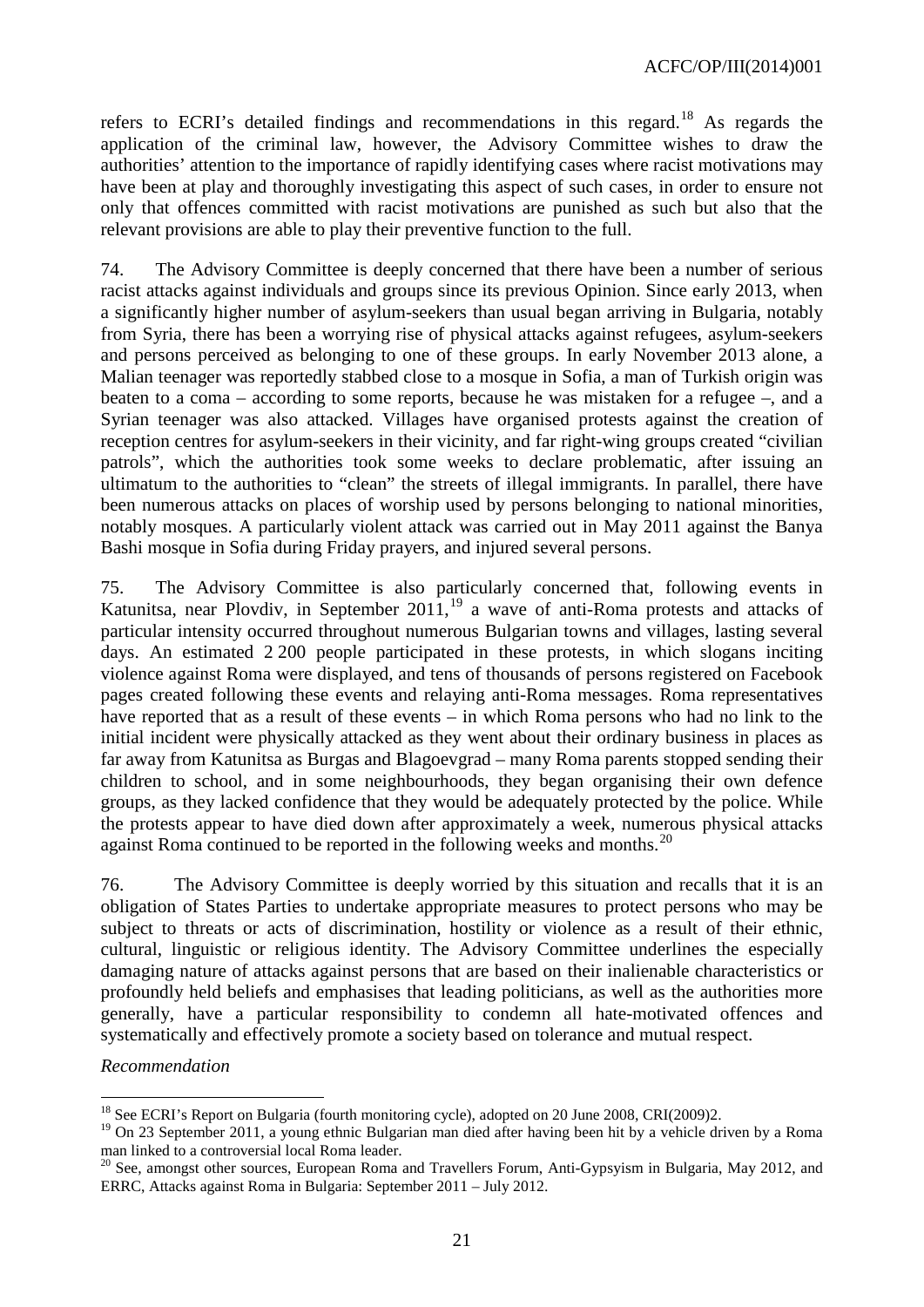refers to ECRI's detailed findings and recommendations in this regard.[18] As regards the application of the criminal law, however, the Advisory Committee wishes to draw the authorities' attention to the importance of rapidly identifying cases where racist motivations may have been at play and thoroughly investigating this aspect of such cases, in order to ensure not only that offences committed with racist motivations are punished as such but also that the relevant provisions are able to play their preventive function to the full.

74. The Advisory Committee is deeply concerned that there have been a number of serious racist attacks against individuals and groups since its previous Opinion. Since early 2013, when a significantly higher number of asylum-seekers than usual began arriving in Bulgaria, notably from Syria, there has been a worrying rise of physical attacks against refugees, asylum-seekers and persons perceived as belonging to one of these groups. In early November 2013 alone, a Malian teenager was reportedly stabbed close to a mosque in Sofia, a man of Turkish origin was beaten to a coma – according to some reports, because he was mistaken for a refugee –, and a Syrian teenager was also attacked. Villages have organised protests against the creation of reception centres for asylum-seekers in their vicinity, and far right-wing groups created "civilian patrols", which the authorities took some weeks to declare problematic, after issuing an ultimatum to the authorities to "clean" the streets of illegal immigrants. In parallel, there have been numerous attacks on places of worship used by persons belonging to national minorities, notably mosques. A particularly violent attack was carried out in May 2011 against the Banya Bashi mosque in Sofia during Friday prayers, and injured several persons.

75. The Advisory Committee is also particularly concerned that, following events in Katunitsa, near Plovdiv, in September 2011,[19] a wave of anti-Roma protests and attacks of particular intensity occurred throughout numerous Bulgarian towns and villages, lasting several days. An estimated 2 200 people participated in these protests, in which slogans inciting violence against Roma were displayed, and tens of thousands of persons registered on Facebook pages created following these events and relaying anti-Roma messages. Roma representatives have reported that as a result of these events – in which Roma persons who had no link to the initial incident were physically attacked as they went about their ordinary business in places as far away from Katunitsa as Burgas and Blagoevgrad – many Roma parents stopped sending their children to school, and in some neighbourhoods, they began organising their own defence groups, as they lacked confidence that they would be adequately protected by the police. While the protests appear to have died down after approximately a week, numerous physical attacks against Roma continued to be reported in the following weeks and months.[20]

76. The Advisory Committee is deeply worried by this situation and recalls that it is an obligation of States Parties to undertake appropriate measures to protect persons who may be subject to threats or acts of discrimination, hostility or violence as a result of their ethnic, cultural, linguistic or religious identity. The Advisory Committee underlines the especially damaging nature of attacks against persons that are based on their inalienable characteristics or profoundly held beliefs and emphasises that leading politicians, as well as the authorities more generally, have a particular responsibility to condemn all hate-motivated offences and systematically and effectively promote a society based on tolerance and mutual respect.

*Recommendation*

---

[18] See ECRI's Report on Bulgaria (fourth monitoring cycle), adopted on 20 June 2008, CRI(2009)2.

[19] On 23 September 2011, a young ethnic Bulgarian man died after having been hit by a vehicle driven by a Roma man linked to a controversial local Roma leader.

[20] See, amongst other sources, European Roma and Travellers Forum, Anti-Gypsyism in Bulgaria, May 2012, and ERRC, Attacks against Roma in Bulgaria: September 2011 – July 2012.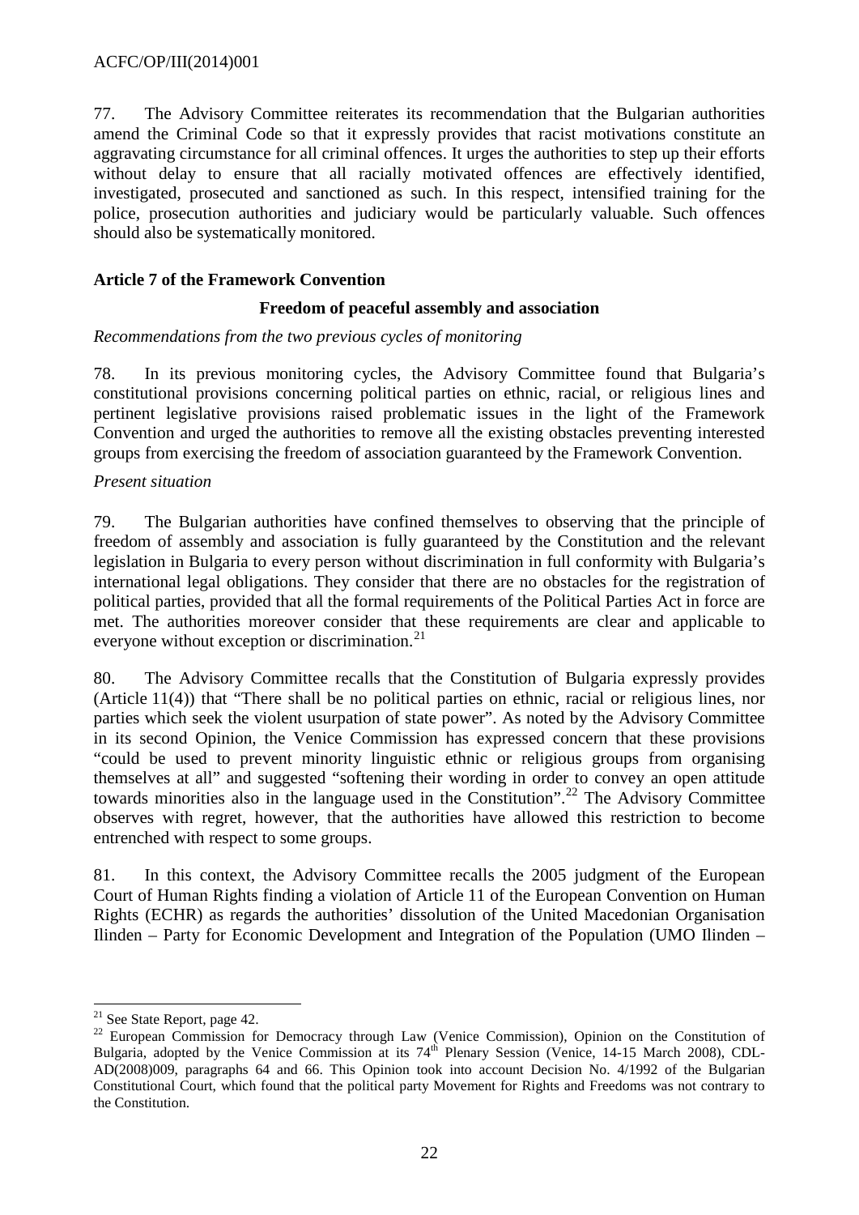77. The Advisory Committee reiterates its recommendation that the Bulgarian authorities amend the Criminal Code so that it expressly provides that racist motivations constitute an aggravating circumstance for all criminal offences. It urges the authorities to step up their efforts without delay to ensure that all racially motivated offences are effectively identified, investigated, prosecuted and sanctioned as such. In this respect, intensified training for the police, prosecution authorities and judiciary would be particularly valuable. Such offences should also be systematically monitored.

## Article 7 of the Framework Convention

### Freedom of peaceful assembly and association

*Recommendations from the two previous cycles of monitoring*

78. In its previous monitoring cycles, the Advisory Committee found that Bulgaria's constitutional provisions concerning political parties on ethnic, racial, or religious lines and pertinent legislative provisions raised problematic issues in the light of the Framework Convention and urged the authorities to remove all the existing obstacles preventing interested groups from exercising the freedom of association guaranteed by the Framework Convention.

*Present situation*

79. The Bulgarian authorities have confined themselves to observing that the principle of freedom of assembly and association is fully guaranteed by the Constitution and the relevant legislation in Bulgaria to every person without discrimination in full conformity with Bulgaria's international legal obligations. They consider that there are no obstacles for the registration of political parties, provided that all the formal requirements of the Political Parties Act in force are met. The authorities moreover consider that these requirements are clear and applicable to everyone without exception or discrimination.[21]

80. The Advisory Committee recalls that the Constitution of Bulgaria expressly provides (Article 11(4)) that "There shall be no political parties on ethnic, racial or religious lines, nor parties which seek the violent usurpation of state power". As noted by the Advisory Committee in its second Opinion, the Venice Commission has expressed concern that these provisions "could be used to prevent minority linguistic ethnic or religious groups from organising themselves at all" and suggested "softening their wording in order to convey an open attitude towards minorities also in the language used in the Constitution".[22] The Advisory Committee observes with regret, however, that the authorities have allowed this restriction to become entrenched with respect to some groups.

81. In this context, the Advisory Committee recalls the 2005 judgment of the European Court of Human Rights finding a violation of Article 11 of the European Convention on Human Rights (ECHR) as regards the authorities' dissolution of the United Macedonian Organisation Ilinden – Party for Economic Development and Integration of the Population (UMO Ilinden –

---

[21] See State Report, page 42.

[22] European Commission for Democracy through Law (Venice Commission), Opinion on the Constitution of Bulgaria, adopted by the Venice Commission at its 74th Plenary Session (Venice, 14-15 March 2008), CDL-AD(2008)009, paragraphs 64 and 66. This Opinion took into account Decision No. 4/1992 of the Bulgarian Constitutional Court, which found that the political party Movement for Rights and Freedoms was not contrary to the Constitution.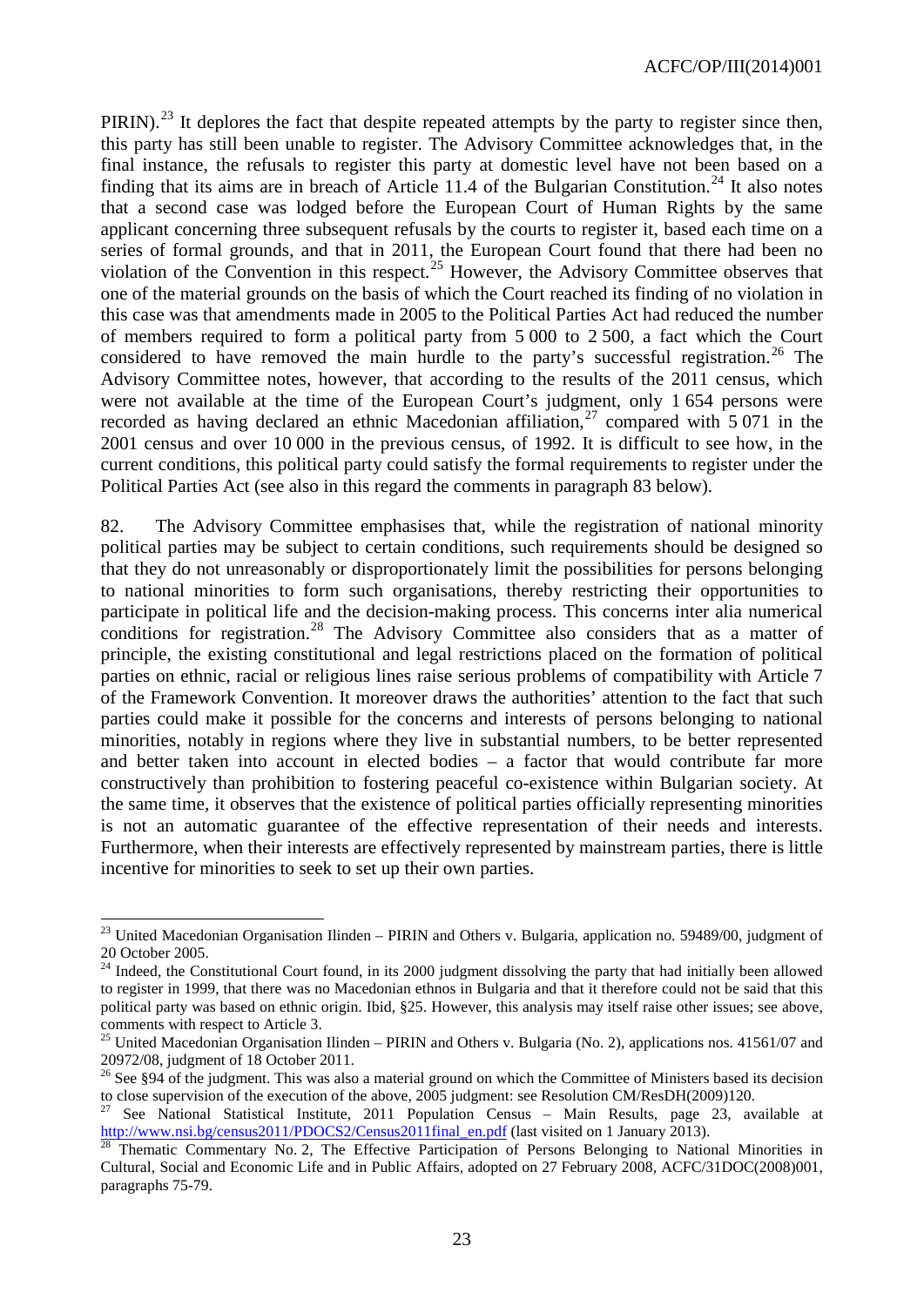PIRIN).[23] It deplores the fact that despite repeated attempts by the party to register since then, this party has still been unable to register. The Advisory Committee acknowledges that, in the final instance, the refusals to register this party at domestic level have not been based on a finding that its aims are in breach of Article 11.4 of the Bulgarian Constitution.[24] It also notes that a second case was lodged before the European Court of Human Rights by the same applicant concerning three subsequent refusals by the courts to register it, based each time on a series of formal grounds, and that in 2011, the European Court found that there had been no violation of the Convention in this respect.[25] However, the Advisory Committee observes that one of the material grounds on the basis of which the Court reached its finding of no violation in this case was that amendments made in 2005 to the Political Parties Act had reduced the number of members required to form a political party from 5 000 to 2 500, a fact which the Court considered to have removed the main hurdle to the party's successful registration.[26] The Advisory Committee notes, however, that according to the results of the 2011 census, which were not available at the time of the European Court's judgment, only 1 654 persons were recorded as having declared an ethnic Macedonian affiliation,[27] compared with 5 071 in the 2001 census and over 10 000 in the previous census, of 1992. It is difficult to see how, in the current conditions, this political party could satisfy the formal requirements to register under the Political Parties Act (see also in this regard the comments in paragraph 83 below).

82. The Advisory Committee emphasises that, while the registration of national minority political parties may be subject to certain conditions, such requirements should be designed so that they do not unreasonably or disproportionately limit the possibilities for persons belonging to national minorities to form such organisations, thereby restricting their opportunities to participate in political life and the decision-making process. This concerns inter alia numerical conditions for registration.[28] The Advisory Committee also considers that as a matter of principle, the existing constitutional and legal restrictions placed on the formation of political parties on ethnic, racial or religious lines raise serious problems of compatibility with Article 7 of the Framework Convention. It moreover draws the authorities' attention to the fact that such parties could make it possible for the concerns and interests of persons belonging to national minorities, notably in regions where they live in substantial numbers, to be better represented and better taken into account in elected bodies – a factor that would contribute far more constructively than prohibition to fostering peaceful co-existence within Bulgarian society. At the same time, it observes that the existence of political parties officially representing minorities is not an automatic guarantee of the effective representation of their needs and interests. Furthermore, when their interests are effectively represented by mainstream parties, there is little incentive for minorities to seek to set up their own parties.

---

[23] United Macedonian Organisation Ilinden – PIRIN and Others v. Bulgaria, application no. 59489/00, judgment of 20 October 2005.

[24] Indeed, the Constitutional Court found, in its 2000 judgment dissolving the party that had initially been allowed to register in 1999, that there was no Macedonian ethnos in Bulgaria and that it therefore could not be said that this political party was based on ethnic origin. Ibid, §25. However, this analysis may itself raise other issues; see above, comments with respect to Article 3.

[25] United Macedonian Organisation Ilinden – PIRIN and Others v. Bulgaria (No. 2), applications nos. 41561/07 and 20972/08, judgment of 18 October 2011.

[26] See §94 of the judgment. This was also a material ground on which the Committee of Ministers based its decision to close supervision of the execution of the above, 2005 judgment: see Resolution CM/ResDH(2009)120.

[27] See National Statistical Institute, 2011 Population Census – Main Results, page 23, available at http://www.nsi.bg/census2011/PDOCS2/Census2011final_en.pdf (last visited on 1 January 2013).

[28] Thematic Commentary No. 2, The Effective Participation of Persons Belonging to National Minorities in Cultural, Social and Economic Life and in Public Affairs, adopted on 27 February 2008, ACFC/31DOC(2008)001, paragraphs 75-79.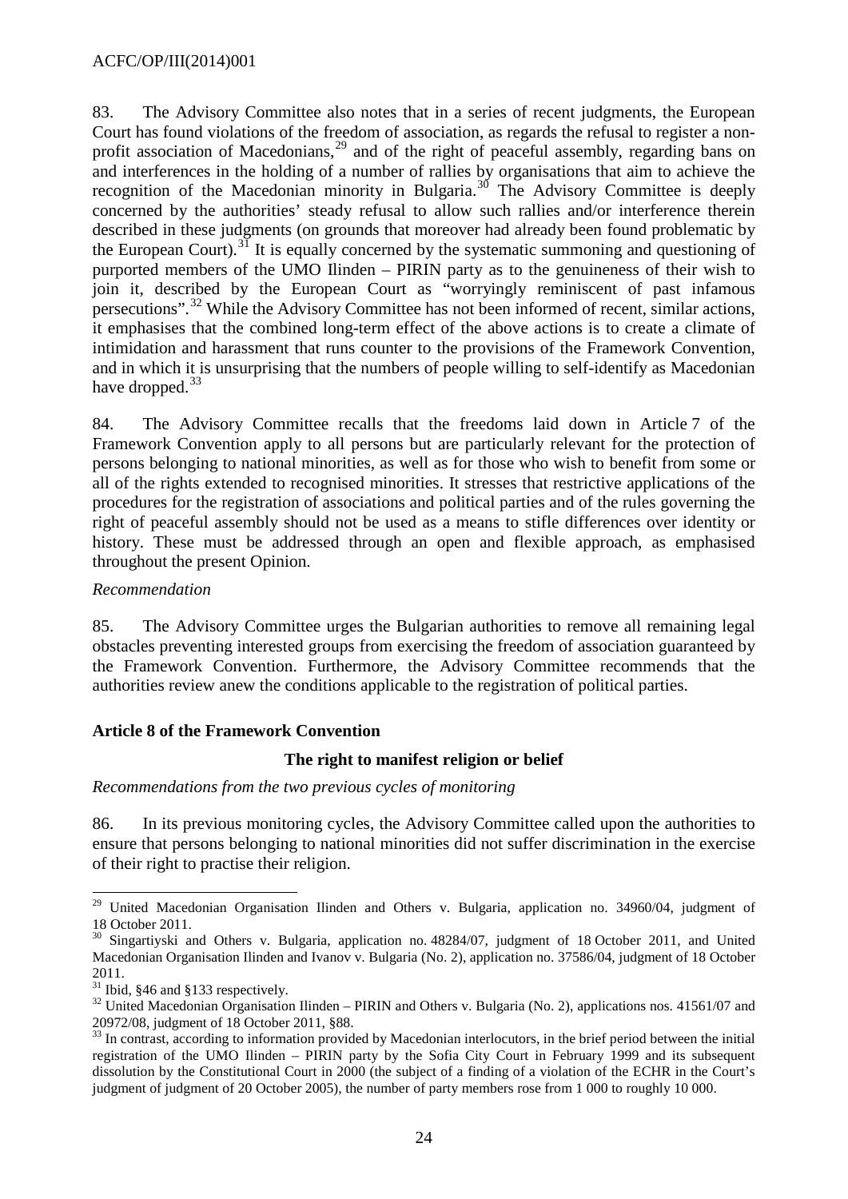83. The Advisory Committee also notes that in a series of recent judgments, the European Court has found violations of the freedom of association, as regards the refusal to register a non-profit association of Macedonians,[29] and of the right of peaceful assembly, regarding bans on and interferences in the holding of a number of rallies by organisations that aim to achieve the recognition of the Macedonian minority in Bulgaria.[30] The Advisory Committee is deeply concerned by the authorities' steady refusal to allow such rallies and/or interference therein described in these judgments (on grounds that moreover had already been found problematic by the European Court).[31] It is equally concerned by the systematic summoning and questioning of purported members of the UMO Ilinden – PIRIN party as to the genuineness of their wish to join it, described by the European Court as "worryingly reminiscent of past infamous persecutions".[32] While the Advisory Committee has not been informed of recent, similar actions, it emphasises that the combined long-term effect of the above actions is to create a climate of intimidation and harassment that runs counter to the provisions of the Framework Convention, and in which it is unsurprising that the numbers of people willing to self-identify as Macedonian have dropped.[33]

84. The Advisory Committee recalls that the freedoms laid down in Article 7 of the Framework Convention apply to all persons but are particularly relevant for the protection of persons belonging to national minorities, as well as for those who wish to benefit from some or all of the rights extended to recognised minorities. It stresses that restrictive applications of the procedures for the registration of associations and political parties and of the rules governing the right of peaceful assembly should not be used as a means to stifle differences over identity or history. These must be addressed through an open and flexible approach, as emphasised throughout the present Opinion.

*Recommendation*

85. The Advisory Committee urges the Bulgarian authorities to remove all remaining legal obstacles preventing interested groups from exercising the freedom of association guaranteed by the Framework Convention. Furthermore, the Advisory Committee recommends that the authorities review anew the conditions applicable to the registration of political parties.

### Article 8 of the Framework Convention

#### The right to manifest religion or belief

*Recommendations from the two previous cycles of monitoring*

86. In its previous monitoring cycles, the Advisory Committee called upon the authorities to ensure that persons belonging to national minorities did not suffer discrimination in the exercise of their right to practise their religion.

---

[29] United Macedonian Organisation Ilinden and Others v. Bulgaria, application no. 34960/04, judgment of 18 October 2011.

[30] Singartiyski and Others v. Bulgaria, application no. 48284/07, judgment of 18 October 2011, and United Macedonian Organisation Ilinden and Ivanov v. Bulgaria (No. 2), application no. 37586/04, judgment of 18 October 2011.

[31] Ibid, §46 and §133 respectively.

[32] United Macedonian Organisation Ilinden – PIRIN and Others v. Bulgaria (No. 2), applications nos. 41561/07 and 20972/08, judgment of 18 October 2011, §88.

[33] In contrast, according to information provided by Macedonian interlocutors, in the brief period between the initial registration of the UMO Ilinden – PIRIN party by the Sofia City Court in February 1999 and its subsequent dissolution by the Constitutional Court in 2000 (the subject of a finding of a violation of the ECHR in the Court's judgment of judgment of 20 October 2005), the number of party members rose from 1 000 to roughly 10 000.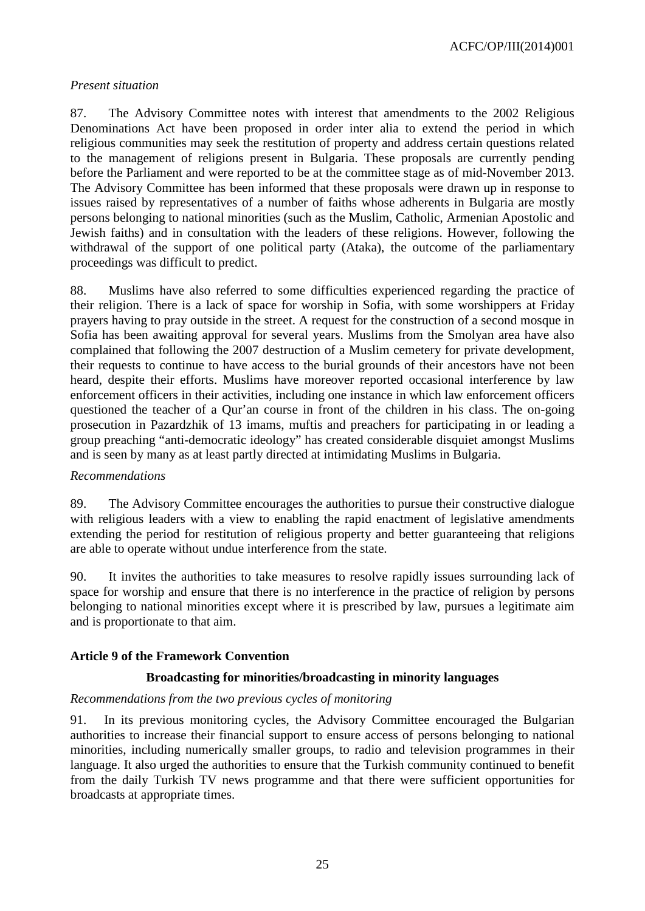*Present situation*

87. The Advisory Committee notes with interest that amendments to the 2002 Religious Denominations Act have been proposed in order inter alia to extend the period in which religious communities may seek the restitution of property and address certain questions related to the management of religions present in Bulgaria. These proposals are currently pending before the Parliament and were reported to be at the committee stage as of mid-November 2013. The Advisory Committee has been informed that these proposals were drawn up in response to issues raised by representatives of a number of faiths whose adherents in Bulgaria are mostly persons belonging to national minorities (such as the Muslim, Catholic, Armenian Apostolic and Jewish faiths) and in consultation with the leaders of these religions. However, following the withdrawal of the support of one political party (Ataka), the outcome of the parliamentary proceedings was difficult to predict.

88. Muslims have also referred to some difficulties experienced regarding the practice of their religion. There is a lack of space for worship in Sofia, with some worshippers at Friday prayers having to pray outside in the street. A request for the construction of a second mosque in Sofia has been awaiting approval for several years. Muslims from the Smolyan area have also complained that following the 2007 destruction of a Muslim cemetery for private development, their requests to continue to have access to the burial grounds of their ancestors have not been heard, despite their efforts. Muslims have moreover reported occasional interference by law enforcement officers in their activities, including one instance in which law enforcement officers questioned the teacher of a Qur'an course in front of the children in his class. The on-going prosecution in Pazardzhik of 13 imams, muftis and preachers for participating in or leading a group preaching "anti-democratic ideology" has created considerable disquiet amongst Muslims and is seen by many as at least partly directed at intimidating Muslims in Bulgaria.

*Recommendations*

89. The Advisory Committee encourages the authorities to pursue their constructive dialogue with religious leaders with a view to enabling the rapid enactment of legislative amendments extending the period for restitution of religious property and better guaranteeing that religions are able to operate without undue interference from the state.

90. It invites the authorities to take measures to resolve rapidly issues surrounding lack of space for worship and ensure that there is no interference in the practice of religion by persons belonging to national minorities except where it is prescribed by law, pursues a legitimate aim and is proportionate to that aim.

## Article 9 of the Framework Convention

### Broadcasting for minorities/broadcasting in minority languages

*Recommendations from the two previous cycles of monitoring*

91. In its previous monitoring cycles, the Advisory Committee encouraged the Bulgarian authorities to increase their financial support to ensure access of persons belonging to national minorities, including numerically smaller groups, to radio and television programmes in their language. It also urged the authorities to ensure that the Turkish community continued to benefit from the daily Turkish TV news programme and that there were sufficient opportunities for broadcasts at appropriate times.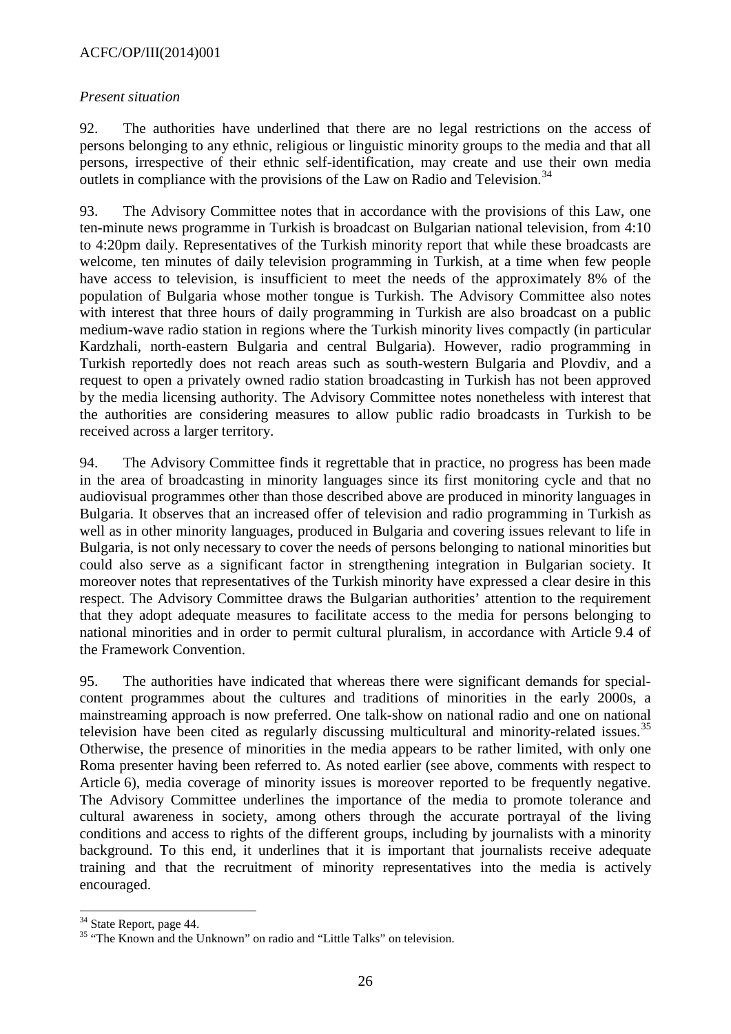*Present situation*

92. The authorities have underlined that there are no legal restrictions on the access of persons belonging to any ethnic, religious or linguistic minority groups to the media and that all persons, irrespective of their ethnic self-identification, may create and use their own media outlets in compliance with the provisions of the Law on Radio and Television.[34]

93. The Advisory Committee notes that in accordance with the provisions of this Law, one ten-minute news programme in Turkish is broadcast on Bulgarian national television, from 4:10 to 4:20pm daily. Representatives of the Turkish minority report that while these broadcasts are welcome, ten minutes of daily television programming in Turkish, at a time when few people have access to television, is insufficient to meet the needs of the approximately 8% of the population of Bulgaria whose mother tongue is Turkish. The Advisory Committee also notes with interest that three hours of daily programming in Turkish are also broadcast on a public medium-wave radio station in regions where the Turkish minority lives compactly (in particular Kardzhali, north-eastern Bulgaria and central Bulgaria). However, radio programming in Turkish reportedly does not reach areas such as south-western Bulgaria and Plovdiv, and a request to open a privately owned radio station broadcasting in Turkish has not been approved by the media licensing authority. The Advisory Committee notes nonetheless with interest that the authorities are considering measures to allow public radio broadcasts in Turkish to be received across a larger territory.

94. The Advisory Committee finds it regrettable that in practice, no progress has been made in the area of broadcasting in minority languages since its first monitoring cycle and that no audiovisual programmes other than those described above are produced in minority languages in Bulgaria. It observes that an increased offer of television and radio programming in Turkish as well as in other minority languages, produced in Bulgaria and covering issues relevant to life in Bulgaria, is not only necessary to cover the needs of persons belonging to national minorities but could also serve as a significant factor in strengthening integration in Bulgarian society. It moreover notes that representatives of the Turkish minority have expressed a clear desire in this respect. The Advisory Committee draws the Bulgarian authorities' attention to the requirement that they adopt adequate measures to facilitate access to the media for persons belonging to national minorities and in order to permit cultural pluralism, in accordance with Article 9.4 of the Framework Convention.

95. The authorities have indicated that whereas there were significant demands for special-content programmes about the cultures and traditions of minorities in the early 2000s, a mainstreaming approach is now preferred. One talk-show on national radio and one on national television have been cited as regularly discussing multicultural and minority-related issues.[35] Otherwise, the presence of minorities in the media appears to be rather limited, with only one Roma presenter having been referred to. As noted earlier (see above, comments with respect to Article 6), media coverage of minority issues is moreover reported to be frequently negative. The Advisory Committee underlines the importance of the media to promote tolerance and cultural awareness in society, among others through the accurate portrayal of the living conditions and access to rights of the different groups, including by journalists with a minority background. To this end, it underlines that it is important that journalists receive adequate training and that the recruitment of minority representatives into the media is actively encouraged.

---

[34] State Report, page 44.

[35] "The Known and the Unknown" on radio and "Little Talks" on television.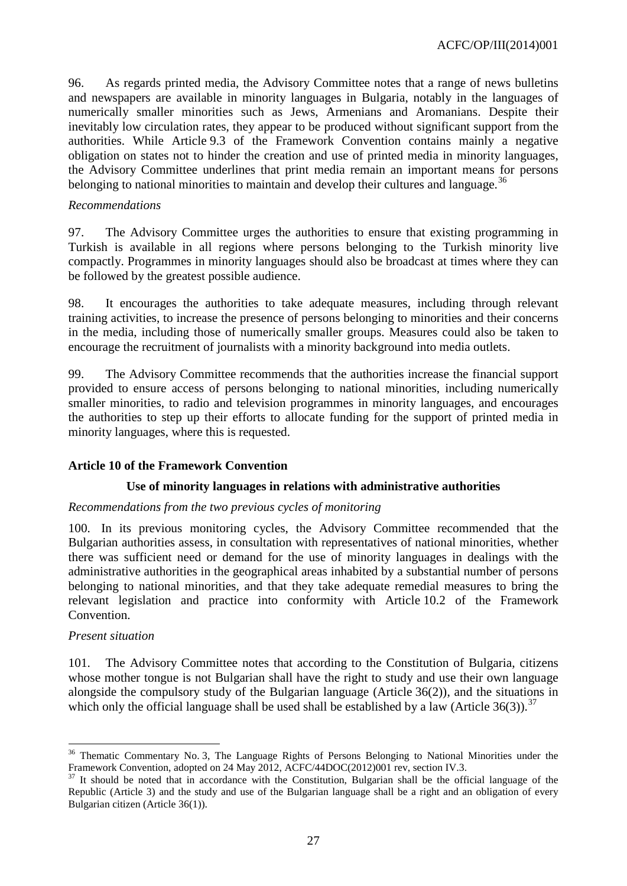96. As regards printed media, the Advisory Committee notes that a range of news bulletins and newspapers are available in minority languages in Bulgaria, notably in the languages of numerically smaller minorities such as Jews, Armenians and Aromanians. Despite their inevitably low circulation rates, they appear to be produced without significant support from the authorities. While Article 9.3 of the Framework Convention contains mainly a negative obligation on states not to hinder the creation and use of printed media in minority languages, the Advisory Committee underlines that print media remain an important means for persons belonging to national minorities to maintain and develop their cultures and language.[36]

*Recommendations*

97. The Advisory Committee urges the authorities to ensure that existing programming in Turkish is available in all regions where persons belonging to the Turkish minority live compactly. Programmes in minority languages should also be broadcast at times where they can be followed by the greatest possible audience.

98. It encourages the authorities to take adequate measures, including through relevant training activities, to increase the presence of persons belonging to minorities and their concerns in the media, including those of numerically smaller groups. Measures could also be taken to encourage the recruitment of journalists with a minority background into media outlets.

99. The Advisory Committee recommends that the authorities increase the financial support provided to ensure access of persons belonging to national minorities, including numerically smaller minorities, to radio and television programmes in minority languages, and encourages the authorities to step up their efforts to allocate funding for the support of printed media in minority languages, where this is requested.

### Article 10 of the Framework Convention

#### Use of minority languages in relations with administrative authorities

*Recommendations from the two previous cycles of monitoring*

100. In its previous monitoring cycles, the Advisory Committee recommended that the Bulgarian authorities assess, in consultation with representatives of national minorities, whether there was sufficient need or demand for the use of minority languages in dealings with the administrative authorities in the geographical areas inhabited by a substantial number of persons belonging to national minorities, and that they take adequate remedial measures to bring the relevant legislation and practice into conformity with Article 10.2 of the Framework Convention.

*Present situation*

101. The Advisory Committee notes that according to the Constitution of Bulgaria, citizens whose mother tongue is not Bulgarian shall have the right to study and use their own language alongside the compulsory study of the Bulgarian language (Article 36(2)), and the situations in which only the official language shall be used shall be established by a law (Article 36(3)).[37]

---

[36] Thematic Commentary No. 3, The Language Rights of Persons Belonging to National Minorities under the Framework Convention, adopted on 24 May 2012, ACFC/44DOC(2012)001 rev, section IV.3.

[37] It should be noted that in accordance with the Constitution, Bulgarian shall be the official language of the Republic (Article 3) and the study and use of the Bulgarian language shall be a right and an obligation of every Bulgarian citizen (Article 36(1)).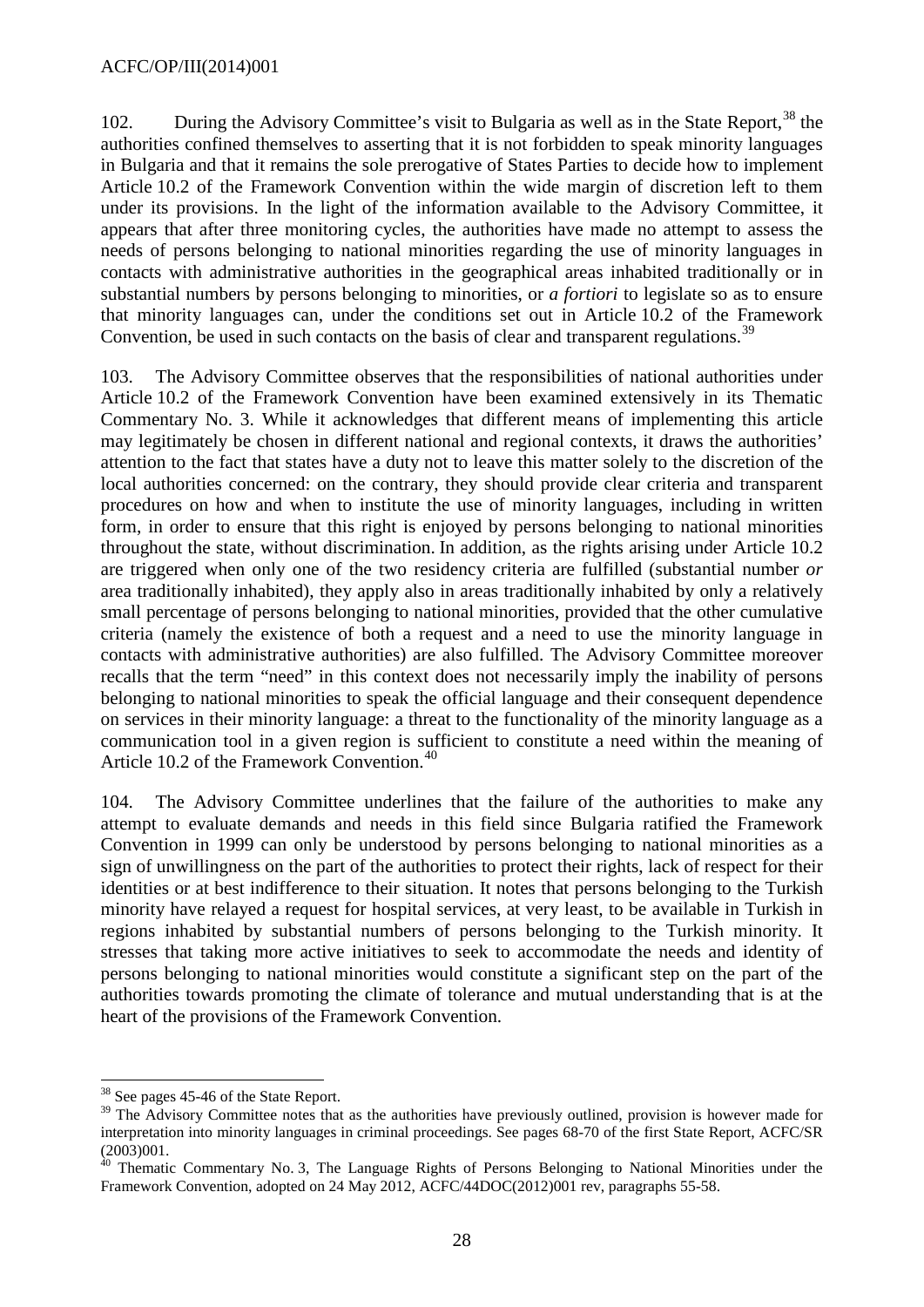102. During the Advisory Committee's visit to Bulgaria as well as in the State Report,[38] the authorities confined themselves to asserting that it is not forbidden to speak minority languages in Bulgaria and that it remains the sole prerogative of States Parties to decide how to implement Article 10.2 of the Framework Convention within the wide margin of discretion left to them under its provisions. In the light of the information available to the Advisory Committee, it appears that after three monitoring cycles, the authorities have made no attempt to assess the needs of persons belonging to national minorities regarding the use of minority languages in contacts with administrative authorities in the geographical areas inhabited traditionally or in substantial numbers by persons belonging to minorities, or *a fortiori* to legislate so as to ensure that minority languages can, under the conditions set out in Article 10.2 of the Framework Convention, be used in such contacts on the basis of clear and transparent regulations.[39]

103. The Advisory Committee observes that the responsibilities of national authorities under Article 10.2 of the Framework Convention have been examined extensively in its Thematic Commentary No. 3. While it acknowledges that different means of implementing this article may legitimately be chosen in different national and regional contexts, it draws the authorities' attention to the fact that states have a duty not to leave this matter solely to the discretion of the local authorities concerned: on the contrary, they should provide clear criteria and transparent procedures on how and when to institute the use of minority languages, including in written form, in order to ensure that this right is enjoyed by persons belonging to national minorities throughout the state, without discrimination. In addition, as the rights arising under Article 10.2 are triggered when only one of the two residency criteria are fulfilled (substantial number *or* area traditionally inhabited), they apply also in areas traditionally inhabited by only a relatively small percentage of persons belonging to national minorities, provided that the other cumulative criteria (namely the existence of both a request and a need to use the minority language in contacts with administrative authorities) are also fulfilled. The Advisory Committee moreover recalls that the term "need" in this context does not necessarily imply the inability of persons belonging to national minorities to speak the official language and their consequent dependence on services in their minority language: a threat to the functionality of the minority language as a communication tool in a given region is sufficient to constitute a need within the meaning of Article 10.2 of the Framework Convention.[40]

104. The Advisory Committee underlines that the failure of the authorities to make any attempt to evaluate demands and needs in this field since Bulgaria ratified the Framework Convention in 1999 can only be understood by persons belonging to national minorities as a sign of unwillingness on the part of the authorities to protect their rights, lack of respect for their identities or at best indifference to their situation. It notes that persons belonging to the Turkish minority have relayed a request for hospital services, at very least, to be available in Turkish in regions inhabited by substantial numbers of persons belonging to the Turkish minority. It stresses that taking more active initiatives to seek to accommodate the needs and identity of persons belonging to national minorities would constitute a significant step on the part of the authorities towards promoting the climate of tolerance and mutual understanding that is at the heart of the provisions of the Framework Convention.

---

[38] See pages 45-46 of the State Report.

[39] The Advisory Committee notes that as the authorities have previously outlined, provision is however made for interpretation into minority languages in criminal proceedings. See pages 68-70 of the first State Report, ACFC/SR (2003)001.

[40] Thematic Commentary No. 3, The Language Rights of Persons Belonging to National Minorities under the Framework Convention, adopted on 24 May 2012, ACFC/44DOC(2012)001 rev, paragraphs 55-58.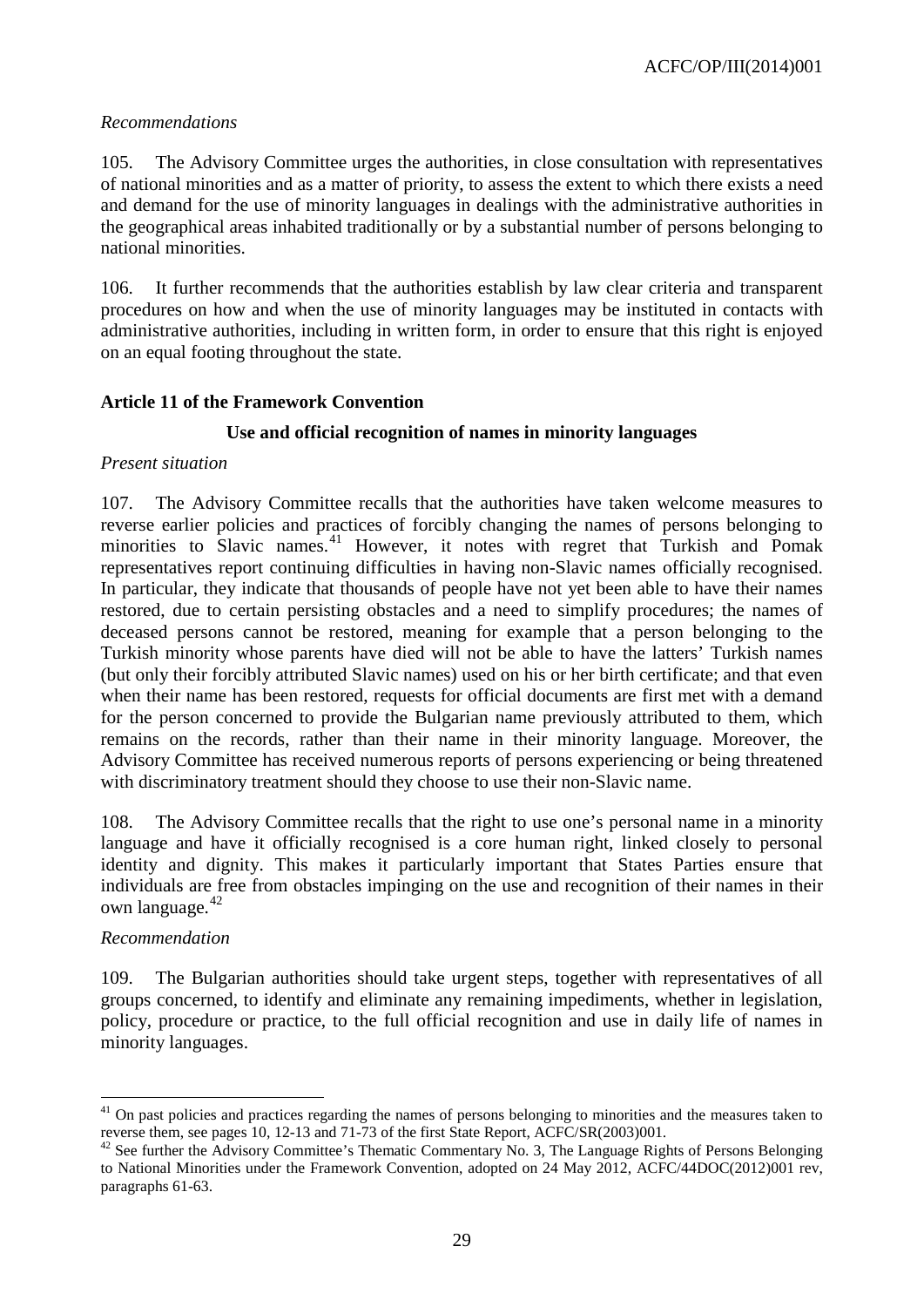*Recommendations*

105. The Advisory Committee urges the authorities, in close consultation with representatives of national minorities and as a matter of priority, to assess the extent to which there exists a need and demand for the use of minority languages in dealings with the administrative authorities in the geographical areas inhabited traditionally or by a substantial number of persons belonging to national minorities.

106. It further recommends that the authorities establish by law clear criteria and transparent procedures on how and when the use of minority languages may be instituted in contacts with administrative authorities, including in written form, in order to ensure that this right is enjoyed on an equal footing throughout the state.

### Article 11 of the Framework Convention

#### Use and official recognition of names in minority languages

*Present situation*

107. The Advisory Committee recalls that the authorities have taken welcome measures to reverse earlier policies and practices of forcibly changing the names of persons belonging to minorities to Slavic names.[41] However, it notes with regret that Turkish and Pomak representatives report continuing difficulties in having non-Slavic names officially recognised. In particular, they indicate that thousands of people have not yet been able to have their names restored, due to certain persisting obstacles and a need to simplify procedures; the names of deceased persons cannot be restored, meaning for example that a person belonging to the Turkish minority whose parents have died will not be able to have the latters' Turkish names (but only their forcibly attributed Slavic names) used on his or her birth certificate; and that even when their name has been restored, requests for official documents are first met with a demand for the person concerned to provide the Bulgarian name previously attributed to them, which remains on the records, rather than their name in their minority language. Moreover, the Advisory Committee has received numerous reports of persons experiencing or being threatened with discriminatory treatment should they choose to use their non-Slavic name.

108. The Advisory Committee recalls that the right to use one's personal name in a minority language and have it officially recognised is a core human right, linked closely to personal identity and dignity. This makes it particularly important that States Parties ensure that individuals are free from obstacles impinging on the use and recognition of their names in their own language.[42]

*Recommendation*

109. The Bulgarian authorities should take urgent steps, together with representatives of all groups concerned, to identify and eliminate any remaining impediments, whether in legislation, policy, procedure or practice, to the full official recognition and use in daily life of names in minority languages.

---

[41] On past policies and practices regarding the names of persons belonging to minorities and the measures taken to reverse them, see pages 10, 12-13 and 71-73 of the first State Report, ACFC/SR(2003)001.

[42] See further the Advisory Committee's Thematic Commentary No. 3, The Language Rights of Persons Belonging to National Minorities under the Framework Convention, adopted on 24 May 2012, ACFC/44DOC(2012)001 rev, paragraphs 61-63.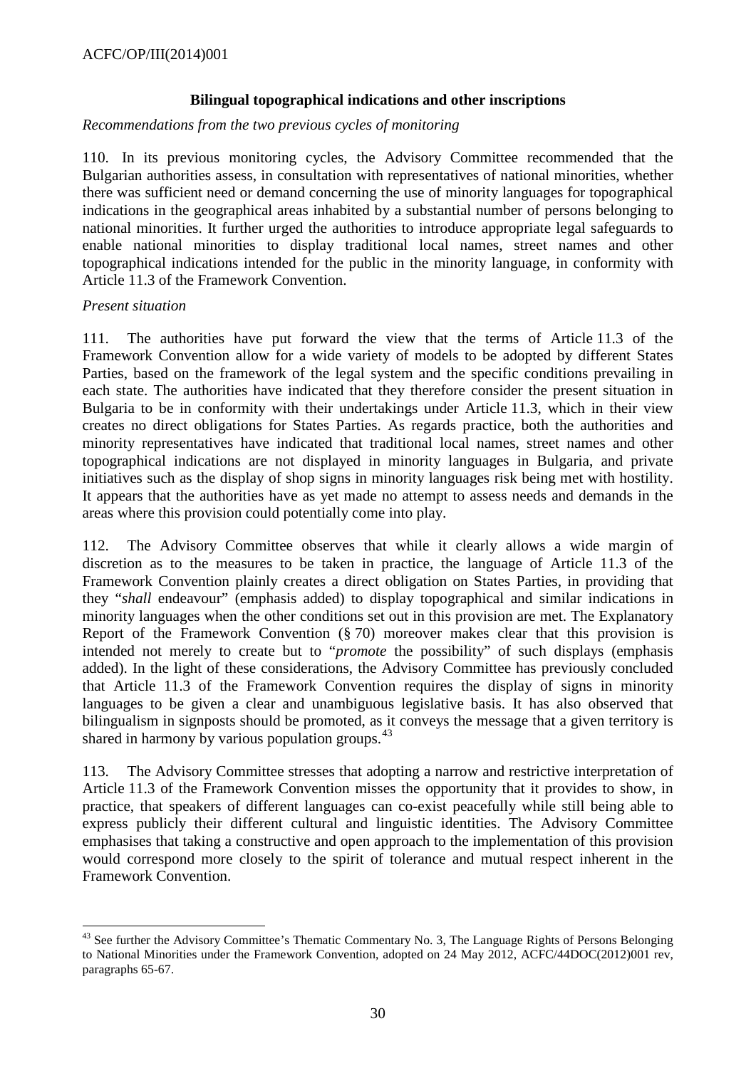### Bilingual topographical indications and other inscriptions

*Recommendations from the two previous cycles of monitoring*

110. In its previous monitoring cycles, the Advisory Committee recommended that the Bulgarian authorities assess, in consultation with representatives of national minorities, whether there was sufficient need or demand concerning the use of minority languages for topographical indications in the geographical areas inhabited by a substantial number of persons belonging to national minorities. It further urged the authorities to introduce appropriate legal safeguards to enable national minorities to display traditional local names, street names and other topographical indications intended for the public in the minority language, in conformity with Article 11.3 of the Framework Convention.

*Present situation*

111. The authorities have put forward the view that the terms of Article 11.3 of the Framework Convention allow for a wide variety of models to be adopted by different States Parties, based on the framework of the legal system and the specific conditions prevailing in each state. The authorities have indicated that they therefore consider the present situation in Bulgaria to be in conformity with their undertakings under Article 11.3, which in their view creates no direct obligations for States Parties. As regards practice, both the authorities and minority representatives have indicated that traditional local names, street names and other topographical indications are not displayed in minority languages in Bulgaria, and private initiatives such as the display of shop signs in minority languages risk being met with hostility. It appears that the authorities have as yet made no attempt to assess needs and demands in the areas where this provision could potentially come into play.

112. The Advisory Committee observes that while it clearly allows a wide margin of discretion as to the measures to be taken in practice, the language of Article 11.3 of the Framework Convention plainly creates a direct obligation on States Parties, in providing that they "*shall* endeavour" (emphasis added) to display topographical and similar indications in minority languages when the other conditions set out in this provision are met. The Explanatory Report of the Framework Convention (§ 70) moreover makes clear that this provision is intended not merely to create but to "*promote* the possibility" of such displays (emphasis added). In the light of these considerations, the Advisory Committee has previously concluded that Article 11.3 of the Framework Convention requires the display of signs in minority languages to be given a clear and unambiguous legislative basis. It has also observed that bilingualism in signposts should be promoted, as it conveys the message that a given territory is shared in harmony by various population groups.[43]

113. The Advisory Committee stresses that adopting a narrow and restrictive interpretation of Article 11.3 of the Framework Convention misses the opportunity that it provides to show, in practice, that speakers of different languages can co-exist peacefully while still being able to express publicly their different cultural and linguistic identities. The Advisory Committee emphasises that taking a constructive and open approach to the implementation of this provision would correspond more closely to the spirit of tolerance and mutual respect inherent in the Framework Convention.

---

[43] See further the Advisory Committee's Thematic Commentary No. 3, The Language Rights of Persons Belonging to National Minorities under the Framework Convention, adopted on 24 May 2012, ACFC/44DOC(2012)001 rev, paragraphs 65-67.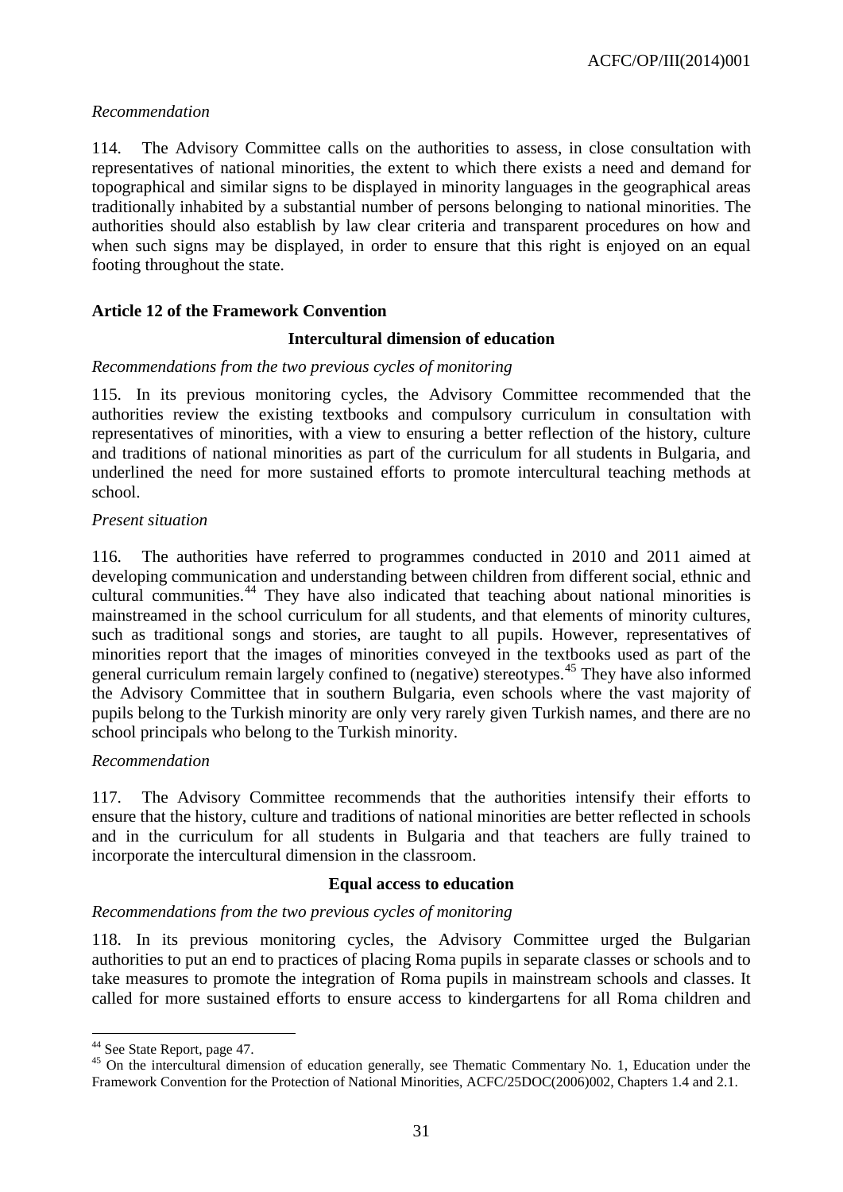*Recommendation*

114. The Advisory Committee calls on the authorities to assess, in close consultation with representatives of national minorities, the extent to which there exists a need and demand for topographical and similar signs to be displayed in minority languages in the geographical areas traditionally inhabited by a substantial number of persons belonging to national minorities. The authorities should also establish by law clear criteria and transparent procedures on how and when such signs may be displayed, in order to ensure that this right is enjoyed on an equal footing throughout the state.

### Article 12 of the Framework Convention

#### Intercultural dimension of education

*Recommendations from the two previous cycles of monitoring*

115. In its previous monitoring cycles, the Advisory Committee recommended that the authorities review the existing textbooks and compulsory curriculum in consultation with representatives of minorities, with a view to ensuring a better reflection of the history, culture and traditions of national minorities as part of the curriculum for all students in Bulgaria, and underlined the need for more sustained efforts to promote intercultural teaching methods at school.

*Present situation*

116. The authorities have referred to programmes conducted in 2010 and 2011 aimed at developing communication and understanding between children from different social, ethnic and cultural communities.[44] They have also indicated that teaching about national minorities is mainstreamed in the school curriculum for all students, and that elements of minority cultures, such as traditional songs and stories, are taught to all pupils. However, representatives of minorities report that the images of minorities conveyed in the textbooks used as part of the general curriculum remain largely confined to (negative) stereotypes.[45] They have also informed the Advisory Committee that in southern Bulgaria, even schools where the vast majority of pupils belong to the Turkish minority are only very rarely given Turkish names, and there are no school principals who belong to the Turkish minority.

*Recommendation*

117. The Advisory Committee recommends that the authorities intensify their efforts to ensure that the history, culture and traditions of national minorities are better reflected in schools and in the curriculum for all students in Bulgaria and that teachers are fully trained to incorporate the intercultural dimension in the classroom.

#### Equal access to education

*Recommendations from the two previous cycles of monitoring*

118. In its previous monitoring cycles, the Advisory Committee urged the Bulgarian authorities to put an end to practices of placing Roma pupils in separate classes or schools and to take measures to promote the integration of Roma pupils in mainstream schools and classes. It called for more sustained efforts to ensure access to kindergartens for all Roma children and

---

[44] See State Report, page 47.

[45] On the intercultural dimension of education generally, see Thematic Commentary No. 1, Education under the Framework Convention for the Protection of National Minorities, ACFC/25DOC(2006)002, Chapters 1.4 and 2.1.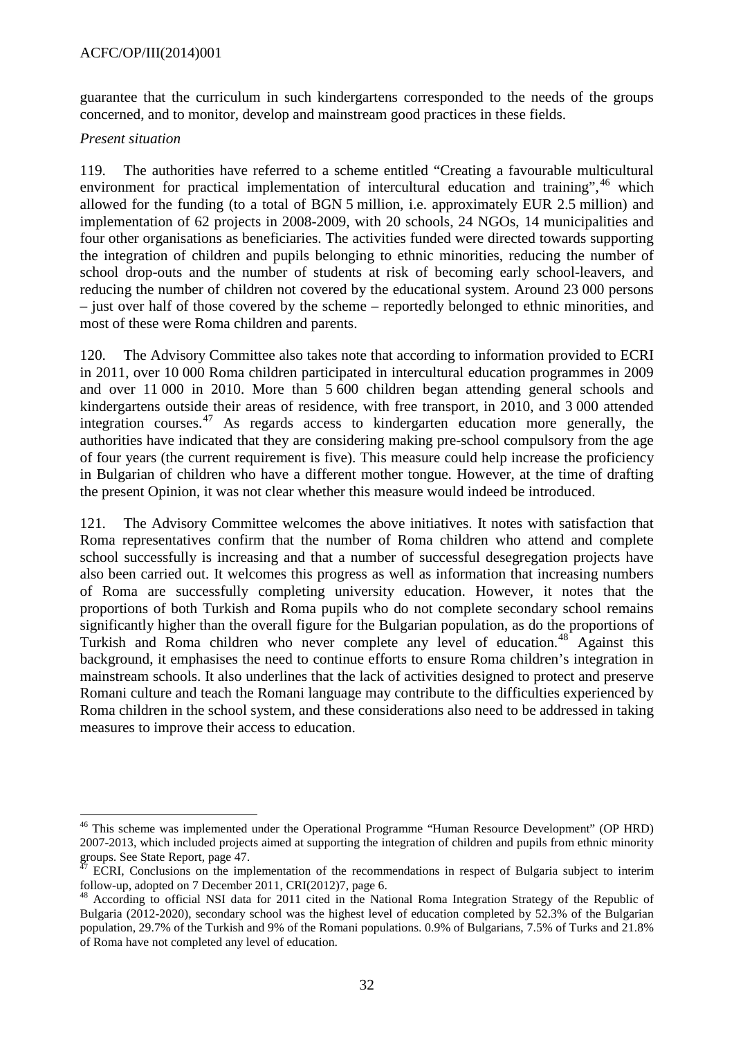guarantee that the curriculum in such kindergartens corresponded to the needs of the groups concerned, and to monitor, develop and mainstream good practices in these fields.

*Present situation*

119. The authorities have referred to a scheme entitled "Creating a favourable multicultural environment for practical implementation of intercultural education and training",[46] which allowed for the funding (to a total of BGN 5 million, i.e. approximately EUR 2.5 million) and implementation of 62 projects in 2008-2009, with 20 schools, 24 NGOs, 14 municipalities and four other organisations as beneficiaries. The activities funded were directed towards supporting the integration of children and pupils belonging to ethnic minorities, reducing the number of school drop-outs and the number of students at risk of becoming early school-leavers, and reducing the number of children not covered by the educational system. Around 23 000 persons – just over half of those covered by the scheme – reportedly belonged to ethnic minorities, and most of these were Roma children and parents.

120. The Advisory Committee also takes note that according to information provided to ECRI in 2011, over 10 000 Roma children participated in intercultural education programmes in 2009 and over 11 000 in 2010. More than 5 600 children began attending general schools and kindergartens outside their areas of residence, with free transport, in 2010, and 3 000 attended integration courses.[47] As regards access to kindergarten education more generally, the authorities have indicated that they are considering making pre-school compulsory from the age of four years (the current requirement is five). This measure could help increase the proficiency in Bulgarian of children who have a different mother tongue. However, at the time of drafting the present Opinion, it was not clear whether this measure would indeed be introduced.

121. The Advisory Committee welcomes the above initiatives. It notes with satisfaction that Roma representatives confirm that the number of Roma children who attend and complete school successfully is increasing and that a number of successful desegregation projects have also been carried out. It welcomes this progress as well as information that increasing numbers of Roma are successfully completing university education. However, it notes that the proportions of both Turkish and Roma pupils who do not complete secondary school remains significantly higher than the overall figure for the Bulgarian population, as do the proportions of Turkish and Roma children who never complete any level of education.[48] Against this background, it emphasises the need to continue efforts to ensure Roma children's integration in mainstream schools. It also underlines that the lack of activities designed to protect and preserve Romani culture and teach the Romani language may contribute to the difficulties experienced by Roma children in the school system, and these considerations also need to be addressed in taking measures to improve their access to education.

---

[46] This scheme was implemented under the Operational Programme "Human Resource Development" (OP HRD) 2007-2013, which included projects aimed at supporting the integration of children and pupils from ethnic minority groups. See State Report, page 47.

[47] ECRI, Conclusions on the implementation of the recommendations in respect of Bulgaria subject to interim follow-up, adopted on 7 December 2011, CRI(2012)7, page 6.

[48] According to official NSI data for 2011 cited in the National Roma Integration Strategy of the Republic of Bulgaria (2012-2020), secondary school was the highest level of education completed by 52.3% of the Bulgarian population, 29.7% of the Turkish and 9% of the Romani populations. 0.9% of Bulgarians, 7.5% of Turks and 21.8% of Roma have not completed any level of education.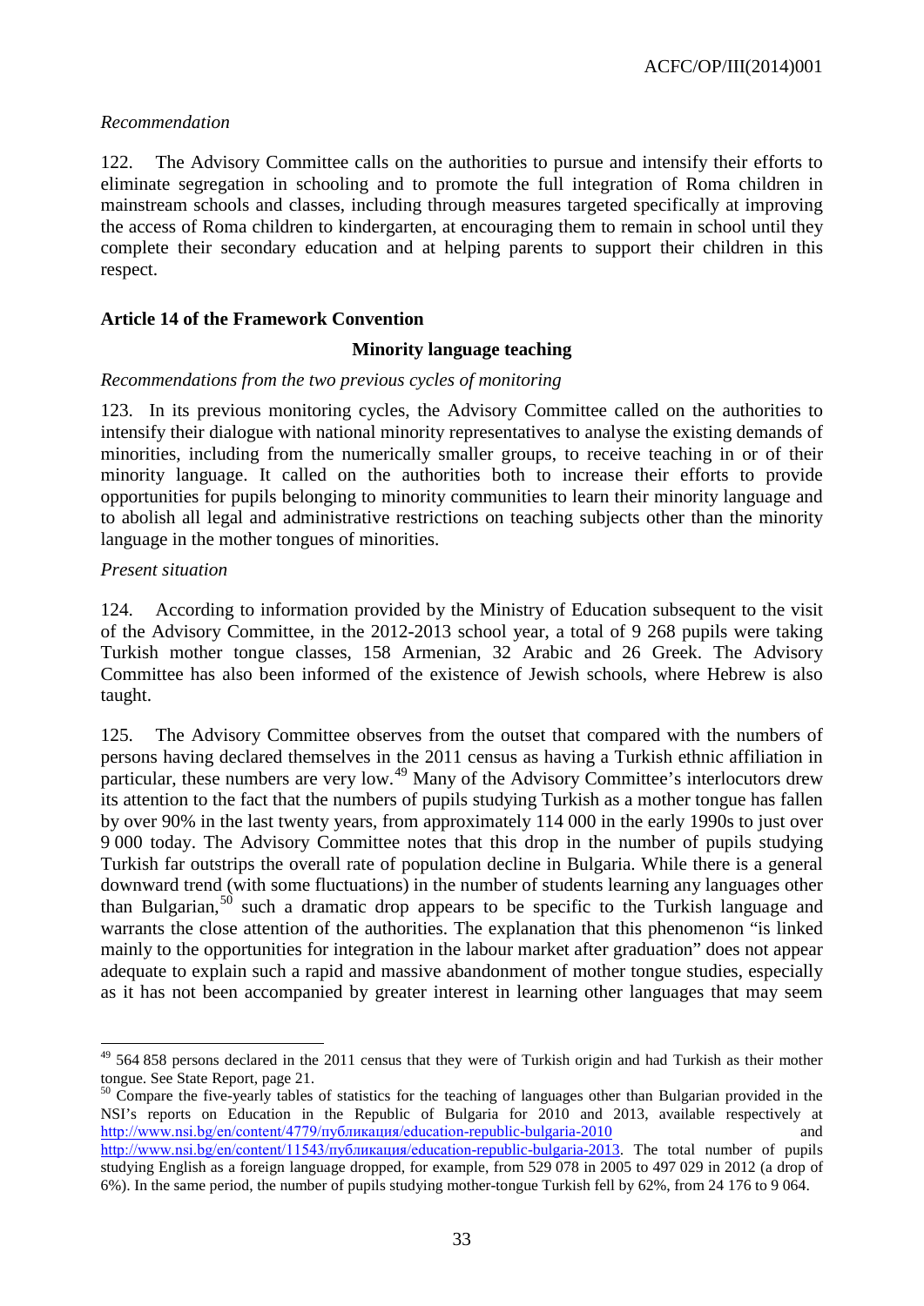*Recommendation*

122. The Advisory Committee calls on the authorities to pursue and intensify their efforts to eliminate segregation in schooling and to promote the full integration of Roma children in mainstream schools and classes, including through measures targeted specifically at improving the access of Roma children to kindergarten, at encouraging them to remain in school until they complete their secondary education and at helping parents to support their children in this respect.

**Article 14 of the Framework Convention**

**Minority language teaching**

*Recommendations from the two previous cycles of monitoring*

123. In its previous monitoring cycles, the Advisory Committee called on the authorities to intensify their dialogue with national minority representatives to analyse the existing demands of minorities, including from the numerically smaller groups, to receive teaching in or of their minority language. It called on the authorities both to increase their efforts to provide opportunities for pupils belonging to minority communities to learn their minority language and to abolish all legal and administrative restrictions on teaching subjects other than the minority language in the mother tongues of minorities.

*Present situation*

124. According to information provided by the Ministry of Education subsequent to the visit of the Advisory Committee, in the 2012-2013 school year, a total of 9 268 pupils were taking Turkish mother tongue classes, 158 Armenian, 32 Arabic and 26 Greek. The Advisory Committee has also been informed of the existence of Jewish schools, where Hebrew is also taught.

125. The Advisory Committee observes from the outset that compared with the numbers of persons having declared themselves in the 2011 census as having a Turkish ethnic affiliation in particular, these numbers are very low.[49] Many of the Advisory Committee's interlocutors drew its attention to the fact that the numbers of pupils studying Turkish as a mother tongue has fallen by over 90% in the last twenty years, from approximately 114 000 in the early 1990s to just over 9 000 today. The Advisory Committee notes that this drop in the number of pupils studying Turkish far outstrips the overall rate of population decline in Bulgaria. While there is a general downward trend (with some fluctuations) in the number of students learning any languages other than Bulgarian,[50] such a dramatic drop appears to be specific to the Turkish language and warrants the close attention of the authorities. The explanation that this phenomenon "is linked mainly to the opportunities for integration in the labour market after graduation" does not appear adequate to explain such a rapid and massive abandonment of mother tongue studies, especially as it has not been accompanied by greater interest in learning other languages that may seem

---

[49] 564 858 persons declared in the 2011 census that they were of Turkish origin and had Turkish as their mother tongue. See State Report, page 21.

[50] Compare the five-yearly tables of statistics for the teaching of languages other than Bulgarian provided in the NSI's reports on Education in the Republic of Bulgaria for 2010 and 2013, available respectively at http://www.nsi.bg/en/content/4779/публикация/education-republic-bulgaria-2010 and http://www.nsi.bg/en/content/11543/публикация/education-republic-bulgaria-2013. The total number of pupils studying English as a foreign language dropped, for example, from 529 078 in 2005 to 497 029 in 2012 (a drop of 6%). In the same period, the number of pupils studying mother-tongue Turkish fell by 62%, from 24 176 to 9 064.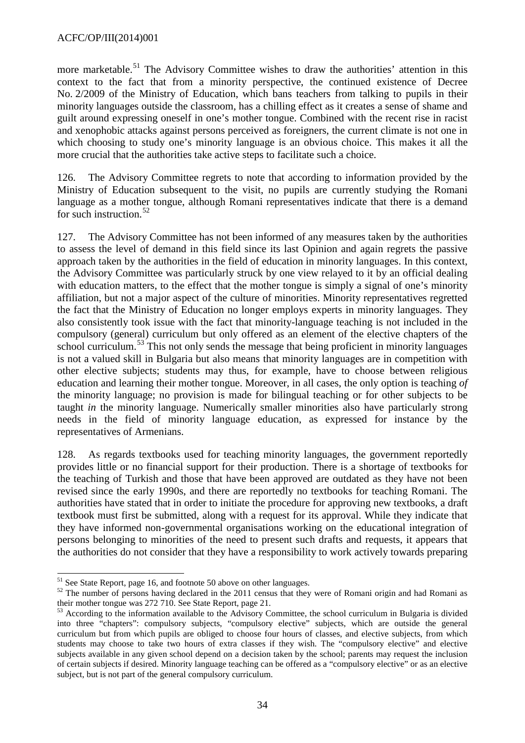more marketable.[51] The Advisory Committee wishes to draw the authorities' attention in this context to the fact that from a minority perspective, the continued existence of Decree No. 2/2009 of the Ministry of Education, which bans teachers from talking to pupils in their minority languages outside the classroom, has a chilling effect as it creates a sense of shame and guilt around expressing oneself in one's mother tongue. Combined with the recent rise in racist and xenophobic attacks against persons perceived as foreigners, the current climate is not one in which choosing to study one's minority language is an obvious choice. This makes it all the more crucial that the authorities take active steps to facilitate such a choice.

126. The Advisory Committee regrets to note that according to information provided by the Ministry of Education subsequent to the visit, no pupils are currently studying the Romani language as a mother tongue, although Romani representatives indicate that there is a demand for such instruction.[52]

127. The Advisory Committee has not been informed of any measures taken by the authorities to assess the level of demand in this field since its last Opinion and again regrets the passive approach taken by the authorities in the field of education in minority languages. In this context, the Advisory Committee was particularly struck by one view relayed to it by an official dealing with education matters, to the effect that the mother tongue is simply a signal of one's minority affiliation, but not a major aspect of the culture of minorities. Minority representatives regretted the fact that the Ministry of Education no longer employs experts in minority languages. They also consistently took issue with the fact that minority-language teaching is not included in the compulsory (general) curriculum but only offered as an element of the elective chapters of the school curriculum.[53] This not only sends the message that being proficient in minority languages is not a valued skill in Bulgaria but also means that minority languages are in competition with other elective subjects; students may thus, for example, have to choose between religious education and learning their mother tongue. Moreover, in all cases, the only option is teaching *of* the minority language; no provision is made for bilingual teaching or for other subjects to be taught *in* the minority language. Numerically smaller minorities also have particularly strong needs in the field of minority language education, as expressed for instance by the representatives of Armenians.

128. As regards textbooks used for teaching minority languages, the government reportedly provides little or no financial support for their production. There is a shortage of textbooks for the teaching of Turkish and those that have been approved are outdated as they have not been revised since the early 1990s, and there are reportedly no textbooks for teaching Romani. The authorities have stated that in order to initiate the procedure for approving new textbooks, a draft textbook must first be submitted, along with a request for its approval. While they indicate that they have informed non-governmental organisations working on the educational integration of persons belonging to minorities of the need to present such drafts and requests, it appears that the authorities do not consider that they have a responsibility to work actively towards preparing

---

[51] See State Report, page 16, and footnote 50 above on other languages.

[52] The number of persons having declared in the 2011 census that they were of Romani origin and had Romani as their mother tongue was 272 710. See State Report, page 21.

[53] According to the information available to the Advisory Committee, the school curriculum in Bulgaria is divided into three "chapters": compulsory subjects, "compulsory elective" subjects, which are outside the general curriculum but from which pupils are obliged to choose four hours of classes, and elective subjects, from which students may choose to take two hours of extra classes if they wish. The "compulsory elective" and elective subjects available in any given school depend on a decision taken by the school; parents may request the inclusion of certain subjects if desired. Minority language teaching can be offered as a "compulsory elective" or as an elective subject, but is not part of the general compulsory curriculum.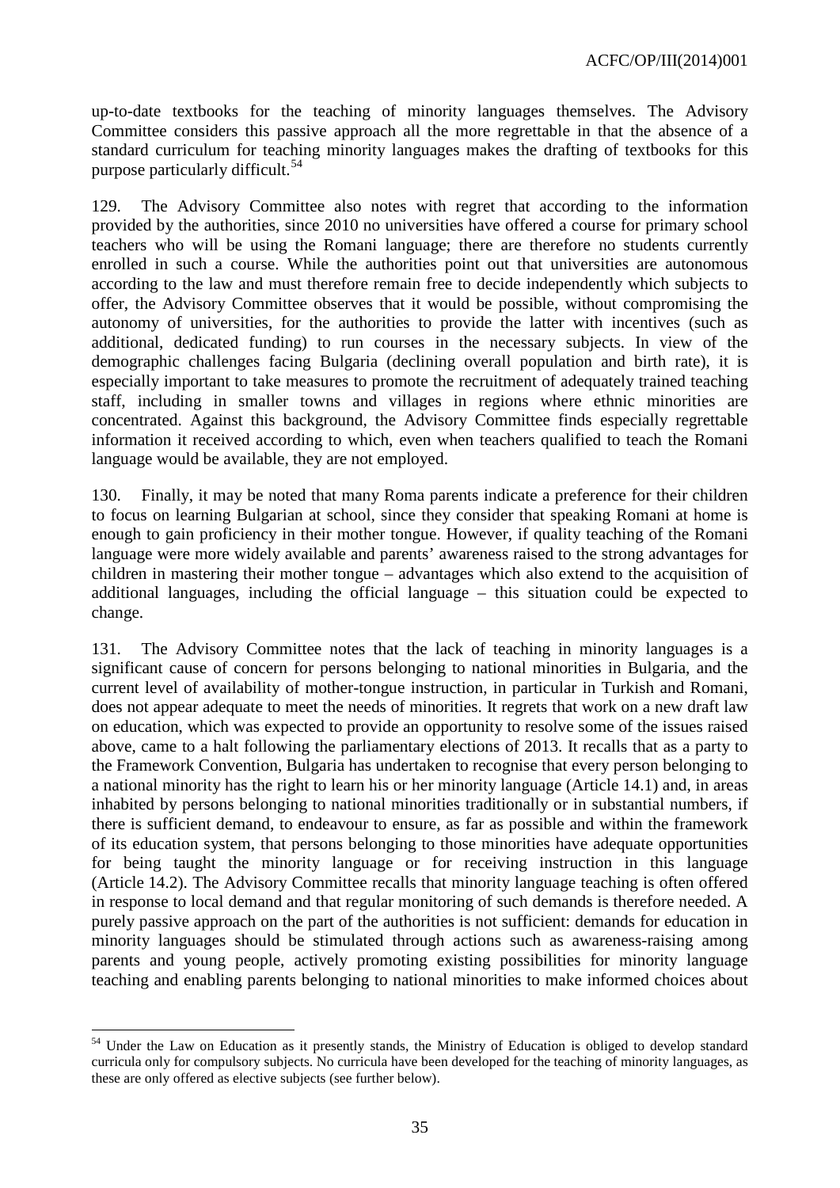up-to-date textbooks for the teaching of minority languages themselves. The Advisory Committee considers this passive approach all the more regrettable in that the absence of a standard curriculum for teaching minority languages makes the drafting of textbooks for this purpose particularly difficult.[54]

129. The Advisory Committee also notes with regret that according to the information provided by the authorities, since 2010 no universities have offered a course for primary school teachers who will be using the Romani language; there are therefore no students currently enrolled in such a course. While the authorities point out that universities are autonomous according to the law and must therefore remain free to decide independently which subjects to offer, the Advisory Committee observes that it would be possible, without compromising the autonomy of universities, for the authorities to provide the latter with incentives (such as additional, dedicated funding) to run courses in the necessary subjects. In view of the demographic challenges facing Bulgaria (declining overall population and birth rate), it is especially important to take measures to promote the recruitment of adequately trained teaching staff, including in smaller towns and villages in regions where ethnic minorities are concentrated. Against this background, the Advisory Committee finds especially regrettable information it received according to which, even when teachers qualified to teach the Romani language would be available, they are not employed.

130. Finally, it may be noted that many Roma parents indicate a preference for their children to focus on learning Bulgarian at school, since they consider that speaking Romani at home is enough to gain proficiency in their mother tongue. However, if quality teaching of the Romani language were more widely available and parents' awareness raised to the strong advantages for children in mastering their mother tongue – advantages which also extend to the acquisition of additional languages, including the official language – this situation could be expected to change.

131. The Advisory Committee notes that the lack of teaching in minority languages is a significant cause of concern for persons belonging to national minorities in Bulgaria, and the current level of availability of mother-tongue instruction, in particular in Turkish and Romani, does not appear adequate to meet the needs of minorities. It regrets that work on a new draft law on education, which was expected to provide an opportunity to resolve some of the issues raised above, came to a halt following the parliamentary elections of 2013. It recalls that as a party to the Framework Convention, Bulgaria has undertaken to recognise that every person belonging to a national minority has the right to learn his or her minority language (Article 14.1) and, in areas inhabited by persons belonging to national minorities traditionally or in substantial numbers, if there is sufficient demand, to endeavour to ensure, as far as possible and within the framework of its education system, that persons belonging to those minorities have adequate opportunities for being taught the minority language or for receiving instruction in this language (Article 14.2). The Advisory Committee recalls that minority language teaching is often offered in response to local demand and that regular monitoring of such demands is therefore needed. A purely passive approach on the part of the authorities is not sufficient: demands for education in minority languages should be stimulated through actions such as awareness-raising among parents and young people, actively promoting existing possibilities for minority language teaching and enabling parents belonging to national minorities to make informed choices about

---

[54] Under the Law on Education as it presently stands, the Ministry of Education is obliged to develop standard curricula only for compulsory subjects. No curricula have been developed for the teaching of minority languages, as these are only offered as elective subjects (see further below).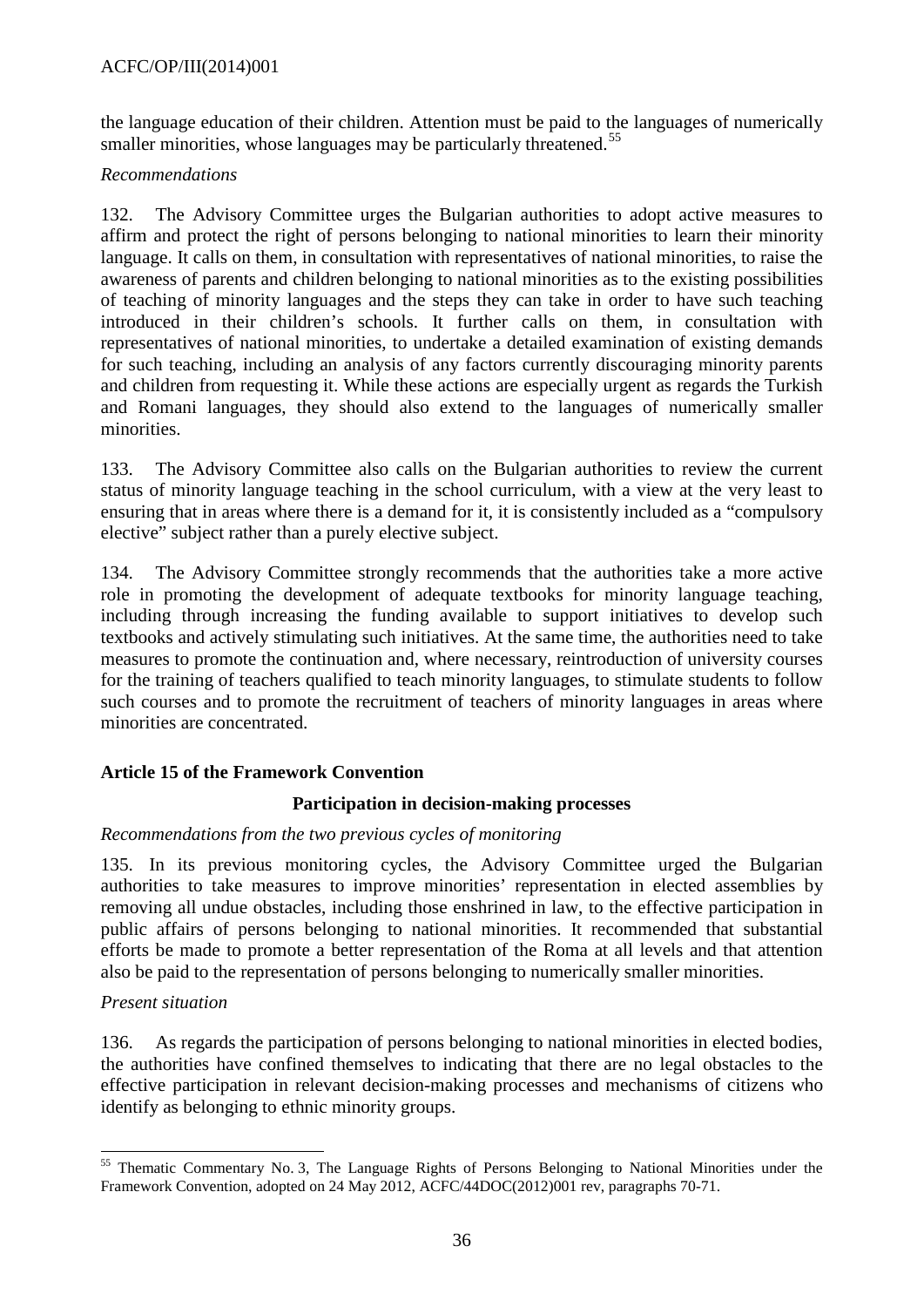the language education of their children. Attention must be paid to the languages of numerically smaller minorities, whose languages may be particularly threatened.[55]

*Recommendations*

132. The Advisory Committee urges the Bulgarian authorities to adopt active measures to affirm and protect the right of persons belonging to national minorities to learn their minority language. It calls on them, in consultation with representatives of national minorities, to raise the awareness of parents and children belonging to national minorities as to the existing possibilities of teaching of minority languages and the steps they can take in order to have such teaching introduced in their children's schools. It further calls on them, in consultation with representatives of national minorities, to undertake a detailed examination of existing demands for such teaching, including an analysis of any factors currently discouraging minority parents and children from requesting it. While these actions are especially urgent as regards the Turkish and Romani languages, they should also extend to the languages of numerically smaller minorities.

133. The Advisory Committee also calls on the Bulgarian authorities to review the current status of minority language teaching in the school curriculum, with a view at the very least to ensuring that in areas where there is a demand for it, it is consistently included as a "compulsory elective" subject rather than a purely elective subject.

134. The Advisory Committee strongly recommends that the authorities take a more active role in promoting the development of adequate textbooks for minority language teaching, including through increasing the funding available to support initiatives to develop such textbooks and actively stimulating such initiatives. At the same time, the authorities need to take measures to promote the continuation and, where necessary, reintroduction of university courses for the training of teachers qualified to teach minority languages, to stimulate students to follow such courses and to promote the recruitment of teachers of minority languages in areas where minorities are concentrated.

## Article 15 of the Framework Convention

### Participation in decision-making processes

*Recommendations from the two previous cycles of monitoring*

135. In its previous monitoring cycles, the Advisory Committee urged the Bulgarian authorities to take measures to improve minorities' representation in elected assemblies by removing all undue obstacles, including those enshrined in law, to the effective participation in public affairs of persons belonging to national minorities. It recommended that substantial efforts be made to promote a better representation of the Roma at all levels and that attention also be paid to the representation of persons belonging to numerically smaller minorities.

*Present situation*

136. As regards the participation of persons belonging to national minorities in elected bodies, the authorities have confined themselves to indicating that there are no legal obstacles to the effective participation in relevant decision-making processes and mechanisms of citizens who identify as belonging to ethnic minority groups.

---

[55] Thematic Commentary No. 3, The Language Rights of Persons Belonging to National Minorities under the Framework Convention, adopted on 24 May 2012, ACFC/44DOC(2012)001 rev, paragraphs 70-71.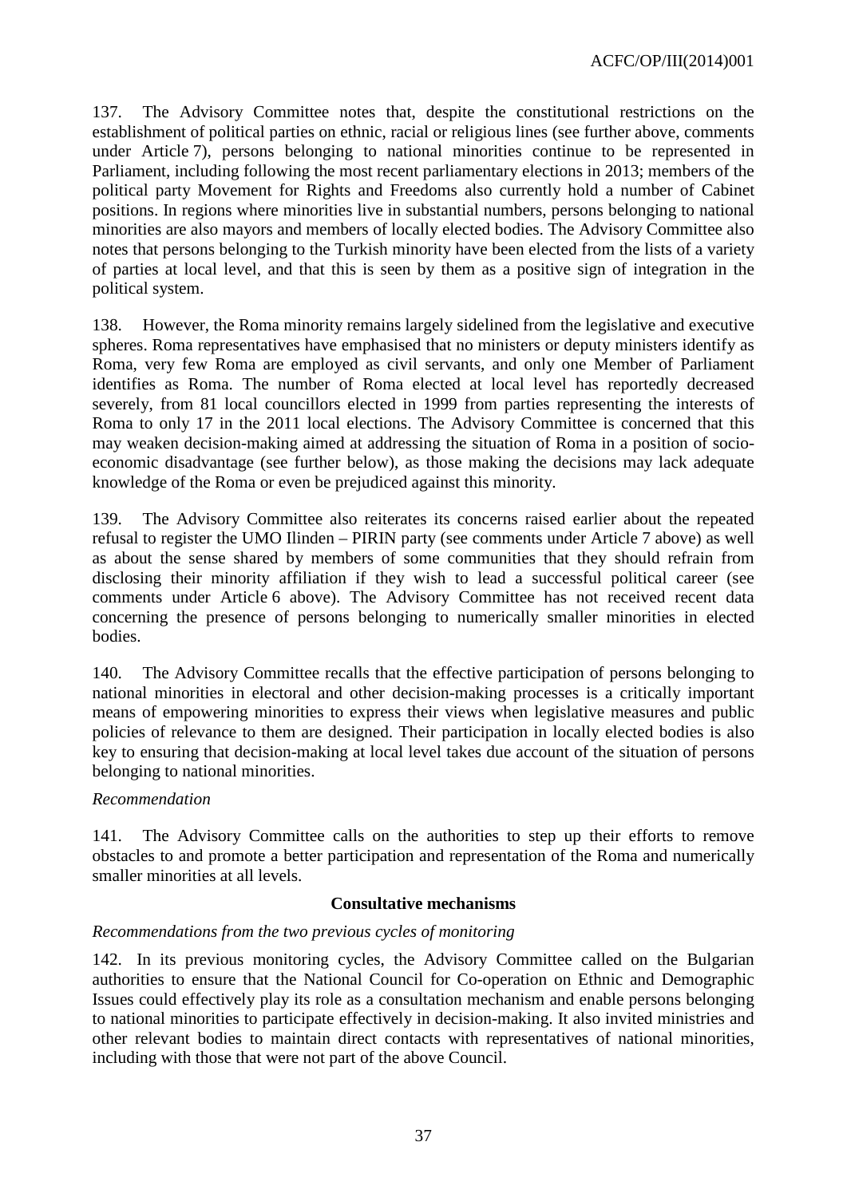137. The Advisory Committee notes that, despite the constitutional restrictions on the establishment of political parties on ethnic, racial or religious lines (see further above, comments under Article 7), persons belonging to national minorities continue to be represented in Parliament, including following the most recent parliamentary elections in 2013; members of the political party Movement for Rights and Freedoms also currently hold a number of Cabinet positions. In regions where minorities live in substantial numbers, persons belonging to national minorities are also mayors and members of locally elected bodies. The Advisory Committee also notes that persons belonging to the Turkish minority have been elected from the lists of a variety of parties at local level, and that this is seen by them as a positive sign of integration in the political system.

138. However, the Roma minority remains largely sidelined from the legislative and executive spheres. Roma representatives have emphasised that no ministers or deputy ministers identify as Roma, very few Roma are employed as civil servants, and only one Member of Parliament identifies as Roma. The number of Roma elected at local level has reportedly decreased severely, from 81 local councillors elected in 1999 from parties representing the interests of Roma to only 17 in the 2011 local elections. The Advisory Committee is concerned that this may weaken decision-making aimed at addressing the situation of Roma in a position of socio-economic disadvantage (see further below), as those making the decisions may lack adequate knowledge of the Roma or even be prejudiced against this minority.

139. The Advisory Committee also reiterates its concerns raised earlier about the repeated refusal to register the UMO Ilinden – PIRIN party (see comments under Article 7 above) as well as about the sense shared by members of some communities that they should refrain from disclosing their minority affiliation if they wish to lead a successful political career (see comments under Article 6 above). The Advisory Committee has not received recent data concerning the presence of persons belonging to numerically smaller minorities in elected bodies.

140. The Advisory Committee recalls that the effective participation of persons belonging to national minorities in electoral and other decision-making processes is a critically important means of empowering minorities to express their views when legislative measures and public policies of relevance to them are designed. Their participation in locally elected bodies is also key to ensuring that decision-making at local level takes due account of the situation of persons belonging to national minorities.

*Recommendation*

141. The Advisory Committee calls on the authorities to step up their efforts to remove obstacles to and promote a better participation and representation of the Roma and numerically smaller minorities at all levels.

**Consultative mechanisms**

*Recommendations from the two previous cycles of monitoring*

142. In its previous monitoring cycles, the Advisory Committee called on the Bulgarian authorities to ensure that the National Council for Co-operation on Ethnic and Demographic Issues could effectively play its role as a consultation mechanism and enable persons belonging to national minorities to participate effectively in decision-making. It also invited ministries and other relevant bodies to maintain direct contacts with representatives of national minorities, including with those that were not part of the above Council.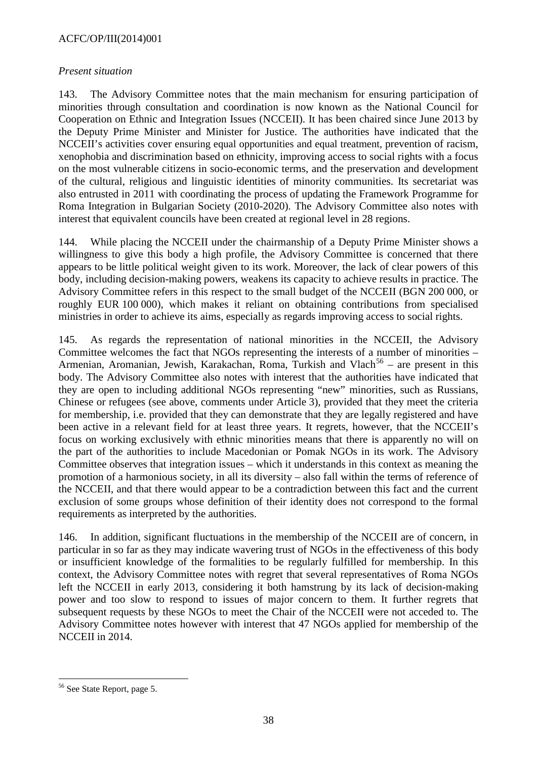*Present situation*

143. The Advisory Committee notes that the main mechanism for ensuring participation of minorities through consultation and coordination is now known as the National Council for Cooperation on Ethnic and Integration Issues (NCCEII). It has been chaired since June 2013 by the Deputy Prime Minister and Minister for Justice. The authorities have indicated that the NCCEII's activities cover ensuring equal opportunities and equal treatment, prevention of racism, xenophobia and discrimination based on ethnicity, improving access to social rights with a focus on the most vulnerable citizens in socio-economic terms, and the preservation and development of the cultural, religious and linguistic identities of minority communities. Its secretariat was also entrusted in 2011 with coordinating the process of updating the Framework Programme for Roma Integration in Bulgarian Society (2010-2020). The Advisory Committee also notes with interest that equivalent councils have been created at regional level in 28 regions.

144. While placing the NCCEII under the chairmanship of a Deputy Prime Minister shows a willingness to give this body a high profile, the Advisory Committee is concerned that there appears to be little political weight given to its work. Moreover, the lack of clear powers of this body, including decision-making powers, weakens its capacity to achieve results in practice. The Advisory Committee refers in this respect to the small budget of the NCCEII (BGN 200 000, or roughly EUR 100 000), which makes it reliant on obtaining contributions from specialised ministries in order to achieve its aims, especially as regards improving access to social rights.

145. As regards the representation of national minorities in the NCCEII, the Advisory Committee welcomes the fact that NGOs representing the interests of a number of minorities – Armenian, Aromanian, Jewish, Karakachan, Roma, Turkish and Vlach[56] – are present in this body. The Advisory Committee also notes with interest that the authorities have indicated that they are open to including additional NGOs representing "new" minorities, such as Russians, Chinese or refugees (see above, comments under Article 3), provided that they meet the criteria for membership, i.e. provided that they can demonstrate that they are legally registered and have been active in a relevant field for at least three years. It regrets, however, that the NCCEII's focus on working exclusively with ethnic minorities means that there is apparently no will on the part of the authorities to include Macedonian or Pomak NGOs in its work. The Advisory Committee observes that integration issues – which it understands in this context as meaning the promotion of a harmonious society, in all its diversity – also fall within the terms of reference of the NCCEII, and that there would appear to be a contradiction between this fact and the current exclusion of some groups whose definition of their identity does not correspond to the formal requirements as interpreted by the authorities.

146. In addition, significant fluctuations in the membership of the NCCEII are of concern, in particular in so far as they may indicate wavering trust of NGOs in the effectiveness of this body or insufficient knowledge of the formalities to be regularly fulfilled for membership. In this context, the Advisory Committee notes with regret that several representatives of Roma NGOs left the NCCEII in early 2013, considering it both hamstrung by its lack of decision-making power and too slow to respond to issues of major concern to them. It further regrets that subsequent requests by these NGOs to meet the Chair of the NCCEII were not acceded to. The Advisory Committee notes however with interest that 47 NGOs applied for membership of the NCCEII in 2014.

---

[56] See State Report, page 5.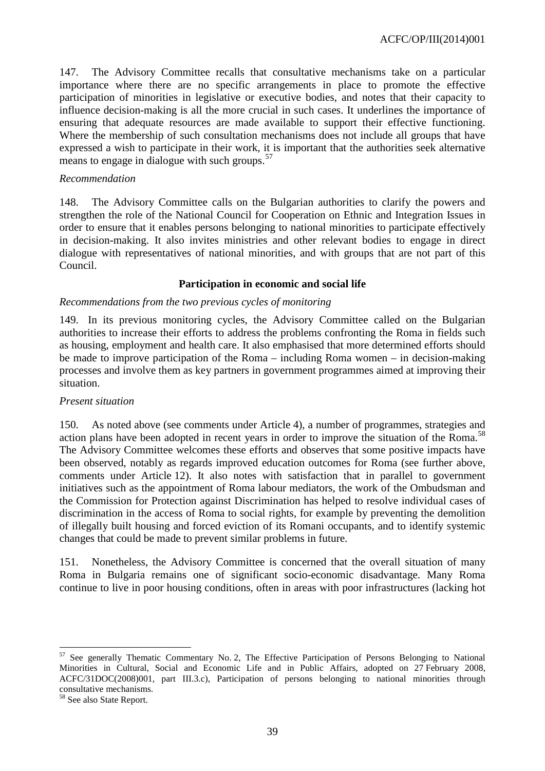147. The Advisory Committee recalls that consultative mechanisms take on a particular importance where there are no specific arrangements in place to promote the effective participation of minorities in legislative or executive bodies, and notes that their capacity to influence decision-making is all the more crucial in such cases. It underlines the importance of ensuring that adequate resources are made available to support their effective functioning. Where the membership of such consultation mechanisms does not include all groups that have expressed a wish to participate in their work, it is important that the authorities seek alternative means to engage in dialogue with such groups.[57]

*Recommendation*

148. The Advisory Committee calls on the Bulgarian authorities to clarify the powers and strengthen the role of the National Council for Cooperation on Ethnic and Integration Issues in order to ensure that it enables persons belonging to national minorities to participate effectively in decision-making. It also invites ministries and other relevant bodies to engage in direct dialogue with representatives of national minorities, and with groups that are not part of this Council.

**Participation in economic and social life**

*Recommendations from the two previous cycles of monitoring*

149. In its previous monitoring cycles, the Advisory Committee called on the Bulgarian authorities to increase their efforts to address the problems confronting the Roma in fields such as housing, employment and health care. It also emphasised that more determined efforts should be made to improve participation of the Roma – including Roma women – in decision-making processes and involve them as key partners in government programmes aimed at improving their situation.

*Present situation*

150. As noted above (see comments under Article 4), a number of programmes, strategies and action plans have been adopted in recent years in order to improve the situation of the Roma.[58] The Advisory Committee welcomes these efforts and observes that some positive impacts have been observed, notably as regards improved education outcomes for Roma (see further above, comments under Article 12). It also notes with satisfaction that in parallel to government initiatives such as the appointment of Roma labour mediators, the work of the Ombudsman and the Commission for Protection against Discrimination has helped to resolve individual cases of discrimination in the access of Roma to social rights, for example by preventing the demolition of illegally built housing and forced eviction of its Romani occupants, and to identify systemic changes that could be made to prevent similar problems in future.

151. Nonetheless, the Advisory Committee is concerned that the overall situation of many Roma in Bulgaria remains one of significant socio-economic disadvantage. Many Roma continue to live in poor housing conditions, often in areas with poor infrastructures (lacking hot

---

[57] See generally Thematic Commentary No. 2, The Effective Participation of Persons Belonging to National Minorities in Cultural, Social and Economic Life and in Public Affairs, adopted on 27 February 2008, ACFC/31DOC(2008)001, part III.3.c), Participation of persons belonging to national minorities through consultative mechanisms.

[58] See also State Report.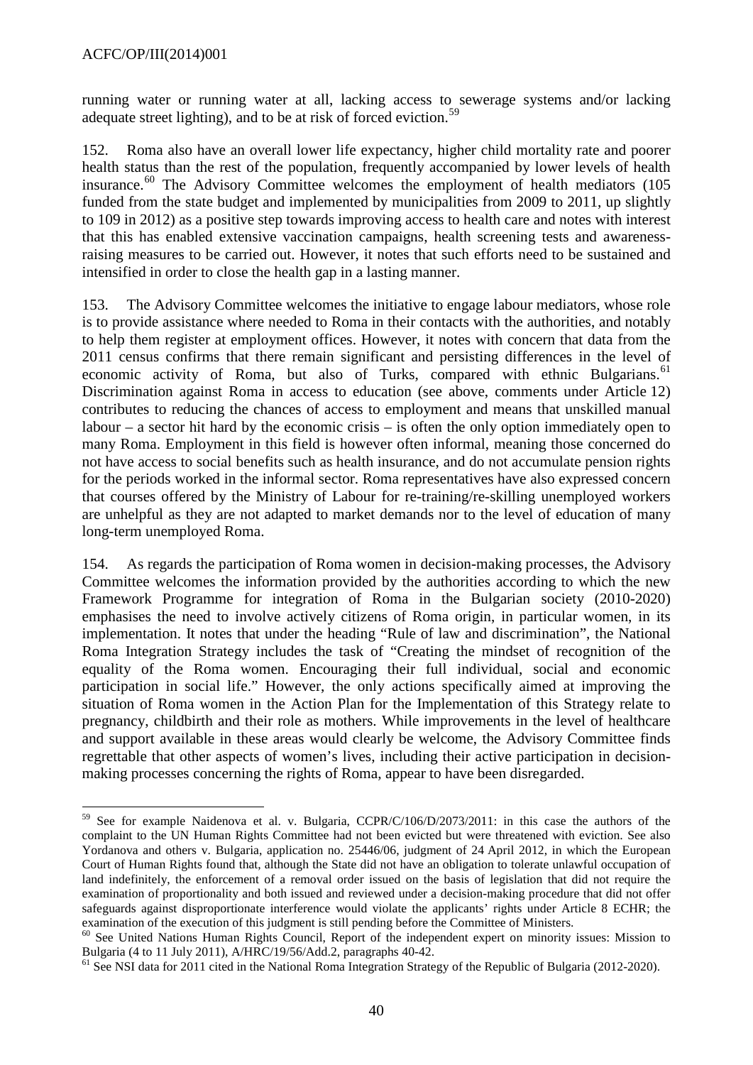running water or running water at all, lacking access to sewerage systems and/or lacking adequate street lighting), and to be at risk of forced eviction.[59]

152. Roma also have an overall lower life expectancy, higher child mortality rate and poorer health status than the rest of the population, frequently accompanied by lower levels of health insurance.[60] The Advisory Committee welcomes the employment of health mediators (105 funded from the state budget and implemented by municipalities from 2009 to 2011, up slightly to 109 in 2012) as a positive step towards improving access to health care and notes with interest that this has enabled extensive vaccination campaigns, health screening tests and awareness-raising measures to be carried out. However, it notes that such efforts need to be sustained and intensified in order to close the health gap in a lasting manner.

153. The Advisory Committee welcomes the initiative to engage labour mediators, whose role is to provide assistance where needed to Roma in their contacts with the authorities, and notably to help them register at employment offices. However, it notes with concern that data from the 2011 census confirms that there remain significant and persisting differences in the level of economic activity of Roma, but also of Turks, compared with ethnic Bulgarians.[61] Discrimination against Roma in access to education (see above, comments under Article 12) contributes to reducing the chances of access to employment and means that unskilled manual labour – a sector hit hard by the economic crisis – is often the only option immediately open to many Roma. Employment in this field is however often informal, meaning those concerned do not have access to social benefits such as health insurance, and do not accumulate pension rights for the periods worked in the informal sector. Roma representatives have also expressed concern that courses offered by the Ministry of Labour for re-training/re-skilling unemployed workers are unhelpful as they are not adapted to market demands nor to the level of education of many long-term unemployed Roma.

154. As regards the participation of Roma women in decision-making processes, the Advisory Committee welcomes the information provided by the authorities according to which the new Framework Programme for integration of Roma in the Bulgarian society (2010-2020) emphasises the need to involve actively citizens of Roma origin, in particular women, in its implementation. It notes that under the heading "Rule of law and discrimination", the National Roma Integration Strategy includes the task of "Creating the mindset of recognition of the equality of the Roma women. Encouraging their full individual, social and economic participation in social life." However, the only actions specifically aimed at improving the situation of Roma women in the Action Plan for the Implementation of this Strategy relate to pregnancy, childbirth and their role as mothers. While improvements in the level of healthcare and support available in these areas would clearly be welcome, the Advisory Committee finds regrettable that other aspects of women's lives, including their active participation in decision-making processes concerning the rights of Roma, appear to have been disregarded.

---

[59] See for example Naidenova et al. v. Bulgaria, CCPR/C/106/D/2073/2011: in this case the authors of the complaint to the UN Human Rights Committee had not been evicted but were threatened with eviction. See also Yordanova and others v. Bulgaria, application no. 25446/06, judgment of 24 April 2012, in which the European Court of Human Rights found that, although the State did not have an obligation to tolerate unlawful occupation of land indefinitely, the enforcement of a removal order issued on the basis of legislation that did not require the examination of proportionality and both issued and reviewed under a decision-making procedure that did not offer safeguards against disproportionate interference would violate the applicants' rights under Article 8 ECHR; the examination of the execution of this judgment is still pending before the Committee of Ministers.

[60] See United Nations Human Rights Council, Report of the independent expert on minority issues: Mission to Bulgaria (4 to 11 July 2011), A/HRC/19/56/Add.2, paragraphs 40-42.

[61] See NSI data for 2011 cited in the National Roma Integration Strategy of the Republic of Bulgaria (2012-2020).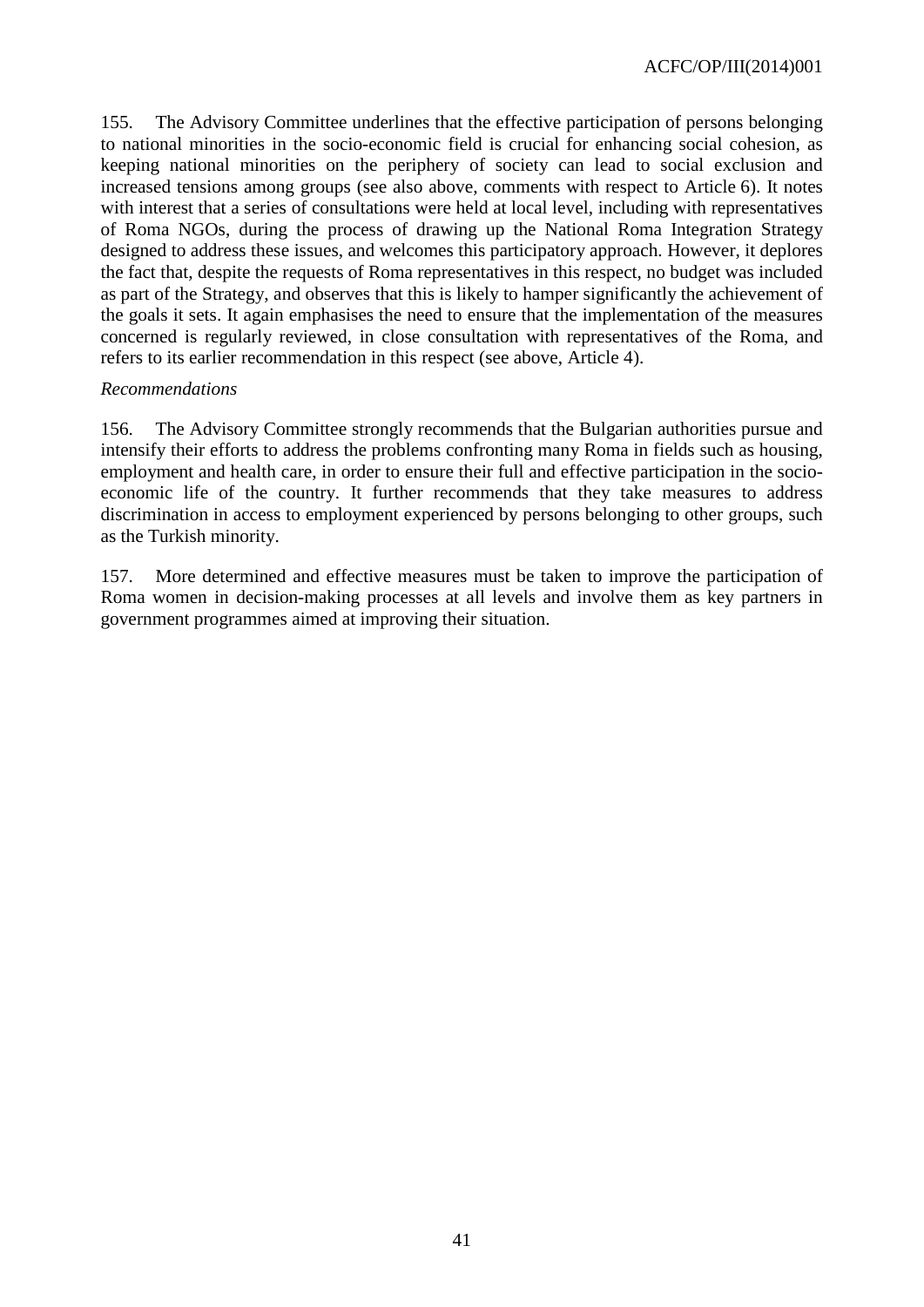155. The Advisory Committee underlines that the effective participation of persons belonging to national minorities in the socio-economic field is crucial for enhancing social cohesion, as keeping national minorities on the periphery of society can lead to social exclusion and increased tensions among groups (see also above, comments with respect to Article 6). It notes with interest that a series of consultations were held at local level, including with representatives of Roma NGOs, during the process of drawing up the National Roma Integration Strategy designed to address these issues, and welcomes this participatory approach. However, it deplores the fact that, despite the requests of Roma representatives in this respect, no budget was included as part of the Strategy, and observes that this is likely to hamper significantly the achievement of the goals it sets. It again emphasises the need to ensure that the implementation of the measures concerned is regularly reviewed, in close consultation with representatives of the Roma, and refers to its earlier recommendation in this respect (see above, Article 4).

*Recommendations*

156. The Advisory Committee strongly recommends that the Bulgarian authorities pursue and intensify their efforts to address the problems confronting many Roma in fields such as housing, employment and health care, in order to ensure their full and effective participation in the socio-economic life of the country. It further recommends that they take measures to address discrimination in access to employment experienced by persons belonging to other groups, such as the Turkish minority.

157. More determined and effective measures must be taken to improve the participation of Roma women in decision-making processes at all levels and involve them as key partners in government programmes aimed at improving their situation.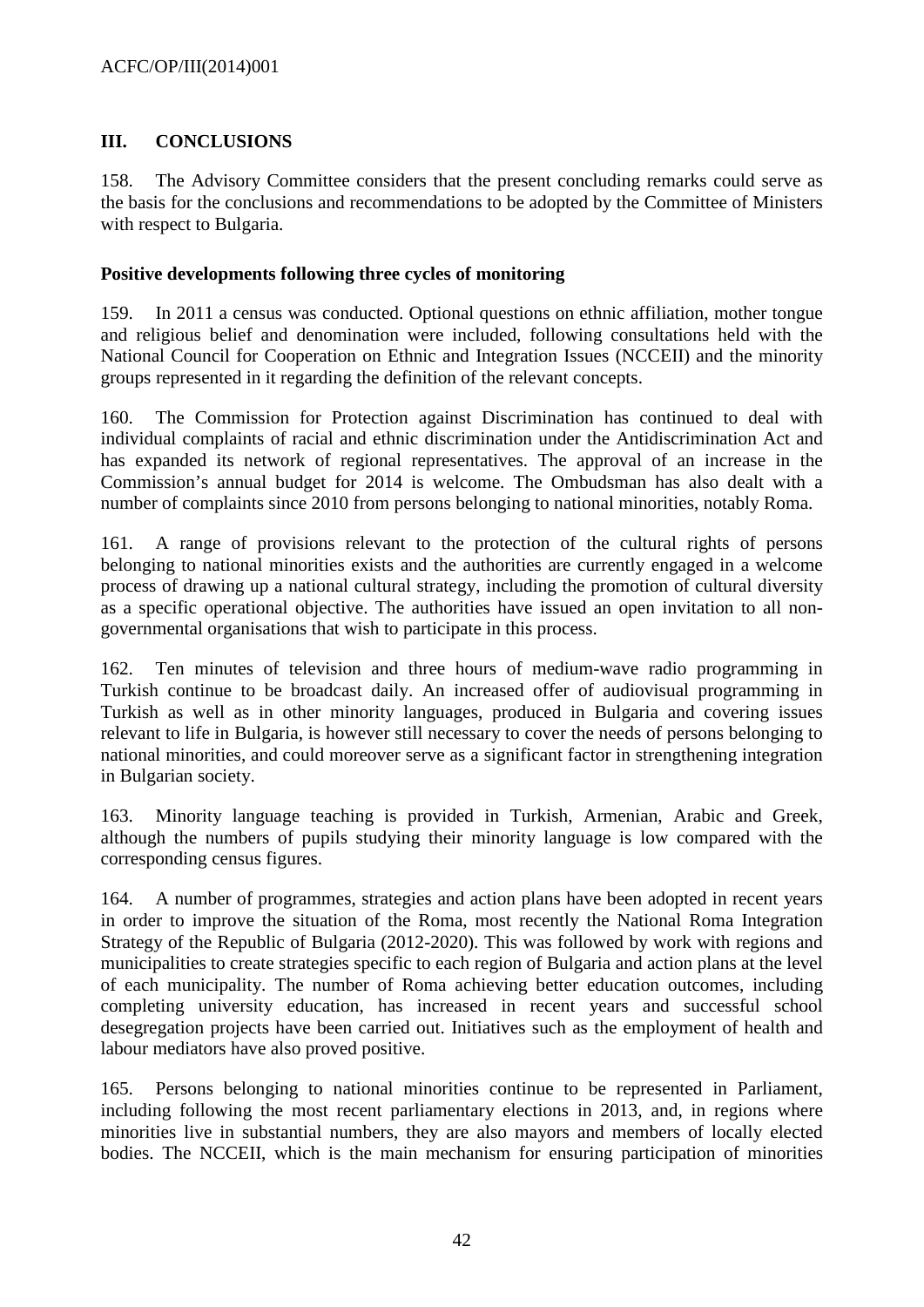## III. CONCLUSIONS

158. The Advisory Committee considers that the present concluding remarks could serve as the basis for the conclusions and recommendations to be adopted by the Committee of Ministers with respect to Bulgaria.

### Positive developments following three cycles of monitoring

159. In 2011 a census was conducted. Optional questions on ethnic affiliation, mother tongue and religious belief and denomination were included, following consultations held with the National Council for Cooperation on Ethnic and Integration Issues (NCCEII) and the minority groups represented in it regarding the definition of the relevant concepts.

160. The Commission for Protection against Discrimination has continued to deal with individual complaints of racial and ethnic discrimination under the Antidiscrimination Act and has expanded its network of regional representatives. The approval of an increase in the Commission's annual budget for 2014 is welcome. The Ombudsman has also dealt with a number of complaints since 2010 from persons belonging to national minorities, notably Roma.

161. A range of provisions relevant to the protection of the cultural rights of persons belonging to national minorities exists and the authorities are currently engaged in a welcome process of drawing up a national cultural strategy, including the promotion of cultural diversity as a specific operational objective. The authorities have issued an open invitation to all non-governmental organisations that wish to participate in this process.

162. Ten minutes of television and three hours of medium-wave radio programming in Turkish continue to be broadcast daily. An increased offer of audiovisual programming in Turkish as well as in other minority languages, produced in Bulgaria and covering issues relevant to life in Bulgaria, is however still necessary to cover the needs of persons belonging to national minorities, and could moreover serve as a significant factor in strengthening integration in Bulgarian society.

163. Minority language teaching is provided in Turkish, Armenian, Arabic and Greek, although the numbers of pupils studying their minority language is low compared with the corresponding census figures.

164. A number of programmes, strategies and action plans have been adopted in recent years in order to improve the situation of the Roma, most recently the National Roma Integration Strategy of the Republic of Bulgaria (2012-2020). This was followed by work with regions and municipalities to create strategies specific to each region of Bulgaria and action plans at the level of each municipality. The number of Roma achieving better education outcomes, including completing university education, has increased in recent years and successful school desegregation projects have been carried out. Initiatives such as the employment of health and labour mediators have also proved positive.

165. Persons belonging to national minorities continue to be represented in Parliament, including following the most recent parliamentary elections in 2013, and, in regions where minorities live in substantial numbers, they are also mayors and members of locally elected bodies. The NCCEII, which is the main mechanism for ensuring participation of minorities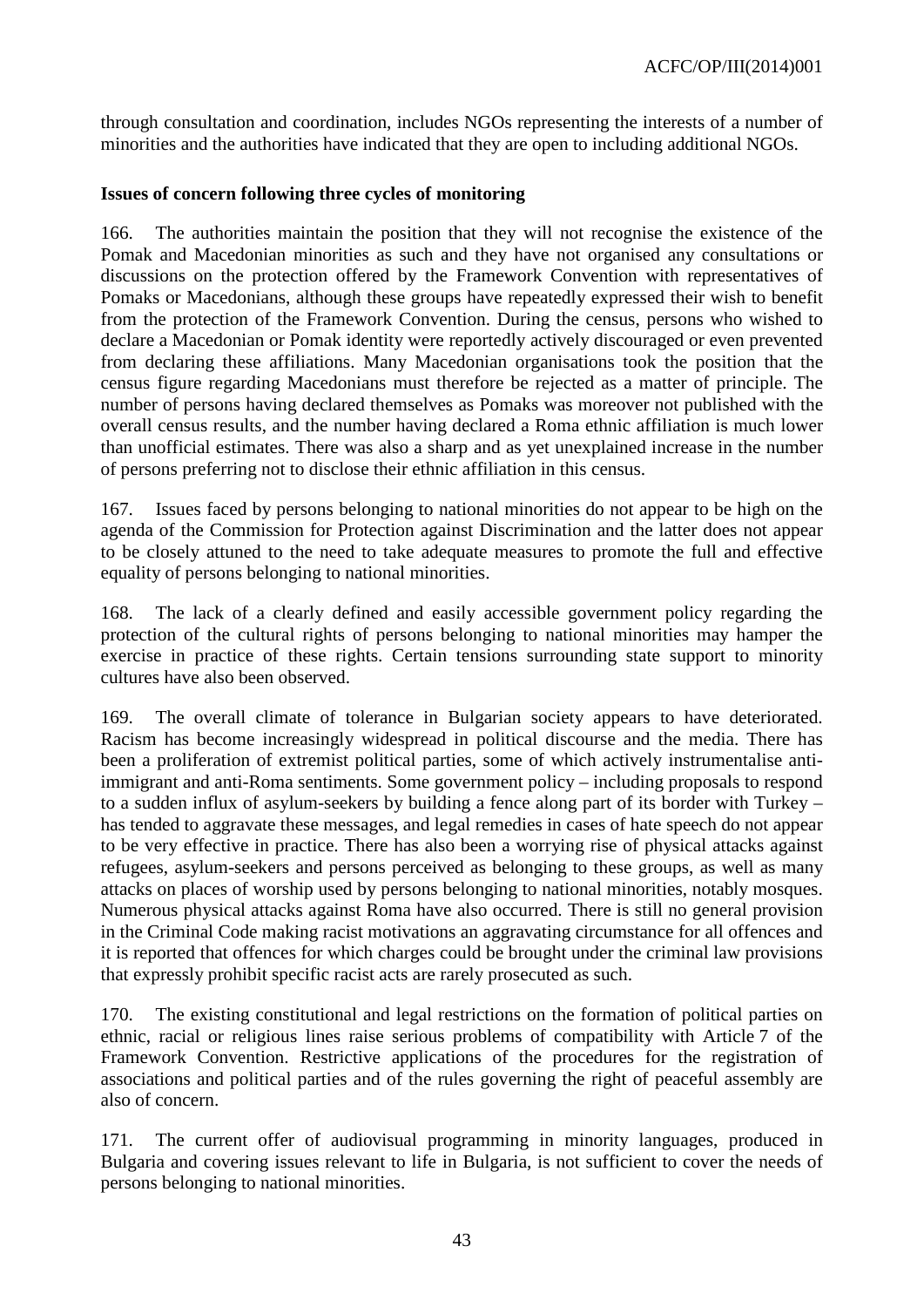through consultation and coordination, includes NGOs representing the interests of a number of minorities and the authorities have indicated that they are open to including additional NGOs.

**Issues of concern following three cycles of monitoring**

166. The authorities maintain the position that they will not recognise the existence of the Pomak and Macedonian minorities as such and they have not organised any consultations or discussions on the protection offered by the Framework Convention with representatives of Pomaks or Macedonians, although these groups have repeatedly expressed their wish to benefit from the protection of the Framework Convention. During the census, persons who wished to declare a Macedonian or Pomak identity were reportedly actively discouraged or even prevented from declaring these affiliations. Many Macedonian organisations took the position that the census figure regarding Macedonians must therefore be rejected as a matter of principle. The number of persons having declared themselves as Pomaks was moreover not published with the overall census results, and the number having declared a Roma ethnic affiliation is much lower than unofficial estimates. There was also a sharp and as yet unexplained increase in the number of persons preferring not to disclose their ethnic affiliation in this census.

167. Issues faced by persons belonging to national minorities do not appear to be high on the agenda of the Commission for Protection against Discrimination and the latter does not appear to be closely attuned to the need to take adequate measures to promote the full and effective equality of persons belonging to national minorities.

168. The lack of a clearly defined and easily accessible government policy regarding the protection of the cultural rights of persons belonging to national minorities may hamper the exercise in practice of these rights. Certain tensions surrounding state support to minority cultures have also been observed.

169. The overall climate of tolerance in Bulgarian society appears to have deteriorated. Racism has become increasingly widespread in political discourse and the media. There has been a proliferation of extremist political parties, some of which actively instrumentalise anti-immigrant and anti-Roma sentiments. Some government policy – including proposals to respond to a sudden influx of asylum-seekers by building a fence along part of its border with Turkey – has tended to aggravate these messages, and legal remedies in cases of hate speech do not appear to be very effective in practice. There has also been a worrying rise of physical attacks against refugees, asylum-seekers and persons perceived as belonging to these groups, as well as many attacks on places of worship used by persons belonging to national minorities, notably mosques. Numerous physical attacks against Roma have also occurred. There is still no general provision in the Criminal Code making racist motivations an aggravating circumstance for all offences and it is reported that offences for which charges could be brought under the criminal law provisions that expressly prohibit specific racist acts are rarely prosecuted as such.

170. The existing constitutional and legal restrictions on the formation of political parties on ethnic, racial or religious lines raise serious problems of compatibility with Article 7 of the Framework Convention. Restrictive applications of the procedures for the registration of associations and political parties and of the rules governing the right of peaceful assembly are also of concern.

171. The current offer of audiovisual programming in minority languages, produced in Bulgaria and covering issues relevant to life in Bulgaria, is not sufficient to cover the needs of persons belonging to national minorities.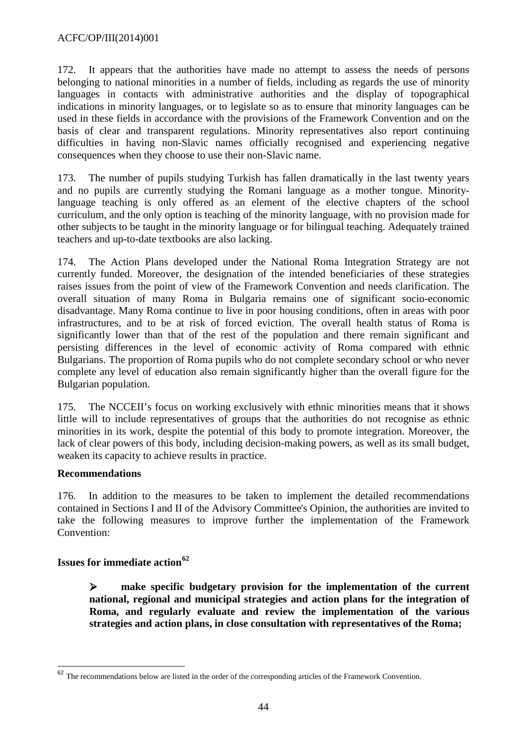172. It appears that the authorities have made no attempt to assess the needs of persons belonging to national minorities in a number of fields, including as regards the use of minority languages in contacts with administrative authorities and the display of topographical indications in minority languages, or to legislate so as to ensure that minority languages can be used in these fields in accordance with the provisions of the Framework Convention and on the basis of clear and transparent regulations. Minority representatives also report continuing difficulties in having non-Slavic names officially recognised and experiencing negative consequences when they choose to use their non-Slavic name.

173. The number of pupils studying Turkish has fallen dramatically in the last twenty years and no pupils are currently studying the Romani language as a mother tongue. Minority-language teaching is only offered as an element of the elective chapters of the school curriculum, and the only option is teaching of the minority language, with no provision made for other subjects to be taught in the minority language or for bilingual teaching. Adequately trained teachers and up-to-date textbooks are also lacking.

174. The Action Plans developed under the National Roma Integration Strategy are not currently funded. Moreover, the designation of the intended beneficiaries of these strategies raises issues from the point of view of the Framework Convention and needs clarification. The overall situation of many Roma in Bulgaria remains one of significant socio-economic disadvantage. Many Roma continue to live in poor housing conditions, often in areas with poor infrastructures, and to be at risk of forced eviction. The overall health status of Roma is significantly lower than that of the rest of the population and there remain significant and persisting differences in the level of economic activity of Roma compared with ethnic Bulgarians. The proportion of Roma pupils who do not complete secondary school or who never complete any level of education also remain significantly higher than the overall figure for the Bulgarian population.

175. The NCCEII's focus on working exclusively with ethnic minorities means that it shows little will to include representatives of groups that the authorities do not recognise as ethnic minorities in its work, despite the potential of this body to promote integration. Moreover, the lack of clear powers of this body, including decision-making powers, as well as its small budget, weaken its capacity to achieve results in practice.

**Recommendations**

176. In addition to the measures to be taken to implement the detailed recommendations contained in Sections I and II of the Advisory Committee's Opinion, the authorities are invited to take the following measures to improve further the implementation of the Framework Convention:

**Issues for immediate action**[62]

- **make specific budgetary provision for the implementation of the current national, regional and municipal strategies and action plans for the integration of Roma, and regularly evaluate and review the implementation of the various strategies and action plans, in close consultation with representatives of the Roma;**

---

[62] The recommendations below are listed in the order of the corresponding articles of the Framework Convention.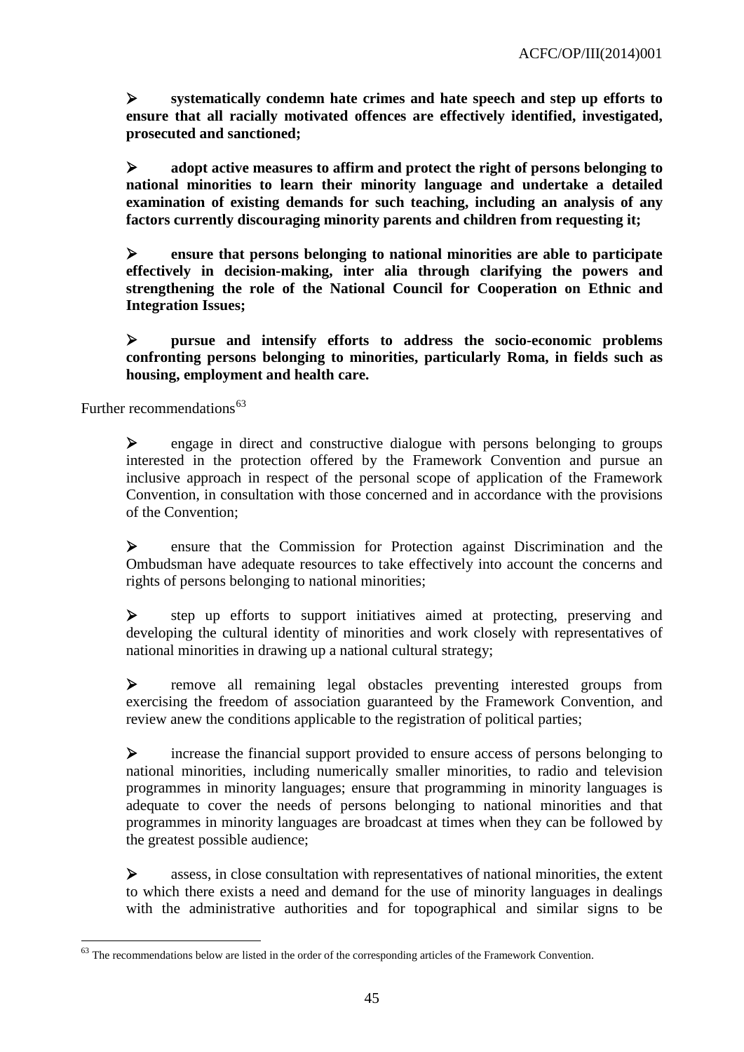- **systematically condemn hate crimes and hate speech and step up efforts to ensure that all racially motivated offences are effectively identified, investigated, prosecuted and sanctioned;**

- **adopt active measures to affirm and protect the right of persons belonging to national minorities to learn their minority language and undertake a detailed examination of existing demands for such teaching, including an analysis of any factors currently discouraging minority parents and children from requesting it;**

- **ensure that persons belonging to national minorities are able to participate effectively in decision-making, inter alia through clarifying the powers and strengthening the role of the National Council for Cooperation on Ethnic and Integration Issues;**

- **pursue and intensify efforts to address the socio-economic problems confronting persons belonging to minorities, particularly Roma, in fields such as housing, employment and health care.**

Further recommendations[63]

- engage in direct and constructive dialogue with persons belonging to groups interested in the protection offered by the Framework Convention and pursue an inclusive approach in respect of the personal scope of application of the Framework Convention, in consultation with those concerned and in accordance with the provisions of the Convention;

- ensure that the Commission for Protection against Discrimination and the Ombudsman have adequate resources to take effectively into account the concerns and rights of persons belonging to national minorities;

- step up efforts to support initiatives aimed at protecting, preserving and developing the cultural identity of minorities and work closely with representatives of national minorities in drawing up a national cultural strategy;

- remove all remaining legal obstacles preventing interested groups from exercising the freedom of association guaranteed by the Framework Convention, and review anew the conditions applicable to the registration of political parties;

- increase the financial support provided to ensure access of persons belonging to national minorities, including numerically smaller minorities, to radio and television programmes in minority languages; ensure that programming in minority languages is adequate to cover the needs of persons belonging to national minorities and that programmes in minority languages are broadcast at times when they can be followed by the greatest possible audience;

- assess, in close consultation with representatives of national minorities, the extent to which there exists a need and demand for the use of minority languages in dealings with the administrative authorities and for topographical and similar signs to be

[63] The recommendations below are listed in the order of the corresponding articles of the Framework Convention.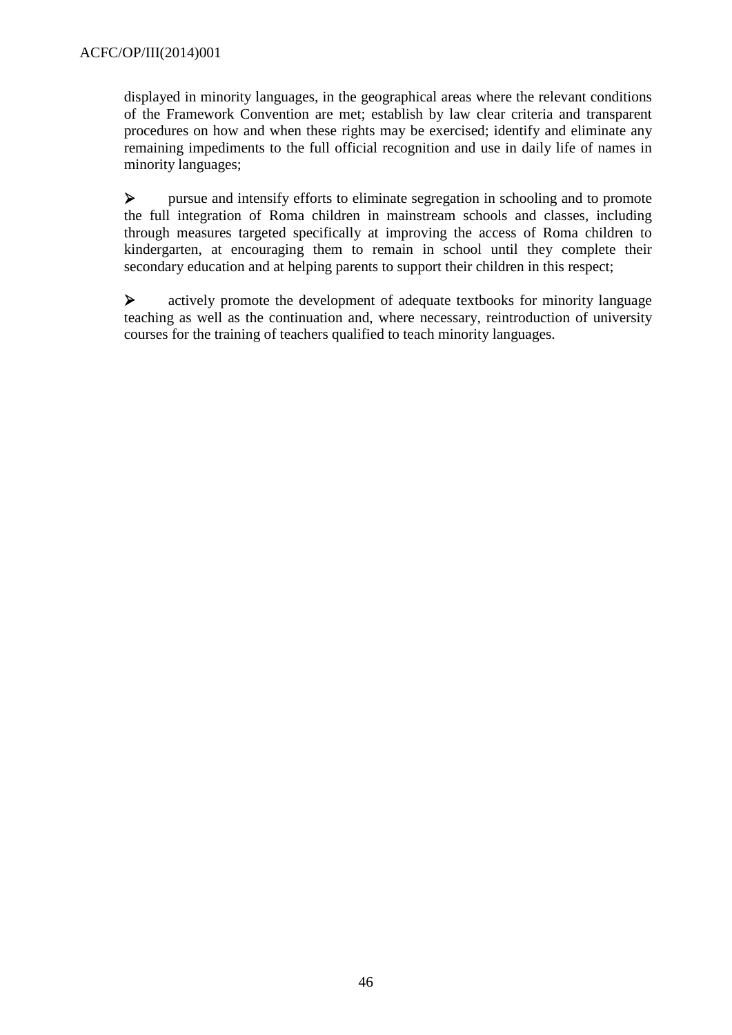displayed in minority languages, in the geographical areas where the relevant conditions of the Framework Convention are met; establish by law clear criteria and transparent procedures on how and when these rights may be exercised; identify and eliminate any remaining impediments to the full official recognition and use in daily life of names in minority languages;

- pursue and intensify efforts to eliminate segregation in schooling and to promote the full integration of Roma children in mainstream schools and classes, including through measures targeted specifically at improving the access of Roma children to kindergarten, at encouraging them to remain in school until they complete their secondary education and at helping parents to support their children in this respect;

- actively promote the development of adequate textbooks for minority language teaching as well as the continuation and, where necessary, reintroduction of university courses for the training of teachers qualified to teach minority languages.